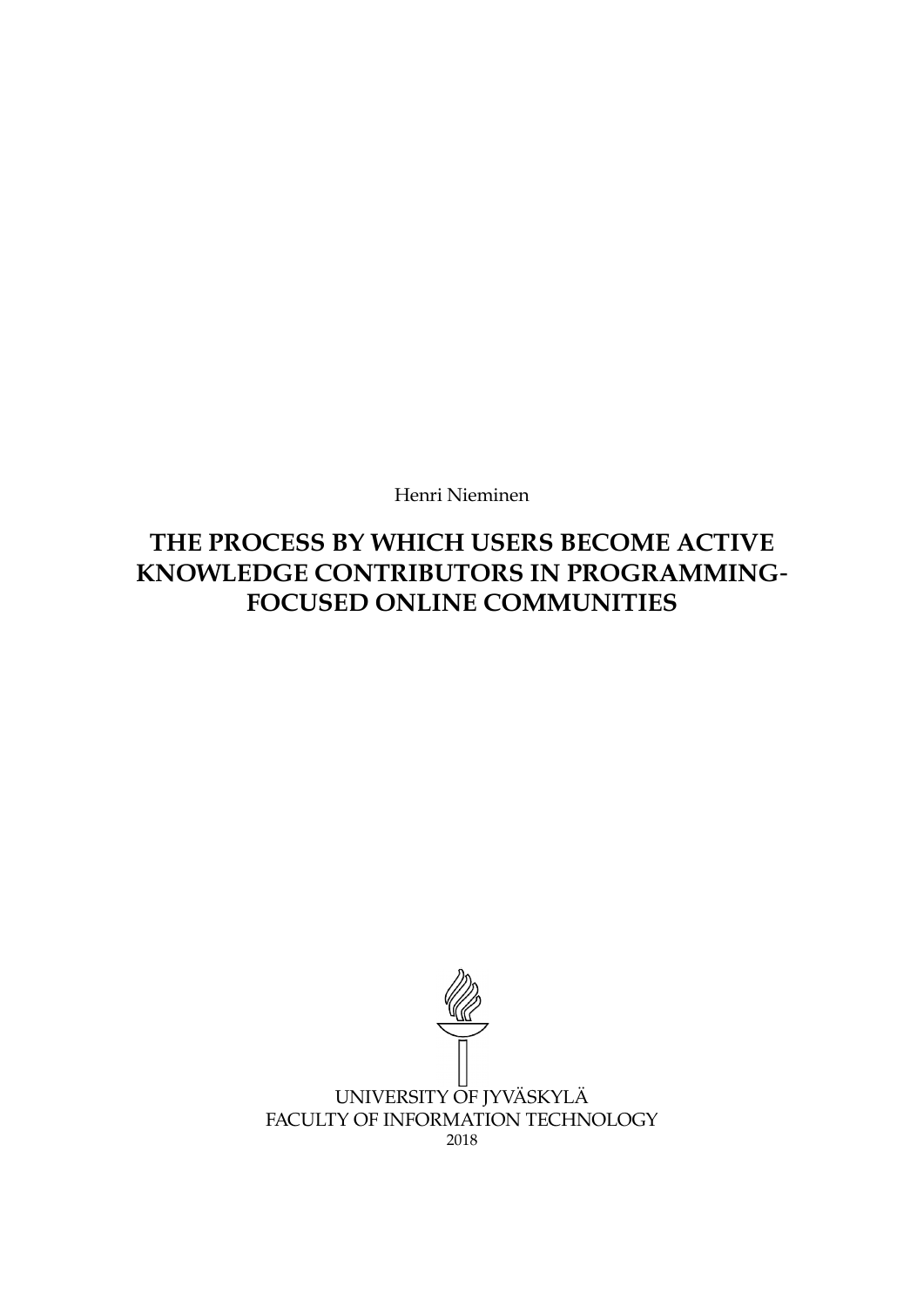Henri Nieminen

# THE PROCESS BY WHICH USERS BECOME ACTIVE KNOWLEDGE CONTRIBUTORS IN PROGRAMMING-FOCUSED ONLINE COMMUNITIES

UNIVERSITY OF JYVÄSKYLÄ
FACULTY OF INFORMATION TECHNOLOGY
2018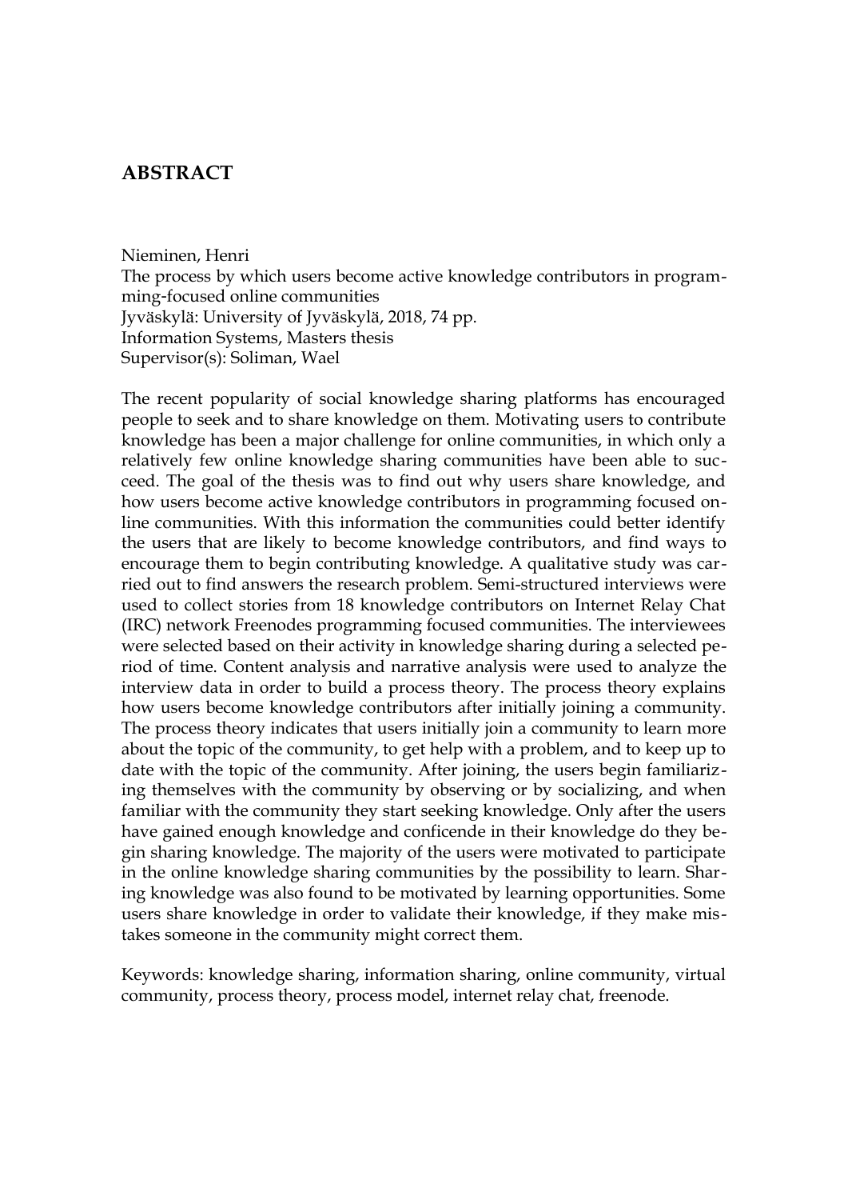# ABSTRACT

Nieminen, Henri
The process by which users become active knowledge contributors in programming-focused online communities
Jyväskylä: University of Jyväskylä, 2018, 74 pp.
Information Systems, Masters thesis
Supervisor(s): Soliman, Wael

The recent popularity of social knowledge sharing platforms has encouraged people to seek and to share knowledge on them. Motivating users to contribute knowledge has been a major challenge for online communities, in which only a relatively few online knowledge sharing communities have been able to succeed. The goal of the thesis was to find out why users share knowledge, and how users become active knowledge contributors in programming focused online communities. With this information the communities could better identify the users that are likely to become knowledge contributors, and find ways to encourage them to begin contributing knowledge. A qualitative study was carried out to find answers the research problem. Semi-structured interviews were used to collect stories from 18 knowledge contributors on Internet Relay Chat (IRC) network Freenodes programming focused communities. The interviewees were selected based on their activity in knowledge sharing during a selected period of time. Content analysis and narrative analysis were used to analyze the interview data in order to build a process theory. The process theory explains how users become knowledge contributors after initially joining a community. The process theory indicates that users initially join a community to learn more about the topic of the community, to get help with a problem, and to keep up to date with the topic of the community. After joining, the users begin familiarizing themselves with the community by observing or by socializing, and when familiar with the community they start seeking knowledge. Only after the users have gained enough knowledge and conficende in their knowledge do they begin sharing knowledge. The majority of the users were motivated to participate in the online knowledge sharing communities by the possibility to learn. Sharing knowledge was also found to be motivated by learning opportunities. Some users share knowledge in order to validate their knowledge, if they make mistakes someone in the community might correct them.

Keywords: knowledge sharing, information sharing, online community, virtual community, process theory, process model, internet relay chat, freenode.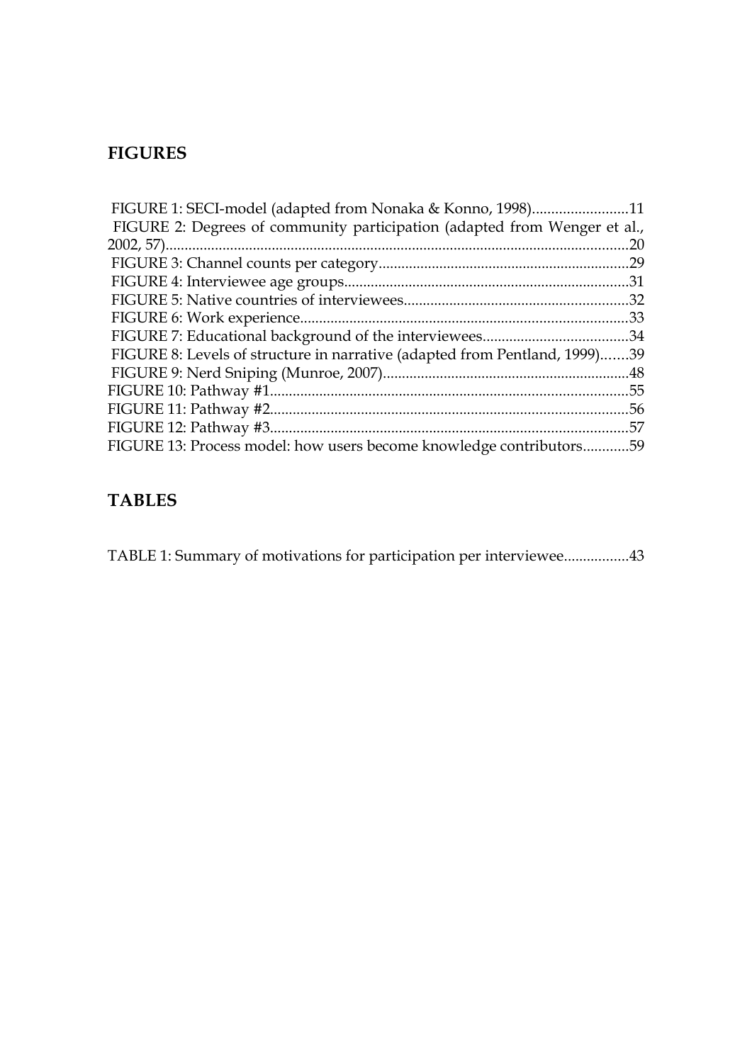## FIGURES

FIGURE 1: SECI-model (adapted from Nonaka & Konno, 1998)........................11
FIGURE 2: Degrees of community participation (adapted from Wenger et al., 2002, 57).........................................................................................................20
FIGURE 3: Channel counts per category.................................................................29
FIGURE 4: Interviewee age groups..........................................................................31
FIGURE 5: Native countries of interviewees...........................................................32
FIGURE 6: Work experience......................................................................................33
FIGURE 7: Educational background of the interviewees......................................34
FIGURE 8: Levels of structure in narrative (adapted from Pentland, 1999).......39
FIGURE 9: Nerd Sniping (Munroe, 2007)................................................................48
FIGURE 10: Pathway #1.............................................................................................55
FIGURE 11: Pathway #2.............................................................................................56
FIGURE 12: Pathway #3.............................................................................................57
FIGURE 13: Process model: how users become knowledge contributors............59

## TABLES

TABLE 1: Summary of motivations for participation per interviewee.................43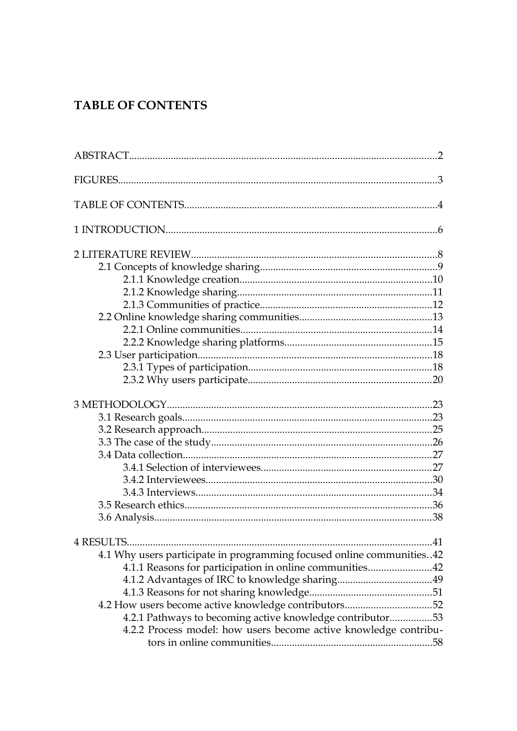# TABLE OF CONTENTS

ABSTRACT....................................................................................................................2

FIGURES........................................................................................................................3

TABLE OF CONTENTS................................................................................................4

1 INTRODUCTION.......................................................................................................6

2 LITERATURE REVIEW.............................................................................................8
- 2.1 Concepts of knowledge sharing...................................................................9
  - 2.1.1 Knowledge creation.........................................................................10
  - 2.1.2 Knowledge sharing..........................................................................11
  - 2.1.3 Communities of practice.................................................................12
- 2.2 Online knowledge sharing communities..................................................13
  - 2.2.1 Online communities........................................................................14
  - 2.2.2 Knowledge sharing platforms.......................................................15
- 2.3 User participation.........................................................................................18
  - 2.3.1 Types of participation.....................................................................18
  - 2.3.2 Why users participate.....................................................................20

3 METHODOLOGY.....................................................................................................23
- 3.1 Research goals...............................................................................................23
- 3.2 Research approach.......................................................................................25
- 3.3 The case of the study....................................................................................26
- 3.4 Data collection...............................................................................................27
  - 3.4.1 Selection of interviewees.................................................................27
  - 3.4.2 Interviewees......................................................................................30
  - 3.4.3 Interviews.........................................................................................34
- 3.5 Research ethics..............................................................................................36
- 3.6 Analysis.........................................................................................................38

4 RESULTS....................................................................................................................41
- 4.1 Why users participate in programming focused online communities..42
  - 4.1.1 Reasons for participation in online communities........................42
  - 4.1.2 Advantages of IRC to knowledge sharing....................................49
  - 4.1.3 Reasons for not sharing knowledge..............................................51
- 4.2 How users become active knowledge contributors.................................52
  - 4.2.1 Pathways to becoming active knowledge contributor................53
  - 4.2.2 Process model: how users become active knowledge contributors in online communities.............................................................58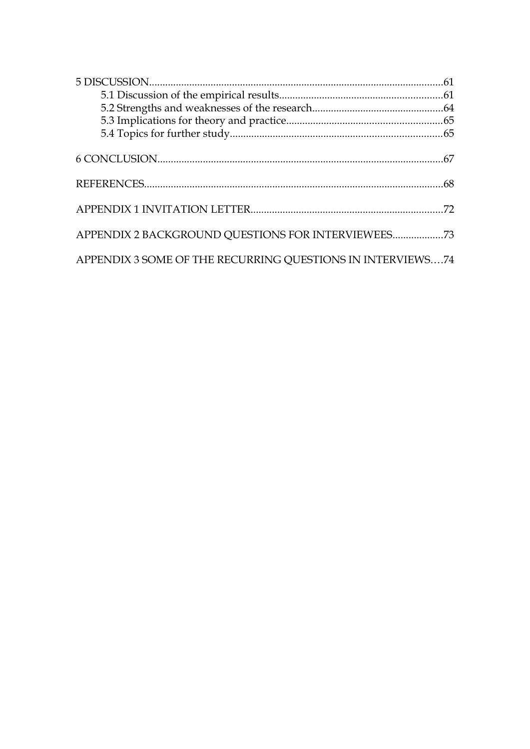5 DISCUSSION......................................................................................................61
    5.1 Discussion of the empirical results.............................................................61
    5.2 Strengths and weaknesses of the research.................................................64
    5.3 Implications for theory and practice...........................................................65
    5.4 Topics for further study...............................................................................65

6 CONCLUSION...................................................................................................67

REFERENCES.......................................................................................................68

APPENDIX 1 INVITATION LETTER........................................................................72

APPENDIX 2 BACKGROUND QUESTIONS FOR INTERVIEWEES...................73

APPENDIX 3 SOME OF THE RECURRING QUESTIONS IN INTERVIEWS....74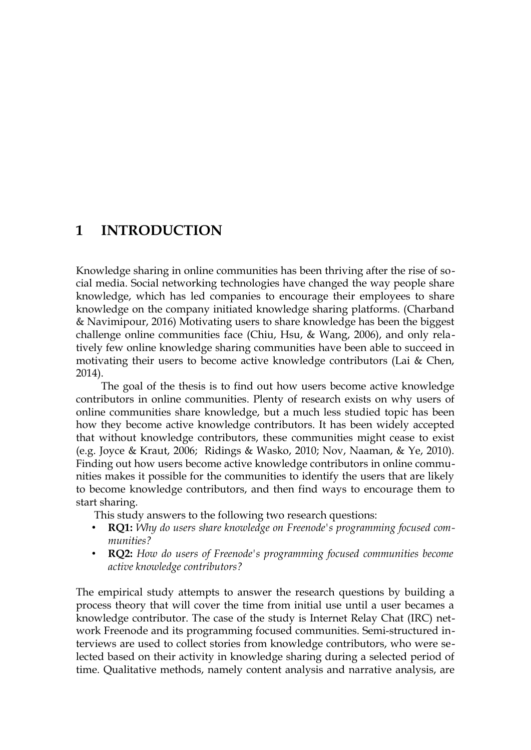# 1 INTRODUCTION

Knowledge sharing in online communities has been thriving after the rise of social media. Social networking technologies have changed the way people share knowledge, which has led companies to encourage their employees to share knowledge on the company initiated knowledge sharing platforms. (Charband & Navimipour, 2016) Motivating users to share knowledge has been the biggest challenge online communities face (Chiu, Hsu, & Wang, 2006), and only relatively few online knowledge sharing communities have been able to succeed in motivating their users to become active knowledge contributors (Lai & Chen, 2014).

The goal of the thesis is to find out how users become active knowledge contributors in online communities. Plenty of research exists on why users of online communities share knowledge, but a much less studied topic has been how they become active knowledge contributors. It has been widely accepted that without knowledge contributors, these communities might cease to exist (e.g. Joyce & Kraut, 2006; Ridings & Wasko, 2010; Nov, Naaman, & Ye, 2010). Finding out how users become active knowledge contributors in online communities makes it possible for the communities to identify the users that are likely to become knowledge contributors, and then find ways to encourage them to start sharing.

This study answers to the following two research questions:

- **RQ1:** *Why do users share knowledge on Freenode's programming focused communities?*
- **RQ2:** *How do users of Freenode's programming focused communities become active knowledge contributors?*

The empirical study attempts to answer the research questions by building a process theory that will cover the time from initial use until a user becames a knowledge contributor. The case of the study is Internet Relay Chat (IRC) network Freenode and its programming focused communities. Semi-structured interviews are used to collect stories from knowledge contributors, who were selected based on their activity in knowledge sharing during a selected period of time. Qualitative methods, namely content analysis and narrative analysis, are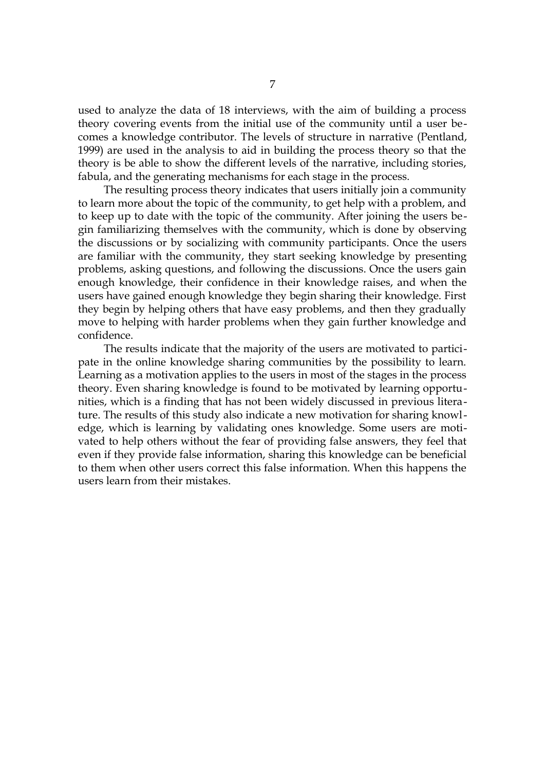used to analyze the data of 18 interviews, with the aim of building a process theory covering events from the initial use of the community until a user becomes a knowledge contributor. The levels of structure in narrative (Pentland, 1999) are used in the analysis to aid in building the process theory so that the theory is be able to show the different levels of the narrative, including stories, fabula, and the generating mechanisms for each stage in the process.

The resulting process theory indicates that users initially join a community to learn more about the topic of the community, to get help with a problem, and to keep up to date with the topic of the community. After joining the users begin familiarizing themselves with the community, which is done by observing the discussions or by socializing with community participants. Once the users are familiar with the community, they start seeking knowledge by presenting problems, asking questions, and following the discussions. Once the users gain enough knowledge, their confidence in their knowledge raises, and when the users have gained enough knowledge they begin sharing their knowledge. First they begin by helping others that have easy problems, and then they gradually move to helping with harder problems when they gain further knowledge and confidence.

The results indicate that the majority of the users are motivated to participate in the online knowledge sharing communities by the possibility to learn. Learning as a motivation applies to the users in most of the stages in the process theory. Even sharing knowledge is found to be motivated by learning opportunities, which is a finding that has not been widely discussed in previous literature. The results of this study also indicate a new motivation for sharing knowledge, which is learning by validating ones knowledge. Some users are motivated to help others without the fear of providing false answers, they feel that even if they provide false information, sharing this knowledge can be beneficial to them when other users correct this false information. When this happens the users learn from their mistakes.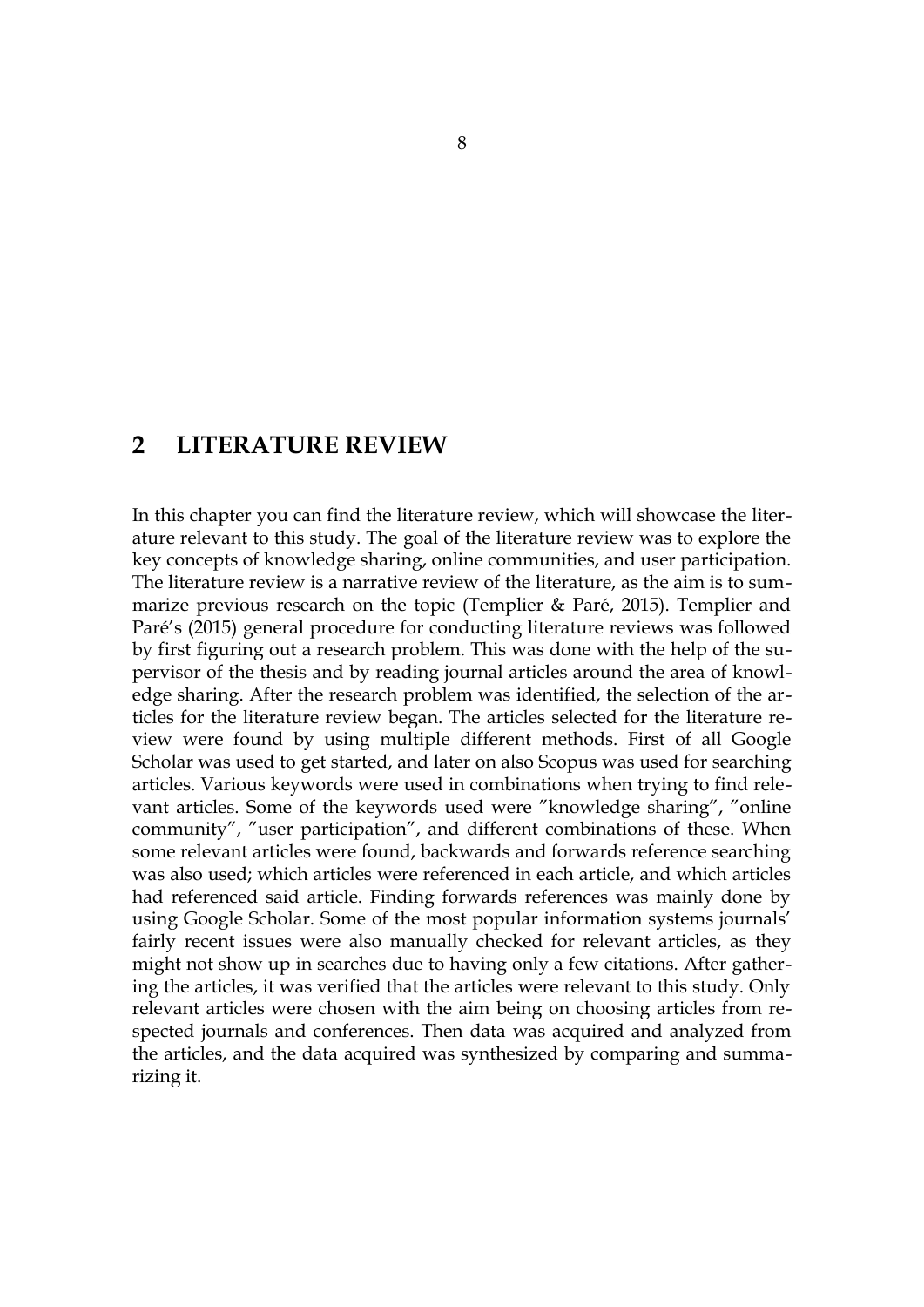# 2 LITERATURE REVIEW

In this chapter you can find the literature review, which will showcase the literature relevant to this study. The goal of the literature review was to explore the key concepts of knowledge sharing, online communities, and user participation. The literature review is a narrative review of the literature, as the aim is to summarize previous research on the topic (Templier & Paré, 2015). Templier and Paré's (2015) general procedure for conducting literature reviews was followed by first figuring out a research problem. This was done with the help of the supervisor of the thesis and by reading journal articles around the area of knowledge sharing. After the research problem was identified, the selection of the articles for the literature review began. The articles selected for the literature review were found by using multiple different methods. First of all Google Scholar was used to get started, and later on also Scopus was used for searching articles. Various keywords were used in combinations when trying to find relevant articles. Some of the keywords used were ”knowledge sharing”, ”online community”, ”user participation”, and different combinations of these. When some relevant articles were found, backwards and forwards reference searching was also used; which articles were referenced in each article, and which articles had referenced said article. Finding forwards references was mainly done by using Google Scholar. Some of the most popular information systems journals' fairly recent issues were also manually checked for relevant articles, as they might not show up in searches due to having only a few citations. After gathering the articles, it was verified that the articles were relevant to this study. Only relevant articles were chosen with the aim being on choosing articles from respected journals and conferences. Then data was acquired and analyzed from the articles, and the data acquired was synthesized by comparing and summarizing it.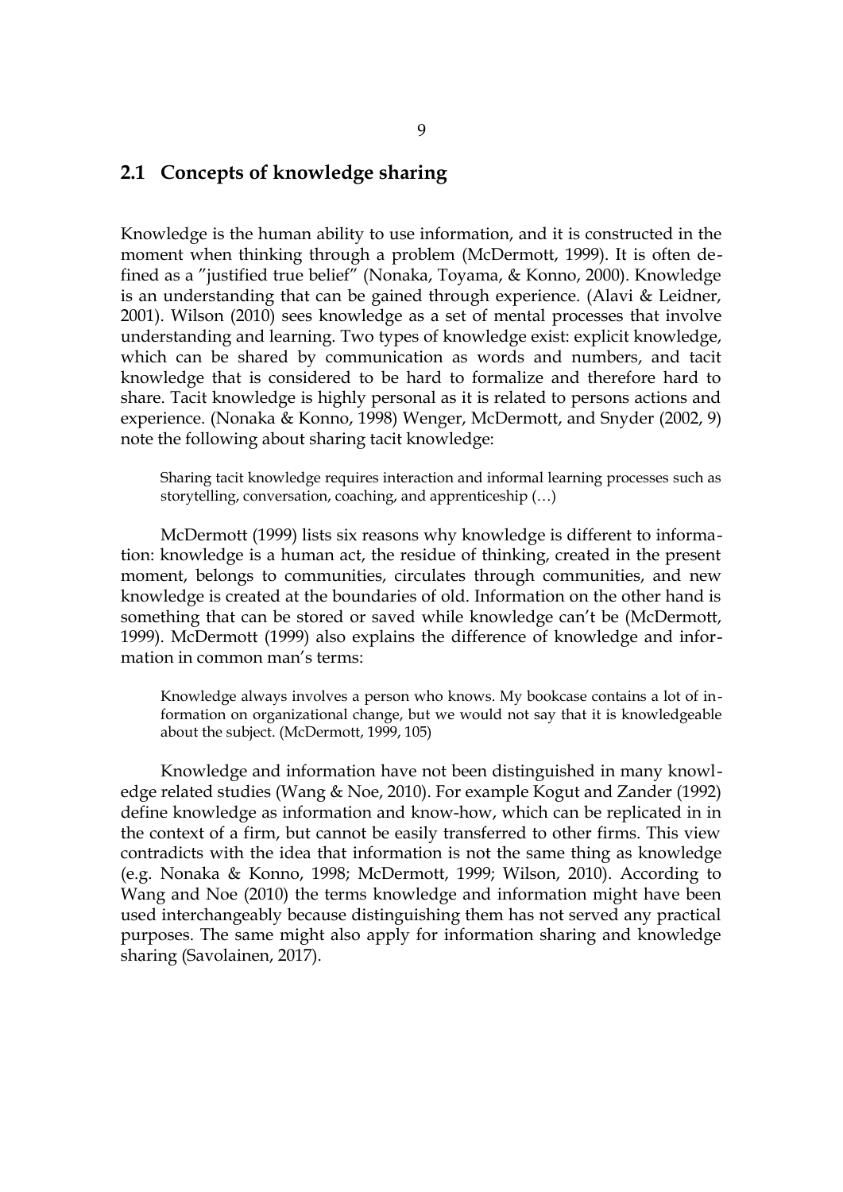## 2.1 Concepts of knowledge sharing

Knowledge is the human ability to use information, and it is constructed in the moment when thinking through a problem (McDermott, 1999). It is often defined as a "justified true belief" (Nonaka, Toyama, & Konno, 2000). Knowledge is an understanding that can be gained through experience. (Alavi & Leidner, 2001). Wilson (2010) sees knowledge as a set of mental processes that involve understanding and learning. Two types of knowledge exist: explicit knowledge, which can be shared by communication as words and numbers, and tacit knowledge that is considered to be hard to formalize and therefore hard to share. Tacit knowledge is highly personal as it is related to persons actions and experience. (Nonaka & Konno, 1998) Wenger, McDermott, and Snyder (2002, 9) note the following about sharing tacit knowledge:

> Sharing tacit knowledge requires interaction and informal learning processes such as storytelling, conversation, coaching, and apprenticeship (…)

McDermott (1999) lists six reasons why knowledge is different to information: knowledge is a human act, the residue of thinking, created in the present moment, belongs to communities, circulates through communities, and new knowledge is created at the boundaries of old. Information on the other hand is something that can be stored or saved while knowledge can't be (McDermott, 1999). McDermott (1999) also explains the difference of knowledge and information in common man's terms:

> Knowledge always involves a person who knows. My bookcase contains a lot of information on organizational change, but we would not say that it is knowledgeable about the subject. (McDermott, 1999, 105)

Knowledge and information have not been distinguished in many knowledge related studies (Wang & Noe, 2010). For example Kogut and Zander (1992) define knowledge as information and know-how, which can be replicated in in the context of a firm, but cannot be easily transferred to other firms. This view contradicts with the idea that information is not the same thing as knowledge (e.g. Nonaka & Konno, 1998; McDermott, 1999; Wilson, 2010). According to Wang and Noe (2010) the terms knowledge and information might have been used interchangeably because distinguishing them has not served any practical purposes. The same might also apply for information sharing and knowledge sharing (Savolainen, 2017).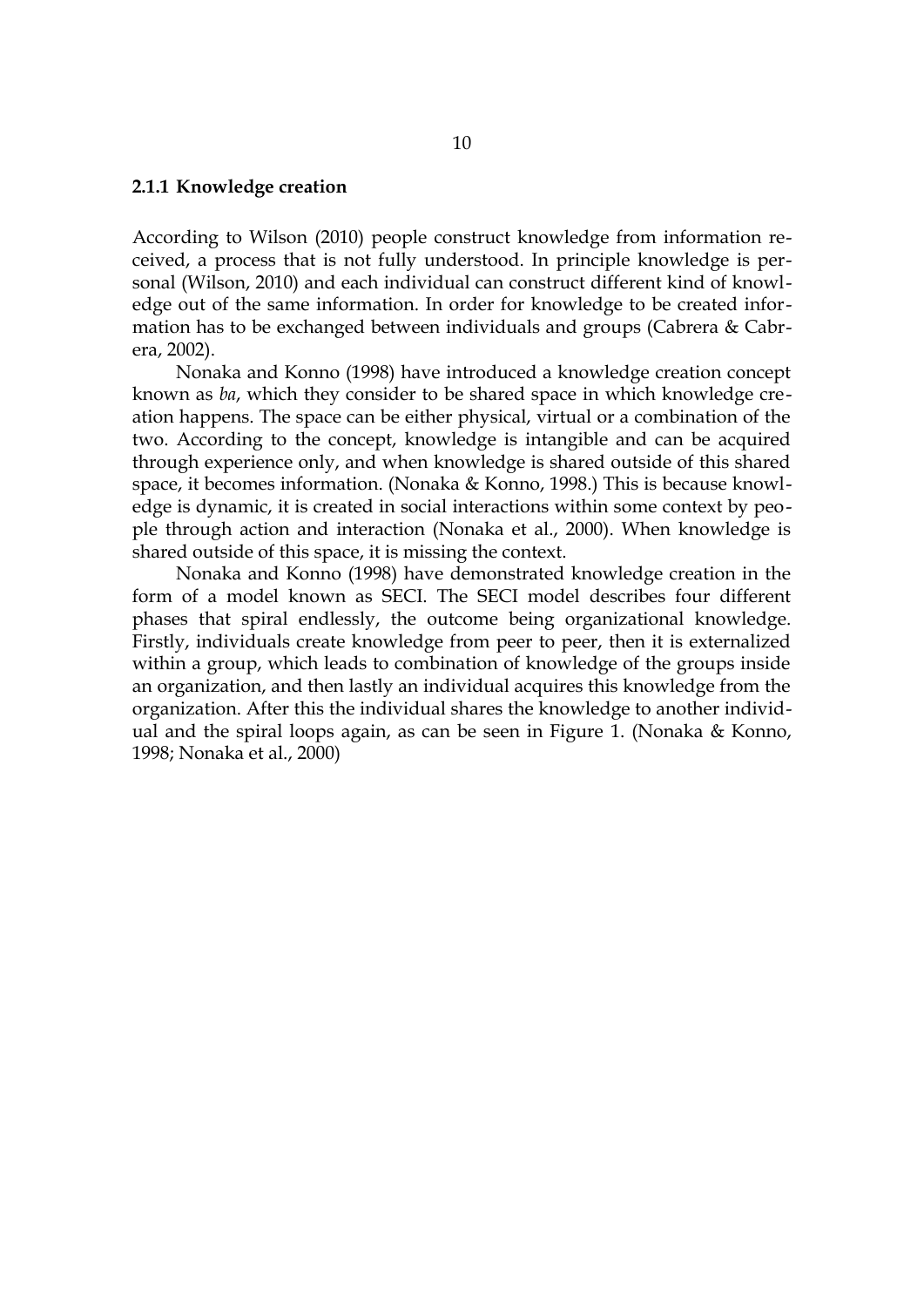### 2.1.1 Knowledge creation

According to Wilson (2010) people construct knowledge from information received, a process that is not fully understood. In principle knowledge is personal (Wilson, 2010) and each individual can construct different kind of knowledge out of the same information. In order for knowledge to be created information has to be exchanged between individuals and groups (Cabrera & Cabrera, 2002).

Nonaka and Konno (1998) have introduced a knowledge creation concept known as *ba*, which they consider to be shared space in which knowledge creation happens. The space can be either physical, virtual or a combination of the two. According to the concept, knowledge is intangible and can be acquired through experience only, and when knowledge is shared outside of this shared space, it becomes information. (Nonaka & Konno, 1998.) This is because knowledge is dynamic, it is created in social interactions within some context by people through action and interaction (Nonaka et al., 2000). When knowledge is shared outside of this space, it is missing the context.

Nonaka and Konno (1998) have demonstrated knowledge creation in the form of a model known as SECI. The SECI model describes four different phases that spiral endlessly, the outcome being organizational knowledge. Firstly, individuals create knowledge from peer to peer, then it is externalized within a group, which leads to combination of knowledge of the groups inside an organization, and then lastly an individual acquires this knowledge from the organization. After this the individual shares the knowledge to another individual and the spiral loops again, as can be seen in Figure 1. (Nonaka & Konno, 1998; Nonaka et al., 2000)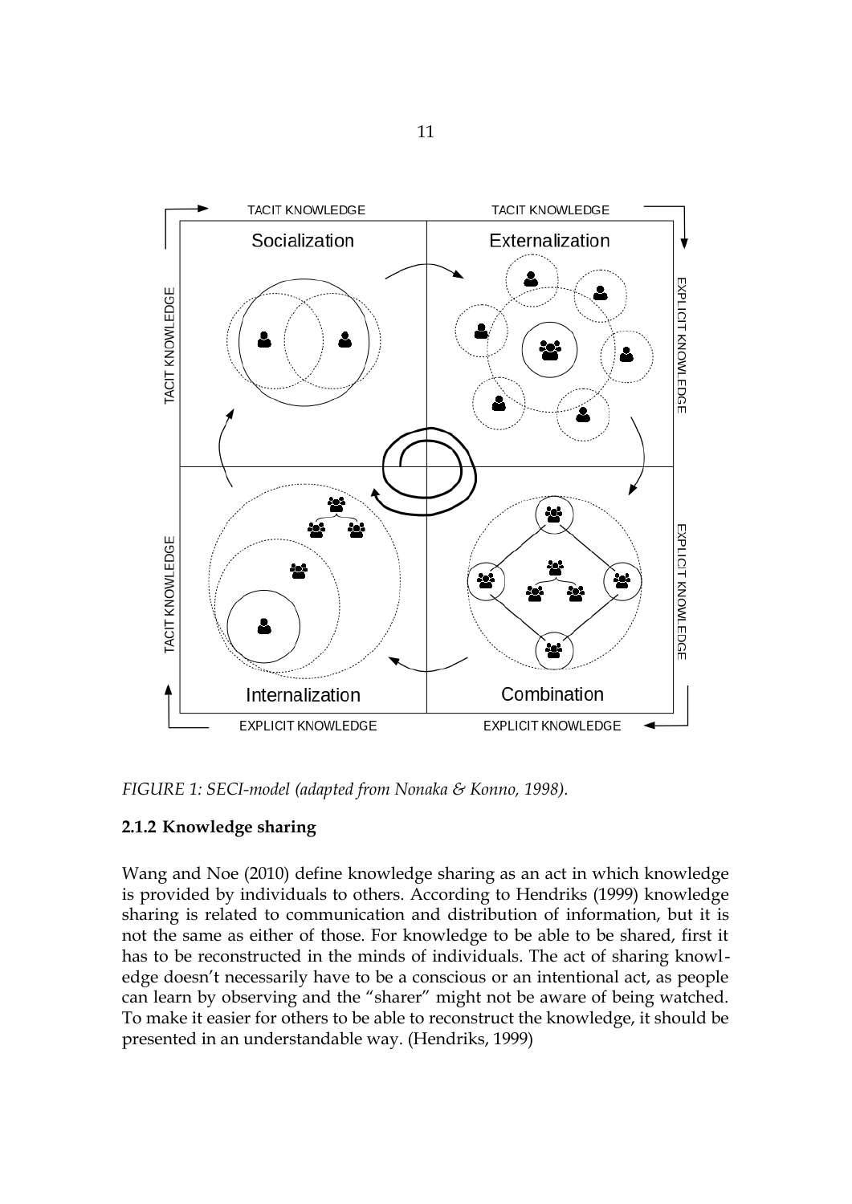*FIGURE 1: SECI-model (adapted from Nonaka & Konno, 1998).*

### 2.1.2 Knowledge sharing

Wang and Noe (2010) define knowledge sharing as an act in which knowledge is provided by individuals to others. According to Hendriks (1999) knowledge sharing is related to communication and distribution of information, but it is not the same as either of those. For knowledge to be able to be shared, first it has to be reconstructed in the minds of individuals. The act of sharing knowledge doesn't necessarily have to be a conscious or an intentional act, as people can learn by observing and the "sharer" might not be aware of being watched. To make it easier for others to be able to reconstruct the knowledge, it should be presented in an understandable way. (Hendriks, 1999)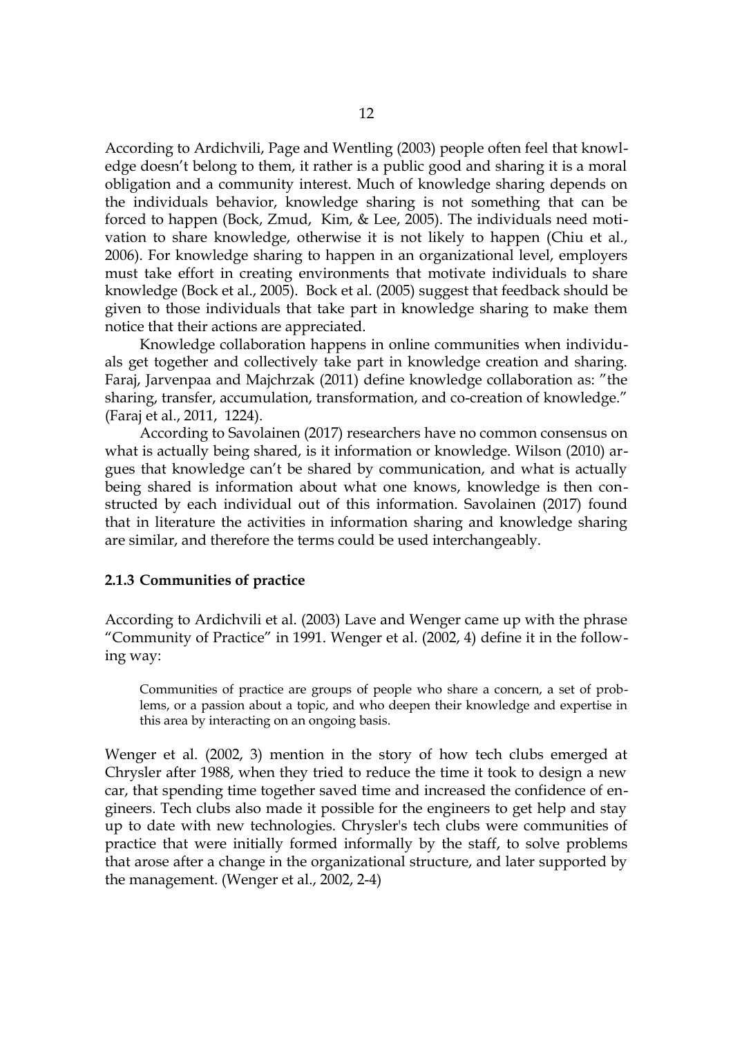According to Ardichvili, Page and Wentling (2003) people often feel that knowledge doesn't belong to them, it rather is a public good and sharing it is a moral obligation and a community interest. Much of knowledge sharing depends on the individuals behavior, knowledge sharing is not something that can be forced to happen (Bock, Zmud, Kim, & Lee, 2005). The individuals need motivation to share knowledge, otherwise it is not likely to happen (Chiu et al., 2006). For knowledge sharing to happen in an organizational level, employers must take effort in creating environments that motivate individuals to share knowledge (Bock et al., 2005). Bock et al. (2005) suggest that feedback should be given to those individuals that take part in knowledge sharing to make them notice that their actions are appreciated.

Knowledge collaboration happens in online communities when individuals get together and collectively take part in knowledge creation and sharing. Faraj, Jarvenpaa and Majchrzak (2011) define knowledge collaboration as: "the sharing, transfer, accumulation, transformation, and co-creation of knowledge." (Faraj et al., 2011, 1224).

According to Savolainen (2017) researchers have no common consensus on what is actually being shared, is it information or knowledge. Wilson (2010) argues that knowledge can't be shared by communication, and what is actually being shared is information about what one knows, knowledge is then constructed by each individual out of this information. Savolainen (2017) found that in literature the activities in information sharing and knowledge sharing are similar, and therefore the terms could be used interchangeably.

### 2.1.3 Communities of practice

According to Ardichvili et al. (2003) Lave and Wenger came up with the phrase "Community of Practice" in 1991. Wenger et al. (2002, 4) define it in the following way:

> Communities of practice are groups of people who share a concern, a set of problems, or a passion about a topic, and who deepen their knowledge and expertise in this area by interacting on an ongoing basis.

Wenger et al. (2002, 3) mention in the story of how tech clubs emerged at Chrysler after 1988, when they tried to reduce the time it took to design a new car, that spending time together saved time and increased the confidence of engineers. Tech clubs also made it possible for the engineers to get help and stay up to date with new technologies. Chrysler's tech clubs were communities of practice that were initially formed informally by the staff, to solve problems that arose after a change in the organizational structure, and later supported by the management. (Wenger et al., 2002, 2-4)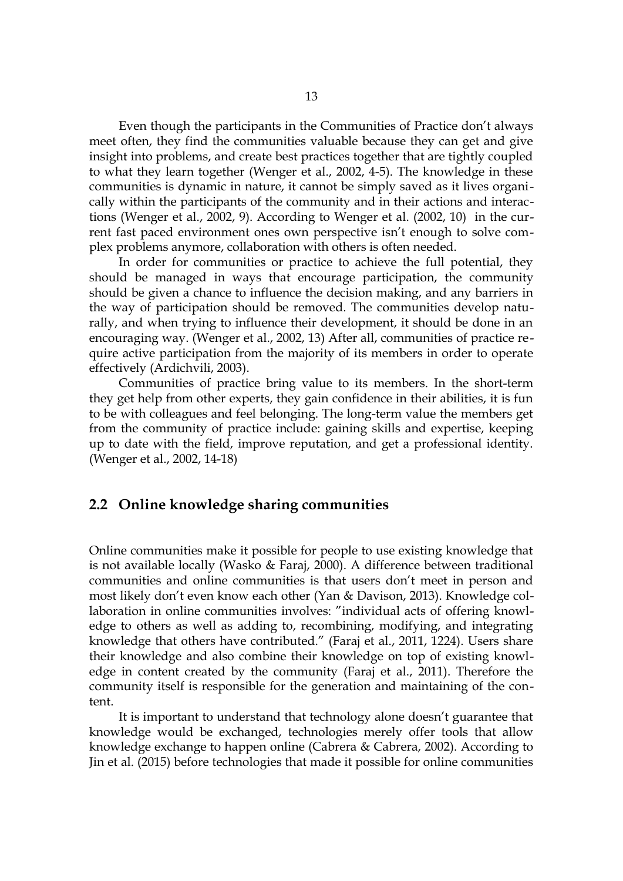Even though the participants in the Communities of Practice don't always meet often, they find the communities valuable because they can get and give insight into problems, and create best practices together that are tightly coupled to what they learn together (Wenger et al., 2002, 4-5). The knowledge in these communities is dynamic in nature, it cannot be simply saved as it lives organically within the participants of the community and in their actions and interactions (Wenger et al., 2002, 9). According to Wenger et al. (2002, 10) in the current fast paced environment ones own perspective isn't enough to solve complex problems anymore, collaboration with others is often needed.

In order for communities or practice to achieve the full potential, they should be managed in ways that encourage participation, the community should be given a chance to influence the decision making, and any barriers in the way of participation should be removed. The communities develop naturally, and when trying to influence their development, it should be done in an encouraging way. (Wenger et al., 2002, 13) After all, communities of practice require active participation from the majority of its members in order to operate effectively (Ardichvili, 2003).

Communities of practice bring value to its members. In the short-term they get help from other experts, they gain confidence in their abilities, it is fun to be with colleagues and feel belonging. The long-term value the members get from the community of practice include: gaining skills and expertise, keeping up to date with the field, improve reputation, and get a professional identity. (Wenger et al., 2002, 14-18)

## 2.2 Online knowledge sharing communities

Online communities make it possible for people to use existing knowledge that is not available locally (Wasko & Faraj, 2000). A difference between traditional communities and online communities is that users don't meet in person and most likely don't even know each other (Yan & Davison, 2013). Knowledge collaboration in online communities involves: "individual acts of offering knowledge to others as well as adding to, recombining, modifying, and integrating knowledge that others have contributed." (Faraj et al., 2011, 1224). Users share their knowledge and also combine their knowledge on top of existing knowledge in content created by the community (Faraj et al., 2011). Therefore the community itself is responsible for the generation and maintaining of the content.

It is important to understand that technology alone doesn't guarantee that knowledge would be exchanged, technologies merely offer tools that allow knowledge exchange to happen online (Cabrera & Cabrera, 2002). According to Jin et al. (2015) before technologies that made it possible for online communities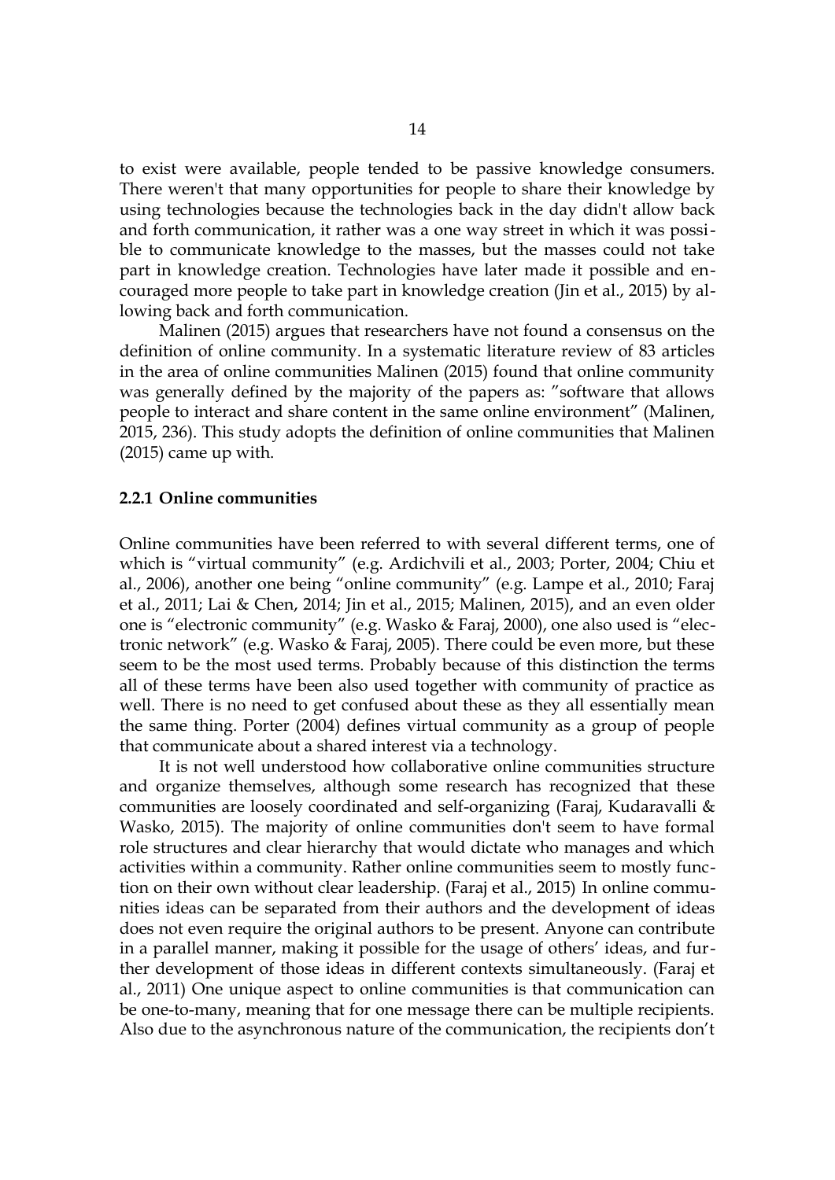to exist were available, people tended to be passive knowledge consumers. There weren't that many opportunities for people to share their knowledge by using technologies because the technologies back in the day didn't allow back and forth communication, it rather was a one way street in which it was possible to communicate knowledge to the masses, but the masses could not take part in knowledge creation. Technologies have later made it possible and encouraged more people to take part in knowledge creation (Jin et al., 2015) by allowing back and forth communication.

Malinen (2015) argues that researchers have not found a consensus on the definition of online community. In a systematic literature review of 83 articles in the area of online communities Malinen (2015) found that online community was generally defined by the majority of the papers as: "software that allows people to interact and share content in the same online environment" (Malinen, 2015, 236). This study adopts the definition of online communities that Malinen (2015) came up with.

### 2.2.1 Online communities

Online communities have been referred to with several different terms, one of which is "virtual community" (e.g. Ardichvili et al., 2003; Porter, 2004; Chiu et al., 2006), another one being "online community" (e.g. Lampe et al., 2010; Faraj et al., 2011; Lai & Chen, 2014; Jin et al., 2015; Malinen, 2015), and an even older one is "electronic community" (e.g. Wasko & Faraj, 2000), one also used is "electronic network" (e.g. Wasko & Faraj, 2005). There could be even more, but these seem to be the most used terms. Probably because of this distinction the terms all of these terms have been also used together with community of practice as well. There is no need to get confused about these as they all essentially mean the same thing. Porter (2004) defines virtual community as a group of people that communicate about a shared interest via a technology.

It is not well understood how collaborative online communities structure and organize themselves, although some research has recognized that these communities are loosely coordinated and self-organizing (Faraj, Kudaravalli & Wasko, 2015). The majority of online communities don't seem to have formal role structures and clear hierarchy that would dictate who manages and which activities within a community. Rather online communities seem to mostly function on their own without clear leadership. (Faraj et al., 2015) In online communities ideas can be separated from their authors and the development of ideas does not even require the original authors to be present. Anyone can contribute in a parallel manner, making it possible for the usage of others' ideas, and further development of those ideas in different contexts simultaneously. (Faraj et al., 2011) One unique aspect to online communities is that communication can be one-to-many, meaning that for one message there can be multiple recipients. Also due to the asynchronous nature of the communication, the recipients don't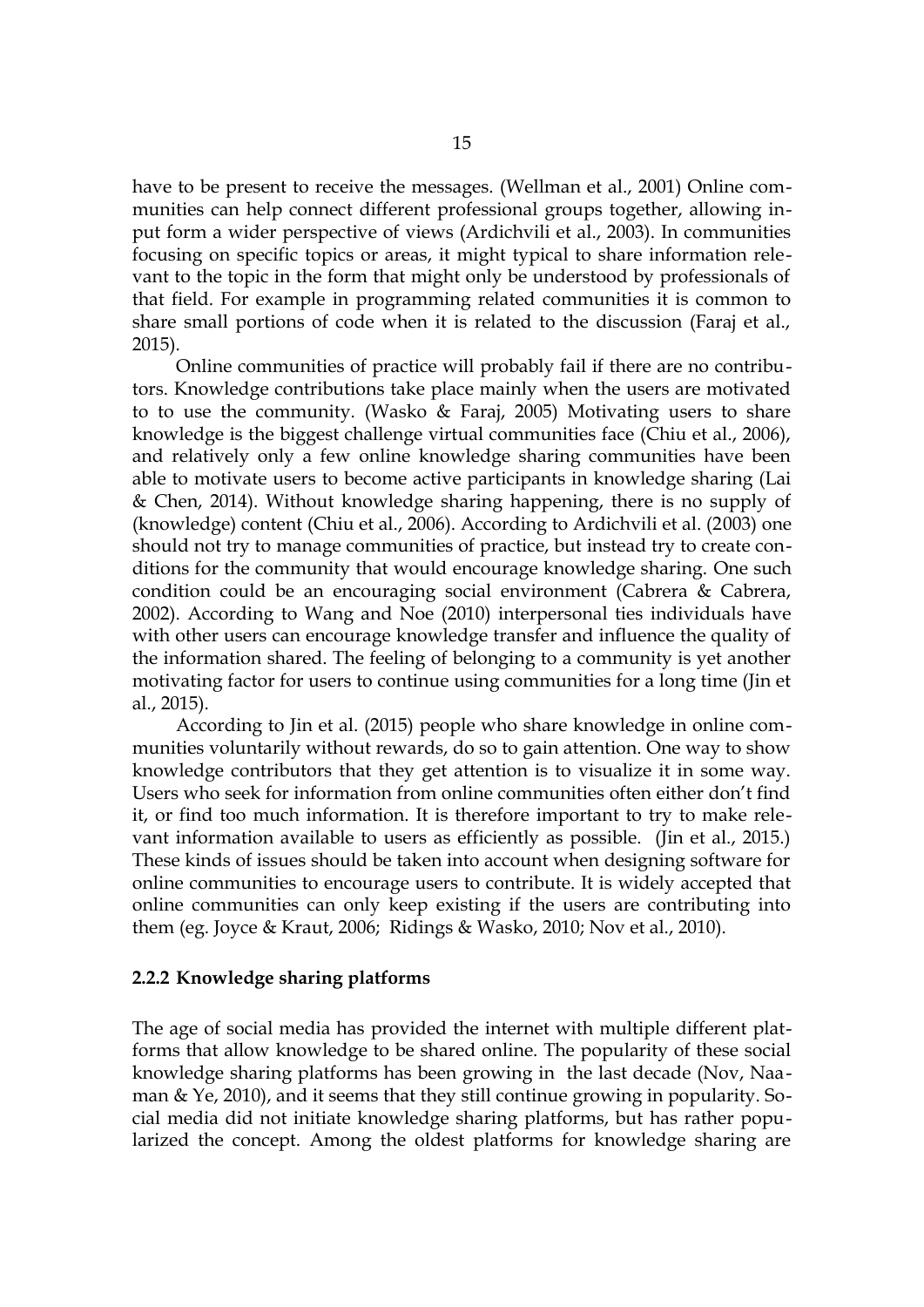have to be present to receive the messages. (Wellman et al., 2001) Online communities can help connect different professional groups together, allowing input form a wider perspective of views (Ardichvili et al., 2003). In communities focusing on specific topics or areas, it might typical to share information relevant to the topic in the form that might only be understood by professionals of that field. For example in programming related communities it is common to share small portions of code when it is related to the discussion (Faraj et al., 2015).

Online communities of practice will probably fail if there are no contributors. Knowledge contributions take place mainly when the users are motivated to to use the community. (Wasko & Faraj, 2005) Motivating users to share knowledge is the biggest challenge virtual communities face (Chiu et al., 2006), and relatively only a few online knowledge sharing communities have been able to motivate users to become active participants in knowledge sharing (Lai & Chen, 2014). Without knowledge sharing happening, there is no supply of (knowledge) content (Chiu et al., 2006). According to Ardichvili et al. (2003) one should not try to manage communities of practice, but instead try to create conditions for the community that would encourage knowledge sharing. One such condition could be an encouraging social environment (Cabrera & Cabrera, 2002). According to Wang and Noe (2010) interpersonal ties individuals have with other users can encourage knowledge transfer and influence the quality of the information shared. The feeling of belonging to a community is yet another motivating factor for users to continue using communities for a long time (Jin et al., 2015).

According to Jin et al. (2015) people who share knowledge in online communities voluntarily without rewards, do so to gain attention. One way to show knowledge contributors that they get attention is to visualize it in some way. Users who seek for information from online communities often either don't find it, or find too much information. It is therefore important to try to make relevant information available to users as efficiently as possible. (Jin et al., 2015.) These kinds of issues should be taken into account when designing software for online communities to encourage users to contribute. It is widely accepted that online communities can only keep existing if the users are contributing into them (eg. Joyce & Kraut, 2006; Ridings & Wasko, 2010; Nov et al., 2010).

### 2.2.2 Knowledge sharing platforms

The age of social media has provided the internet with multiple different platforms that allow knowledge to be shared online. The popularity of these social knowledge sharing platforms has been growing in the last decade (Nov, Naaman & Ye, 2010), and it seems that they still continue growing in popularity. Social media did not initiate knowledge sharing platforms, but has rather popularized the concept. Among the oldest platforms for knowledge sharing are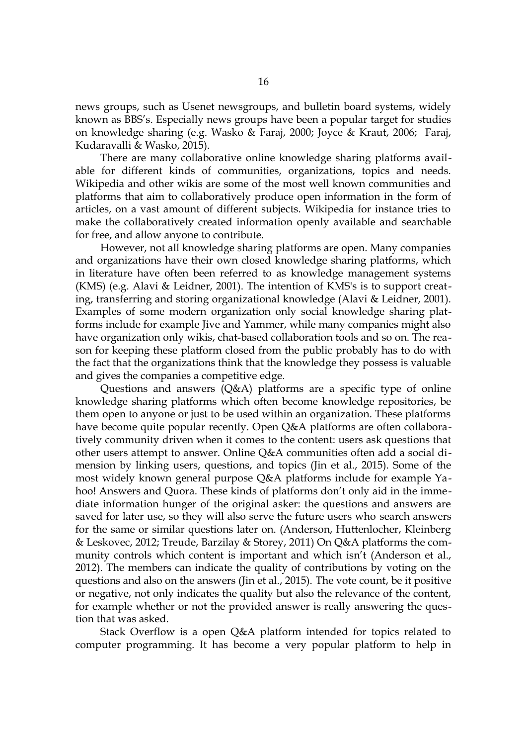news groups, such as Usenet newsgroups, and bulletin board systems, widely known as BBS's. Especially news groups have been a popular target for studies on knowledge sharing (e.g. Wasko & Faraj, 2000; Joyce & Kraut, 2006; Faraj, Kudaravalli & Wasko, 2015).

There are many collaborative online knowledge sharing platforms available for different kinds of communities, organizations, topics and needs. Wikipedia and other wikis are some of the most well known communities and platforms that aim to collaboratively produce open information in the form of articles, on a vast amount of different subjects. Wikipedia for instance tries to make the collaboratively created information openly available and searchable for free, and allow anyone to contribute.

However, not all knowledge sharing platforms are open. Many companies and organizations have their own closed knowledge sharing platforms, which in literature have often been referred to as knowledge management systems (KMS) (e.g. Alavi & Leidner, 2001). The intention of KMS's is to support creating, transferring and storing organizational knowledge (Alavi & Leidner, 2001). Examples of some modern organization only social knowledge sharing platforms include for example Jive and Yammer, while many companies might also have organization only wikis, chat-based collaboration tools and so on. The reason for keeping these platform closed from the public probably has to do with the fact that the organizations think that the knowledge they possess is valuable and gives the companies a competitive edge.

Questions and answers (Q&A) platforms are a specific type of online knowledge sharing platforms which often become knowledge repositories, be them open to anyone or just to be used within an organization. These platforms have become quite popular recently. Open Q&A platforms are often collaboratively community driven when it comes to the content: users ask questions that other users attempt to answer. Online Q&A communities often add a social dimension by linking users, questions, and topics (Jin et al., 2015). Some of the most widely known general purpose Q&A platforms include for example Yahoo! Answers and Quora. These kinds of platforms don't only aid in the immediate information hunger of the original asker: the questions and answers are saved for later use, so they will also serve the future users who search answers for the same or similar questions later on. (Anderson, Huttenlocher, Kleinberg & Leskovec, 2012; Treude, Barzilay & Storey, 2011) On Q&A platforms the community controls which content is important and which isn't (Anderson et al., 2012). The members can indicate the quality of contributions by voting on the questions and also on the answers (Jin et al., 2015). The vote count, be it positive or negative, not only indicates the quality but also the relevance of the content, for example whether or not the provided answer is really answering the question that was asked.

Stack Overflow is a open Q&A platform intended for topics related to computer programming. It has become a very popular platform to help in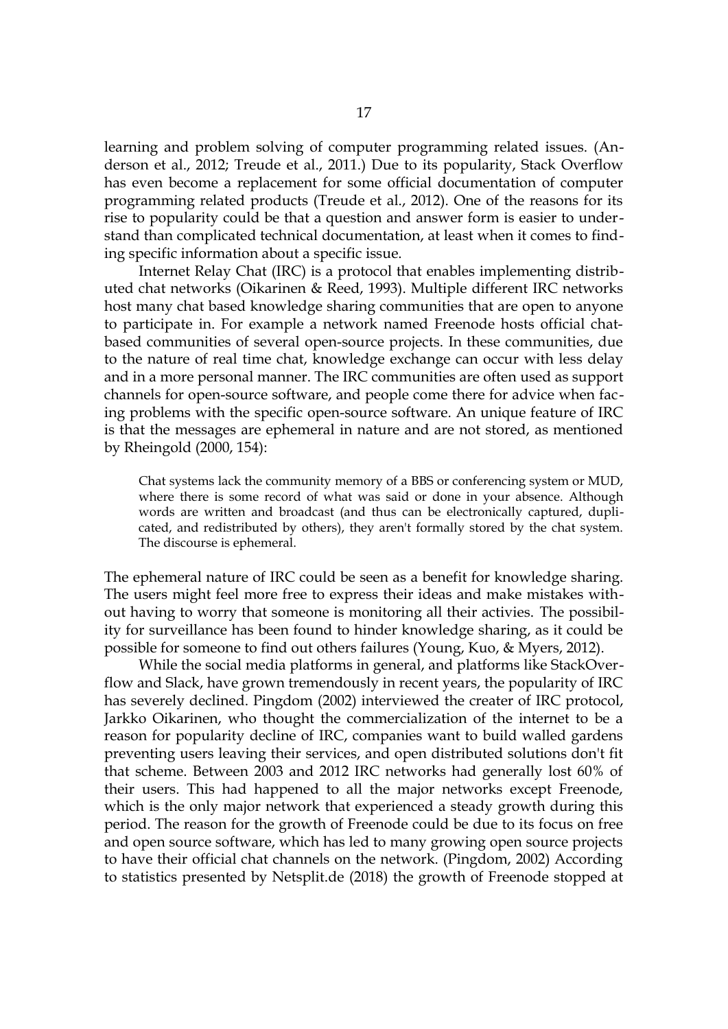learning and problem solving of computer programming related issues. (Anderson et al., 2012; Treude et al., 2011.) Due to its popularity, Stack Overflow has even become a replacement for some official documentation of computer programming related products (Treude et al., 2012). One of the reasons for its rise to popularity could be that a question and answer form is easier to understand than complicated technical documentation, at least when it comes to finding specific information about a specific issue.

Internet Relay Chat (IRC) is a protocol that enables implementing distributed chat networks (Oikarinen & Reed, 1993). Multiple different IRC networks host many chat based knowledge sharing communities that are open to anyone to participate in. For example a network named Freenode hosts official chat-based communities of several open-source projects. In these communities, due to the nature of real time chat, knowledge exchange can occur with less delay and in a more personal manner. The IRC communities are often used as support channels for open-source software, and people come there for advice when facing problems with the specific open-source software. An unique feature of IRC is that the messages are ephemeral in nature and are not stored, as mentioned by Rheingold (2000, 154):

> Chat systems lack the community memory of a BBS or conferencing system or MUD, where there is some record of what was said or done in your absence. Although words are written and broadcast (and thus can be electronically captured, duplicated, and redistributed by others), they aren't formally stored by the chat system. The discourse is ephemeral.

The ephemeral nature of IRC could be seen as a benefit for knowledge sharing. The users might feel more free to express their ideas and make mistakes without having to worry that someone is monitoring all their activies. The possibility for surveillance has been found to hinder knowledge sharing, as it could be possible for someone to find out others failures (Young, Kuo, & Myers, 2012).

While the social media platforms in general, and platforms like StackOverflow and Slack, have grown tremendously in recent years, the popularity of IRC has severely declined. Pingdom (2002) interviewed the creater of IRC protocol, Jarkko Oikarinen, who thought the commercialization of the internet to be a reason for popularity decline of IRC, companies want to build walled gardens preventing users leaving their services, and open distributed solutions don't fit that scheme. Between 2003 and 2012 IRC networks had generally lost 60% of their users. This had happened to all the major networks except Freenode, which is the only major network that experienced a steady growth during this period. The reason for the growth of Freenode could be due to its focus on free and open source software, which has led to many growing open source projects to have their official chat channels on the network. (Pingdom, 2002) According to statistics presented by Netsplit.de (2018) the growth of Freenode stopped at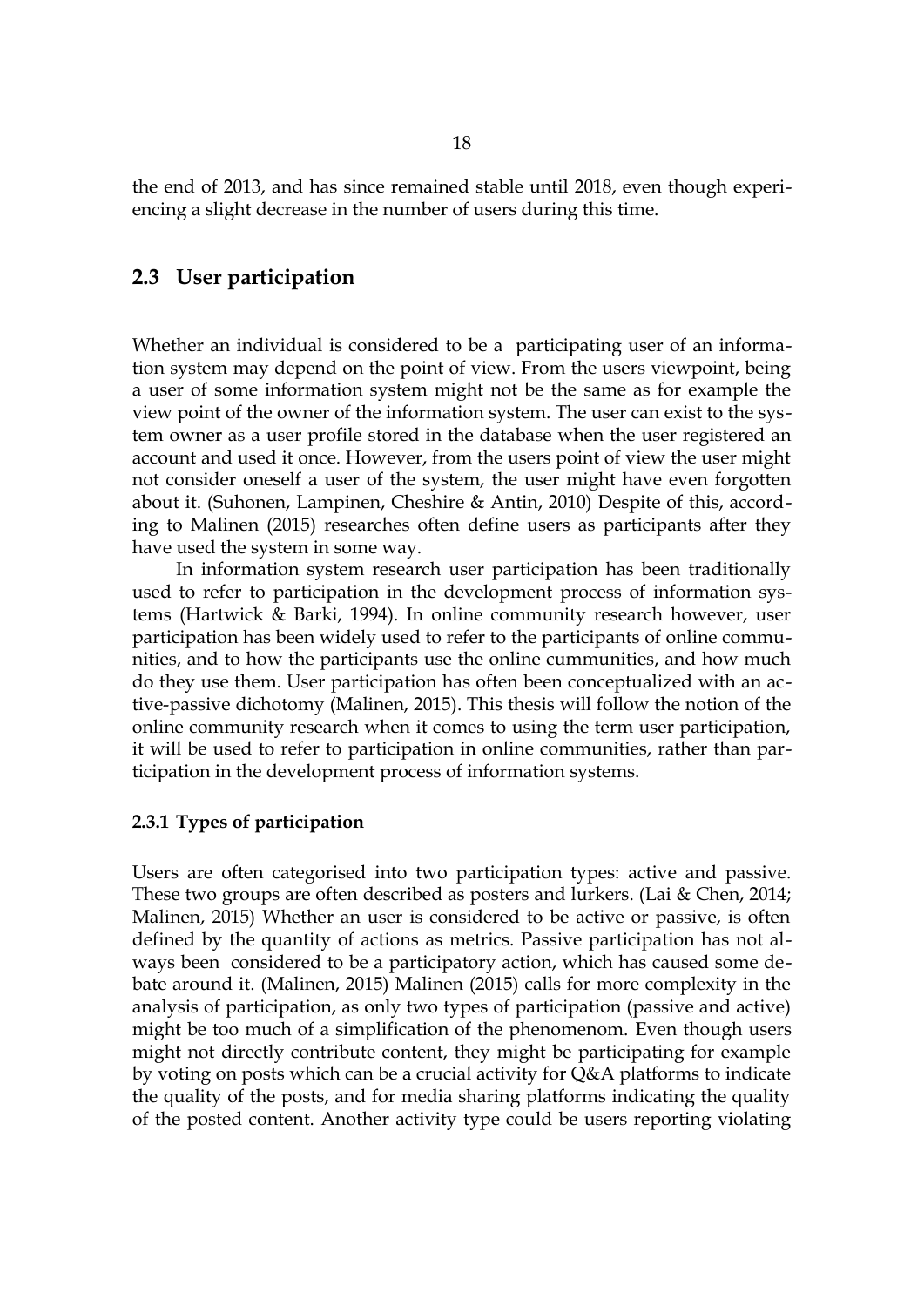the end of 2013, and has since remained stable until 2018, even though experiencing a slight decrease in the number of users during this time.

## 2.3 User participation

Whether an individual is considered to be a participating user of an information system may depend on the point of view. From the users viewpoint, being a user of some information system might not be the same as for example the view point of the owner of the information system. The user can exist to the system owner as a user profile stored in the database when the user registered an account and used it once. However, from the users point of view the user might not consider oneself a user of the system, the user might have even forgotten about it. (Suhonen, Lampinen, Cheshire & Antin, 2010) Despite of this, according to Malinen (2015) researches often define users as participants after they have used the system in some way.

In information system research user participation has been traditionally used to refer to participation in the development process of information systems (Hartwick & Barki, 1994). In online community research however, user participation has been widely used to refer to the participants of online communities, and to how the participants use the online cummunities, and how much do they use them. User participation has often been conceptualized with an active-passive dichotomy (Malinen, 2015). This thesis will follow the notion of the online community research when it comes to using the term user participation, it will be used to refer to participation in online communities, rather than participation in the development process of information systems.

### 2.3.1 Types of participation

Users are often categorised into two participation types: active and passive. These two groups are often described as posters and lurkers. (Lai & Chen, 2014; Malinen, 2015) Whether an user is considered to be active or passive, is often defined by the quantity of actions as metrics. Passive participation has not always been considered to be a participatory action, which has caused some debate around it. (Malinen, 2015) Malinen (2015) calls for more complexity in the analysis of participation, as only two types of participation (passive and active) might be too much of a simplification of the phenomenom. Even though users might not directly contribute content, they might be participating for example by voting on posts which can be a crucial activity for Q&A platforms to indicate the quality of the posts, and for media sharing platforms indicating the quality of the posted content. Another activity type could be users reporting violating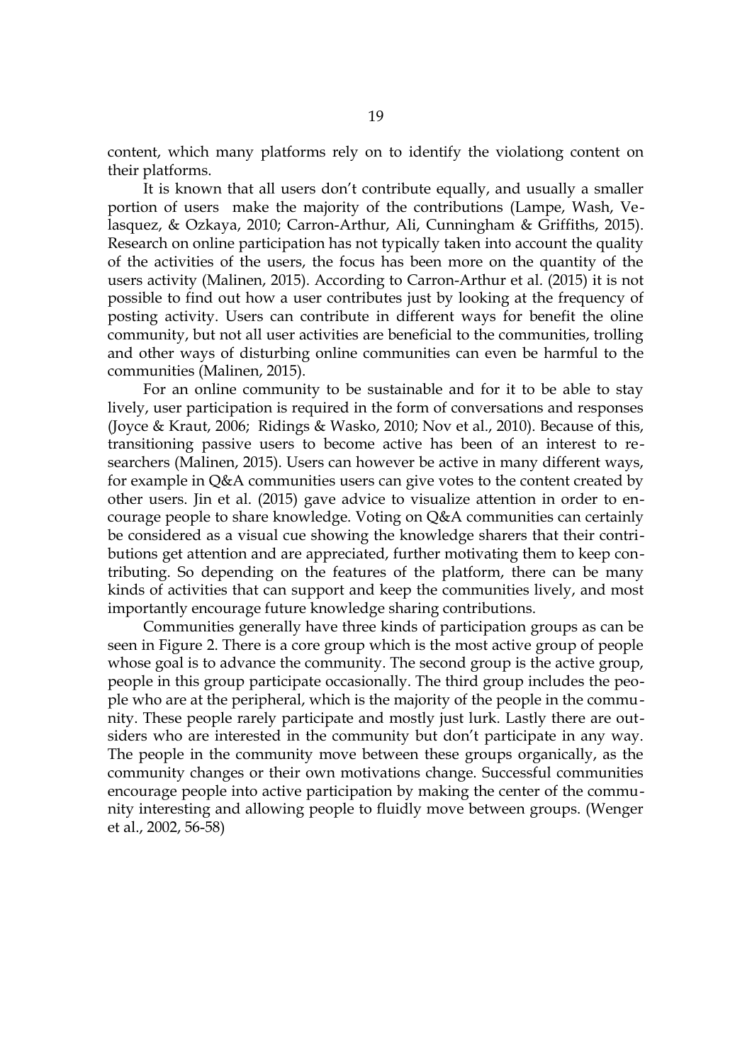content, which many platforms rely on to identify the violationg content on their platforms.

It is known that all users don't contribute equally, and usually a smaller portion of users make the majority of the contributions (Lampe, Wash, Velasquez, & Ozkaya, 2010; Carron-Arthur, Ali, Cunningham & Griffiths, 2015). Research on online participation has not typically taken into account the quality of the activities of the users, the focus has been more on the quantity of the users activity (Malinen, 2015). According to Carron-Arthur et al. (2015) it is not possible to find out how a user contributes just by looking at the frequency of posting activity. Users can contribute in different ways for benefit the oline community, but not all user activities are beneficial to the communities, trolling and other ways of disturbing online communities can even be harmful to the communities (Malinen, 2015).

For an online community to be sustainable and for it to be able to stay lively, user participation is required in the form of conversations and responses (Joyce & Kraut, 2006; Ridings & Wasko, 2010; Nov et al., 2010). Because of this, transitioning passive users to become active has been of an interest to researchers (Malinen, 2015). Users can however be active in many different ways, for example in Q&A communities users can give votes to the content created by other users. Jin et al. (2015) gave advice to visualize attention in order to encourage people to share knowledge. Voting on Q&A communities can certainly be considered as a visual cue showing the knowledge sharers that their contributions get attention and are appreciated, further motivating them to keep contributing. So depending on the features of the platform, there can be many kinds of activities that can support and keep the communities lively, and most importantly encourage future knowledge sharing contributions.

Communities generally have three kinds of participation groups as can be seen in Figure 2. There is a core group which is the most active group of people whose goal is to advance the community. The second group is the active group, people in this group participate occasionally. The third group includes the people who are at the peripheral, which is the majority of the people in the community. These people rarely participate and mostly just lurk. Lastly there are outsiders who are interested in the community but don't participate in any way. The people in the community move between these groups organically, as the community changes or their own motivations change. Successful communities encourage people into active participation by making the center of the community interesting and allowing people to fluidly move between groups. (Wenger et al., 2002, 56-58)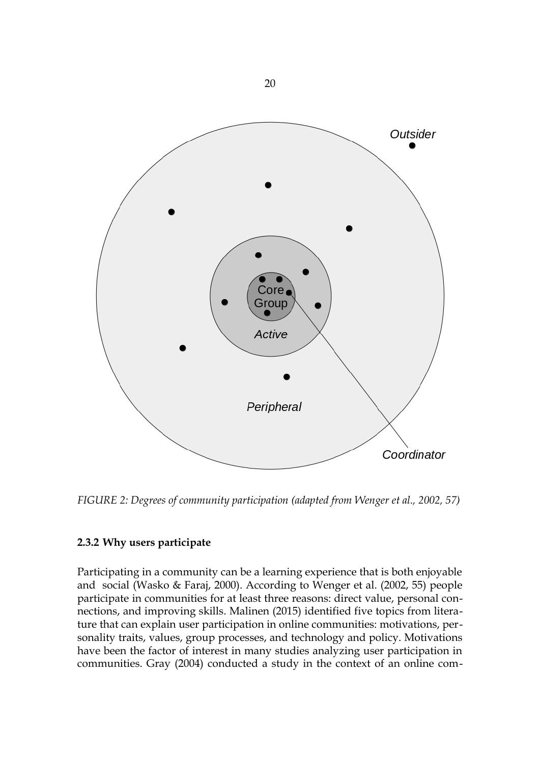*FIGURE 2: Degrees of community participation (adapted from Wenger et al., 2002, 57)*

### 2.3.2 Why users participate

Participating in a community can be a learning experience that is both enjoyable and social (Wasko & Faraj, 2000). According to Wenger et al. (2002, 55) people participate in communities for at least three reasons: direct value, personal connections, and improving skills. Malinen (2015) identified five topics from literature that can explain user participation in online communities: motivations, personality traits, values, group processes, and technology and policy. Motivations have been the factor of interest in many studies analyzing user participation in communities. Gray (2004) conducted a study in the context of an online com-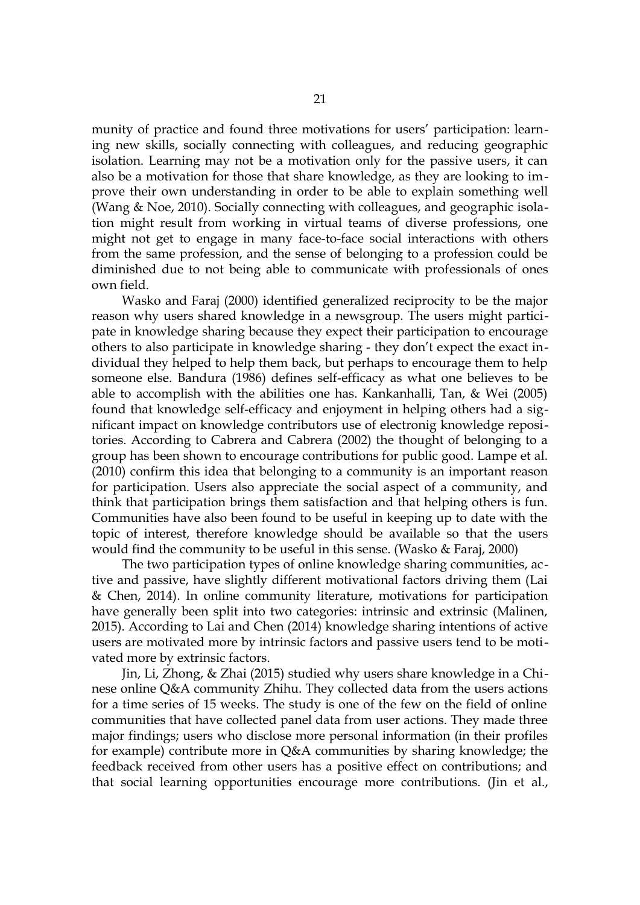munity of practice and found three motivations for users' participation: learning new skills, socially connecting with colleagues, and reducing geographic isolation. Learning may not be a motivation only for the passive users, it can also be a motivation for those that share knowledge, as they are looking to improve their own understanding in order to be able to explain something well (Wang & Noe, 2010). Socially connecting with colleagues, and geographic isolation might result from working in virtual teams of diverse professions, one might not get to engage in many face-to-face social interactions with others from the same profession, and the sense of belonging to a profession could be diminished due to not being able to communicate with professionals of ones own field.

Wasko and Faraj (2000) identified generalized reciprocity to be the major reason why users shared knowledge in a newsgroup. The users might participate in knowledge sharing because they expect their participation to encourage others to also participate in knowledge sharing - they don't expect the exact individual they helped to help them back, but perhaps to encourage them to help someone else. Bandura (1986) defines self-efficacy as what one believes to be able to accomplish with the abilities one has. Kankanhalli, Tan, & Wei (2005) found that knowledge self-efficacy and enjoyment in helping others had a significant impact on knowledge contributors use of electronig knowledge repositories. According to Cabrera and Cabrera (2002) the thought of belonging to a group has been shown to encourage contributions for public good. Lampe et al. (2010) confirm this idea that belonging to a community is an important reason for participation. Users also appreciate the social aspect of a community, and think that participation brings them satisfaction and that helping others is fun. Communities have also been found to be useful in keeping up to date with the topic of interest, therefore knowledge should be available so that the users would find the community to be useful in this sense. (Wasko & Faraj, 2000)

The two participation types of online knowledge sharing communities, active and passive, have slightly different motivational factors driving them (Lai & Chen, 2014). In online community literature, motivations for participation have generally been split into two categories: intrinsic and extrinsic (Malinen, 2015). According to Lai and Chen (2014) knowledge sharing intentions of active users are motivated more by intrinsic factors and passive users tend to be motivated more by extrinsic factors.

Jin, Li, Zhong, & Zhai (2015) studied why users share knowledge in a Chinese online Q&A community Zhihu. They collected data from the users actions for a time series of 15 weeks. The study is one of the few on the field of online communities that have collected panel data from user actions. They made three major findings; users who disclose more personal information (in their profiles for example) contribute more in Q&A communities by sharing knowledge; the feedback received from other users has a positive effect on contributions; and that social learning opportunities encourage more contributions. (Jin et al.,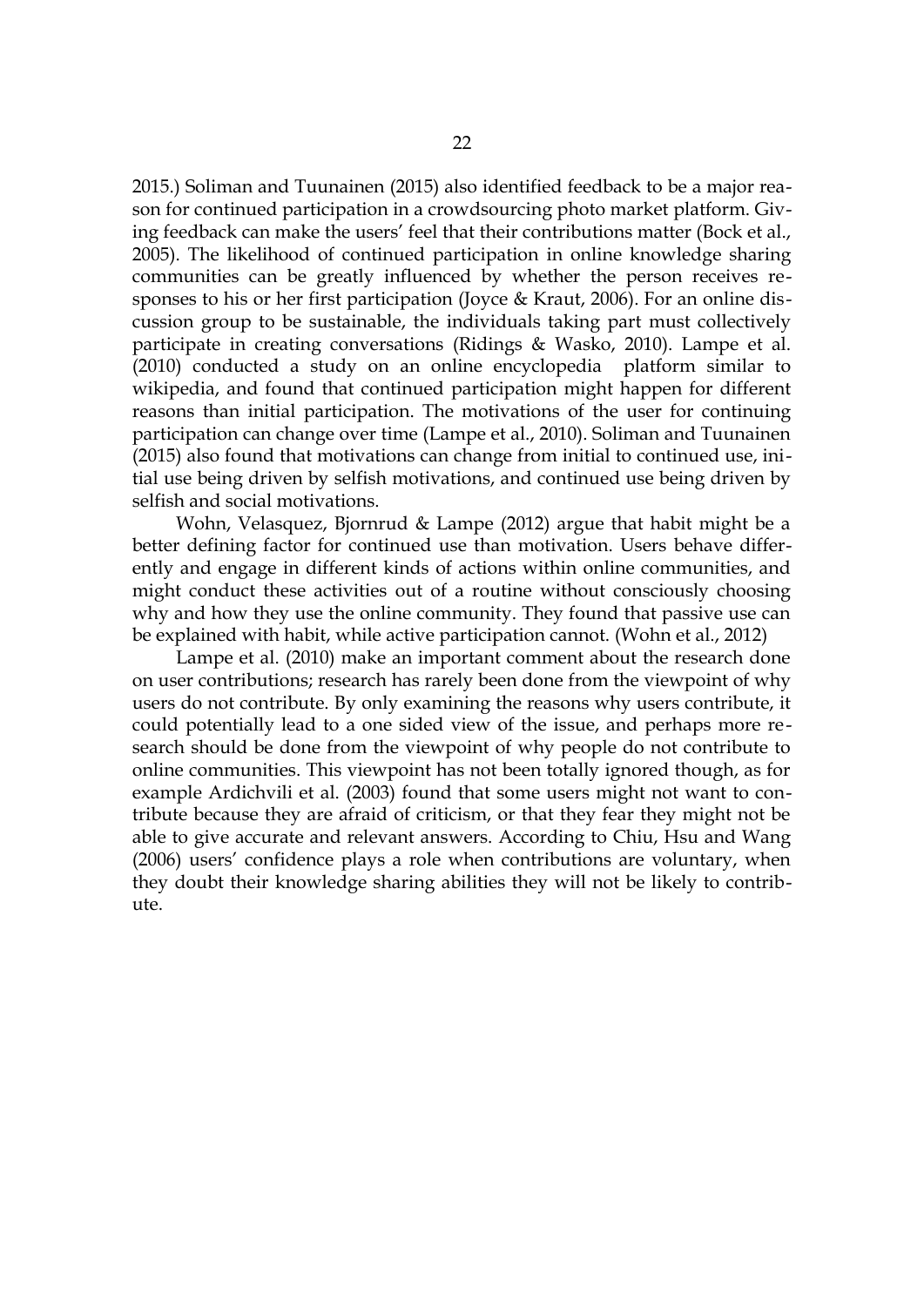2015.) Soliman and Tuunainen (2015) also identified feedback to be a major reason for continued participation in a crowdsourcing photo market platform. Giving feedback can make the users' feel that their contributions matter (Bock et al., 2005). The likelihood of continued participation in online knowledge sharing communities can be greatly influenced by whether the person receives responses to his or her first participation (Joyce & Kraut, 2006). For an online discussion group to be sustainable, the individuals taking part must collectively participate in creating conversations (Ridings & Wasko, 2010). Lampe et al. (2010) conducted a study on an online encyclopedia platform similar to wikipedia, and found that continued participation might happen for different reasons than initial participation. The motivations of the user for continuing participation can change over time (Lampe et al., 2010). Soliman and Tuunainen (2015) also found that motivations can change from initial to continued use, initial use being driven by selfish motivations, and continued use being driven by selfish and social motivations.

Wohn, Velasquez, Bjornrud & Lampe (2012) argue that habit might be a better defining factor for continued use than motivation. Users behave differently and engage in different kinds of actions within online communities, and might conduct these activities out of a routine without consciously choosing why and how they use the online community. They found that passive use can be explained with habit, while active participation cannot. (Wohn et al., 2012)

Lampe et al. (2010) make an important comment about the research done on user contributions; research has rarely been done from the viewpoint of why users do not contribute. By only examining the reasons why users contribute, it could potentially lead to a one sided view of the issue, and perhaps more research should be done from the viewpoint of why people do not contribute to online communities. This viewpoint has not been totally ignored though, as for example Ardichvili et al. (2003) found that some users might not want to contribute because they are afraid of criticism, or that they fear they might not be able to give accurate and relevant answers. According to Chiu, Hsu and Wang (2006) users' confidence plays a role when contributions are voluntary, when they doubt their knowledge sharing abilities they will not be likely to contribute.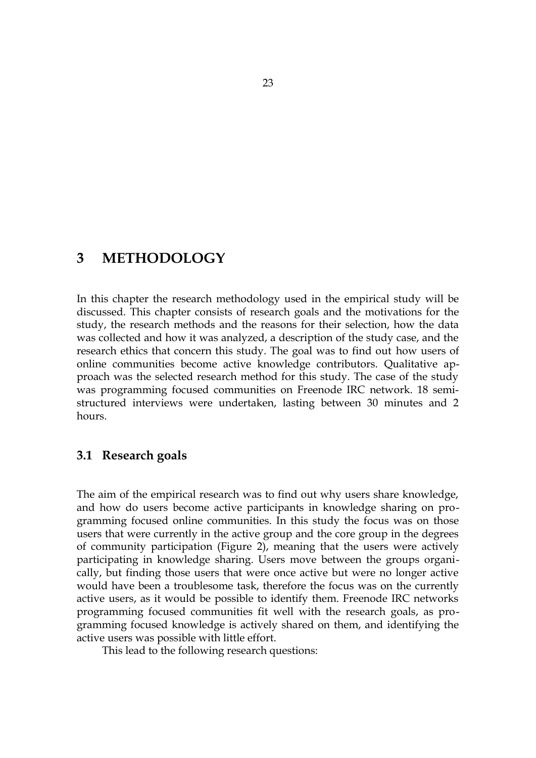# 3 METHODOLOGY

In this chapter the research methodology used in the empirical study will be discussed. This chapter consists of research goals and the motivations for the study, the research methods and the reasons for their selection, how the data was collected and how it was analyzed, a description of the study case, and the research ethics that concern this study. The goal was to find out how users of online communities become active knowledge contributors. Qualitative approach was the selected research method for this study. The case of the study was programming focused communities on Freenode IRC network. 18 semi-structured interviews were undertaken, lasting between 30 minutes and 2 hours.

## 3.1 Research goals

The aim of the empirical research was to find out why users share knowledge, and how do users become active participants in knowledge sharing on programming focused online communities. In this study the focus was on those users that were currently in the active group and the core group in the degrees of community participation (Figure 2), meaning that the users were actively participating in knowledge sharing. Users move between the groups organically, but finding those users that were once active but were no longer active would have been a troublesome task, therefore the focus was on the currently active users, as it would be possible to identify them. Freenode IRC networks programming focused communities fit well with the research goals, as programming focused knowledge is actively shared on them, and identifying the active users was possible with little effort.

This lead to the following research questions: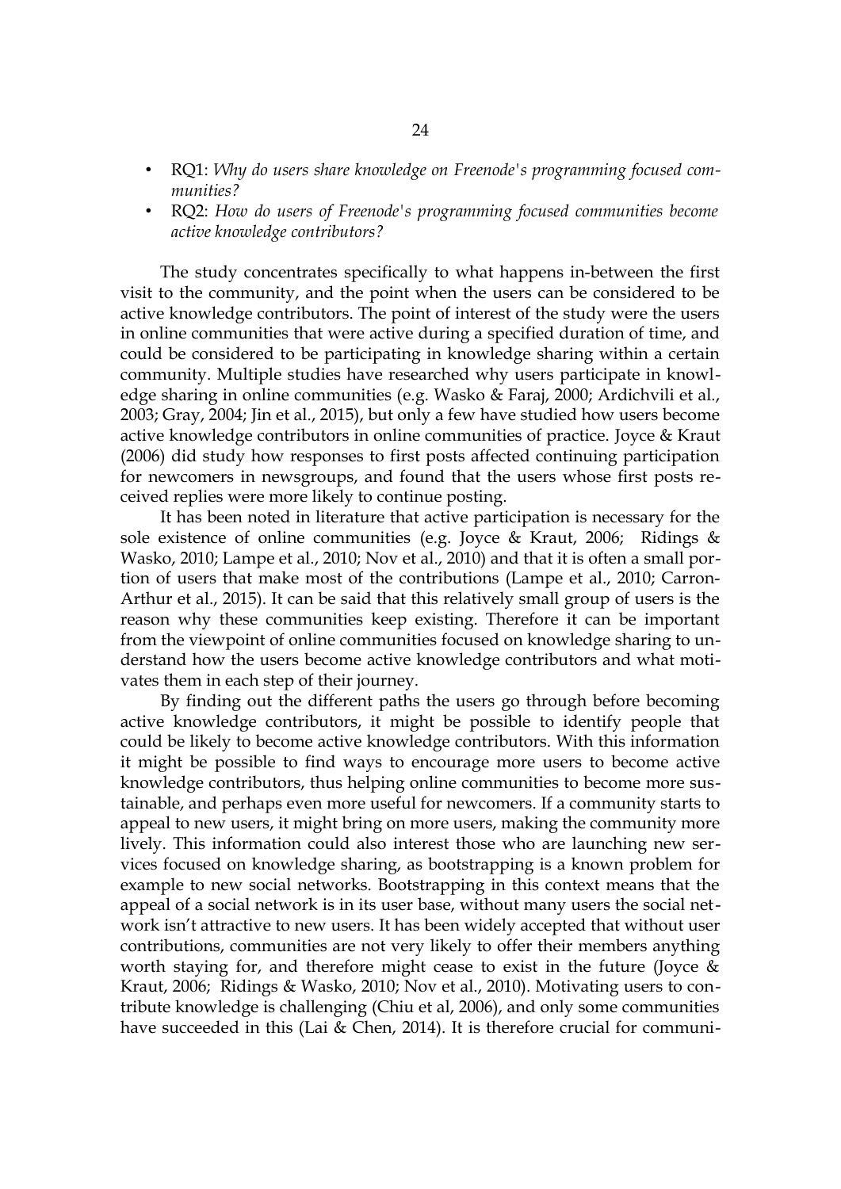- RQ1: *Why do users share knowledge on Freenode's programming focused communities?*
- RQ2: *How do users of Freenode's programming focused communities become active knowledge contributors?*

The study concentrates specifically to what happens in-between the first visit to the community, and the point when the users can be considered to be active knowledge contributors. The point of interest of the study were the users in online communities that were active during a specified duration of time, and could be considered to be participating in knowledge sharing within a certain community. Multiple studies have researched why users participate in knowledge sharing in online communities (e.g. Wasko & Faraj, 2000; Ardichvili et al., 2003; Gray, 2004; Jin et al., 2015), but only a few have studied how users become active knowledge contributors in online communities of practice. Joyce & Kraut (2006) did study how responses to first posts affected continuing participation for newcomers in newsgroups, and found that the users whose first posts received replies were more likely to continue posting.

It has been noted in literature that active participation is necessary for the sole existence of online communities (e.g. Joyce & Kraut, 2006; Ridings & Wasko, 2010; Lampe et al., 2010; Nov et al., 2010) and that it is often a small portion of users that make most of the contributions (Lampe et al., 2010; Carron-Arthur et al., 2015). It can be said that this relatively small group of users is the reason why these communities keep existing. Therefore it can be important from the viewpoint of online communities focused on knowledge sharing to understand how the users become active knowledge contributors and what motivates them in each step of their journey.

By finding out the different paths the users go through before becoming active knowledge contributors, it might be possible to identify people that could be likely to become active knowledge contributors. With this information it might be possible to find ways to encourage more users to become active knowledge contributors, thus helping online communities to become more sustainable, and perhaps even more useful for newcomers. If a community starts to appeal to new users, it might bring on more users, making the community more lively. This information could also interest those who are launching new services focused on knowledge sharing, as bootstrapping is a known problem for example to new social networks. Bootstrapping in this context means that the appeal of a social network is in its user base, without many users the social network isn't attractive to new users. It has been widely accepted that without user contributions, communities are not very likely to offer their members anything worth staying for, and therefore might cease to exist in the future (Joyce & Kraut, 2006; Ridings & Wasko, 2010; Nov et al., 2010). Motivating users to contribute knowledge is challenging (Chiu et al, 2006), and only some communities have succeeded in this (Lai & Chen, 2014). It is therefore crucial for communi-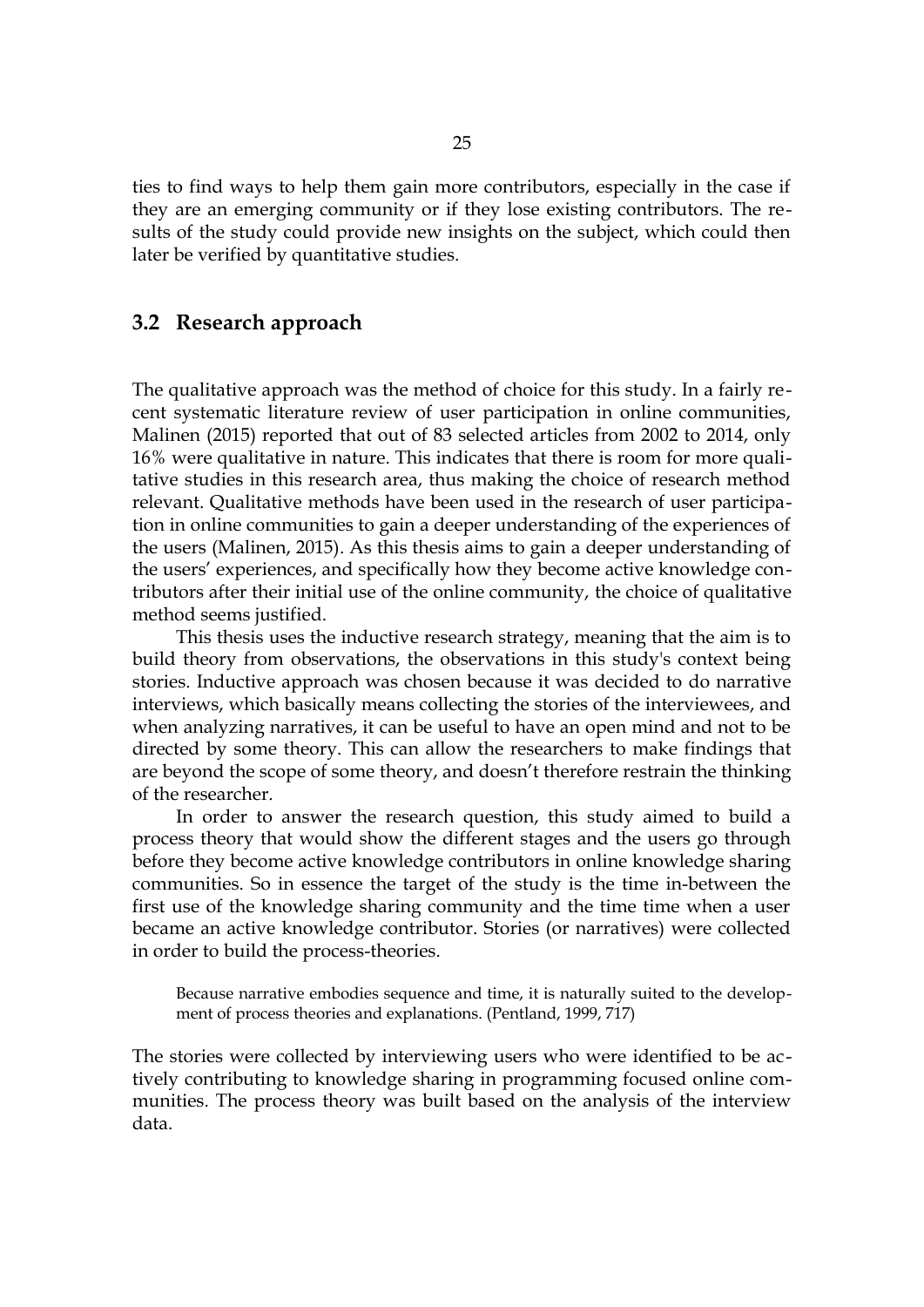ties to find ways to help them gain more contributors, especially in the case if they are an emerging community or if they lose existing contributors. The results of the study could provide new insights on the subject, which could then later be verified by quantitative studies.

## 3.2 Research approach

The qualitative approach was the method of choice for this study. In a fairly recent systematic literature review of user participation in online communities, Malinen (2015) reported that out of 83 selected articles from 2002 to 2014, only 16% were qualitative in nature. This indicates that there is room for more qualitative studies in this research area, thus making the choice of research method relevant. Qualitative methods have been used in the research of user participation in online communities to gain a deeper understanding of the experiences of the users (Malinen, 2015). As this thesis aims to gain a deeper understanding of the users' experiences, and specifically how they become active knowledge contributors after their initial use of the online community, the choice of qualitative method seems justified.

This thesis uses the inductive research strategy, meaning that the aim is to build theory from observations, the observations in this study's context being stories. Inductive approach was chosen because it was decided to do narrative interviews, which basically means collecting the stories of the interviewees, and when analyzing narratives, it can be useful to have an open mind and not to be directed by some theory. This can allow the researchers to make findings that are beyond the scope of some theory, and doesn't therefore restrain the thinking of the researcher.

In order to answer the research question, this study aimed to build a process theory that would show the different stages and the users go through before they become active knowledge contributors in online knowledge sharing communities. So in essence the target of the study is the time in-between the first use of the knowledge sharing community and the time time when a user became an active knowledge contributor. Stories (or narratives) were collected in order to build the process-theories.

> Because narrative embodies sequence and time, it is naturally suited to the development of process theories and explanations. (Pentland, 1999, 717)

The stories were collected by interviewing users who were identified to be actively contributing to knowledge sharing in programming focused online communities. The process theory was built based on the analysis of the interview data.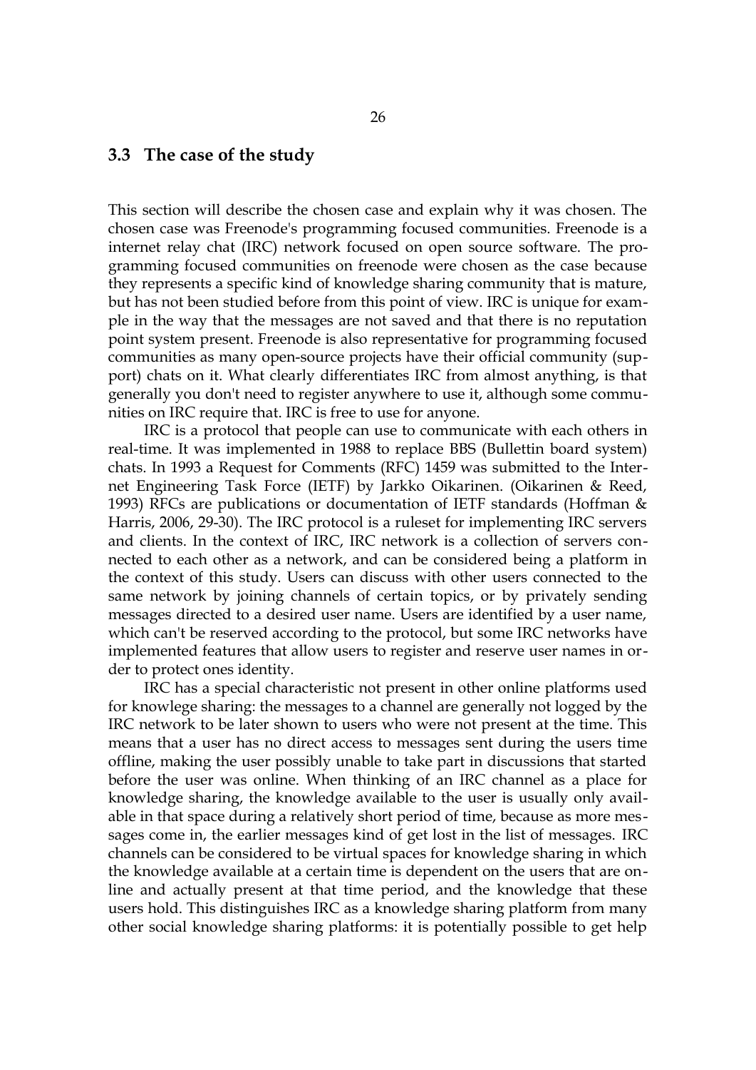## 3.3 The case of the study

This section will describe the chosen case and explain why it was chosen. The chosen case was Freenode's programming focused communities. Freenode is a internet relay chat (IRC) network focused on open source software. The programming focused communities on freenode were chosen as the case because they represents a specific kind of knowledge sharing community that is mature, but has not been studied before from this point of view. IRC is unique for example in the way that the messages are not saved and that there is no reputation point system present. Freenode is also representative for programming focused communities as many open-source projects have their official community (support) chats on it. What clearly differentiates IRC from almost anything, is that generally you don't need to register anywhere to use it, although some communities on IRC require that. IRC is free to use for anyone.

IRC is a protocol that people can use to communicate with each others in real-time. It was implemented in 1988 to replace BBS (Bullettin board system) chats. In 1993 a Request for Comments (RFC) 1459 was submitted to the Internet Engineering Task Force (IETF) by Jarkko Oikarinen. (Oikarinen & Reed, 1993) RFCs are publications or documentation of IETF standards (Hoffman & Harris, 2006, 29-30). The IRC protocol is a ruleset for implementing IRC servers and clients. In the context of IRC, IRC network is a collection of servers connected to each other as a network, and can be considered being a platform in the context of this study. Users can discuss with other users connected to the same network by joining channels of certain topics, or by privately sending messages directed to a desired user name. Users are identified by a user name, which can't be reserved according to the protocol, but some IRC networks have implemented features that allow users to register and reserve user names in order to protect ones identity.

IRC has a special characteristic not present in other online platforms used for knowlege sharing: the messages to a channel are generally not logged by the IRC network to be later shown to users who were not present at the time. This means that a user has no direct access to messages sent during the users time offline, making the user possibly unable to take part in discussions that started before the user was online. When thinking of an IRC channel as a place for knowledge sharing, the knowledge available to the user is usually only available in that space during a relatively short period of time, because as more messages come in, the earlier messages kind of get lost in the list of messages. IRC channels can be considered to be virtual spaces for knowledge sharing in which the knowledge available at a certain time is dependent on the users that are online and actually present at that time period, and the knowledge that these users hold. This distinguishes IRC as a knowledge sharing platform from many other social knowledge sharing platforms: it is potentially possible to get help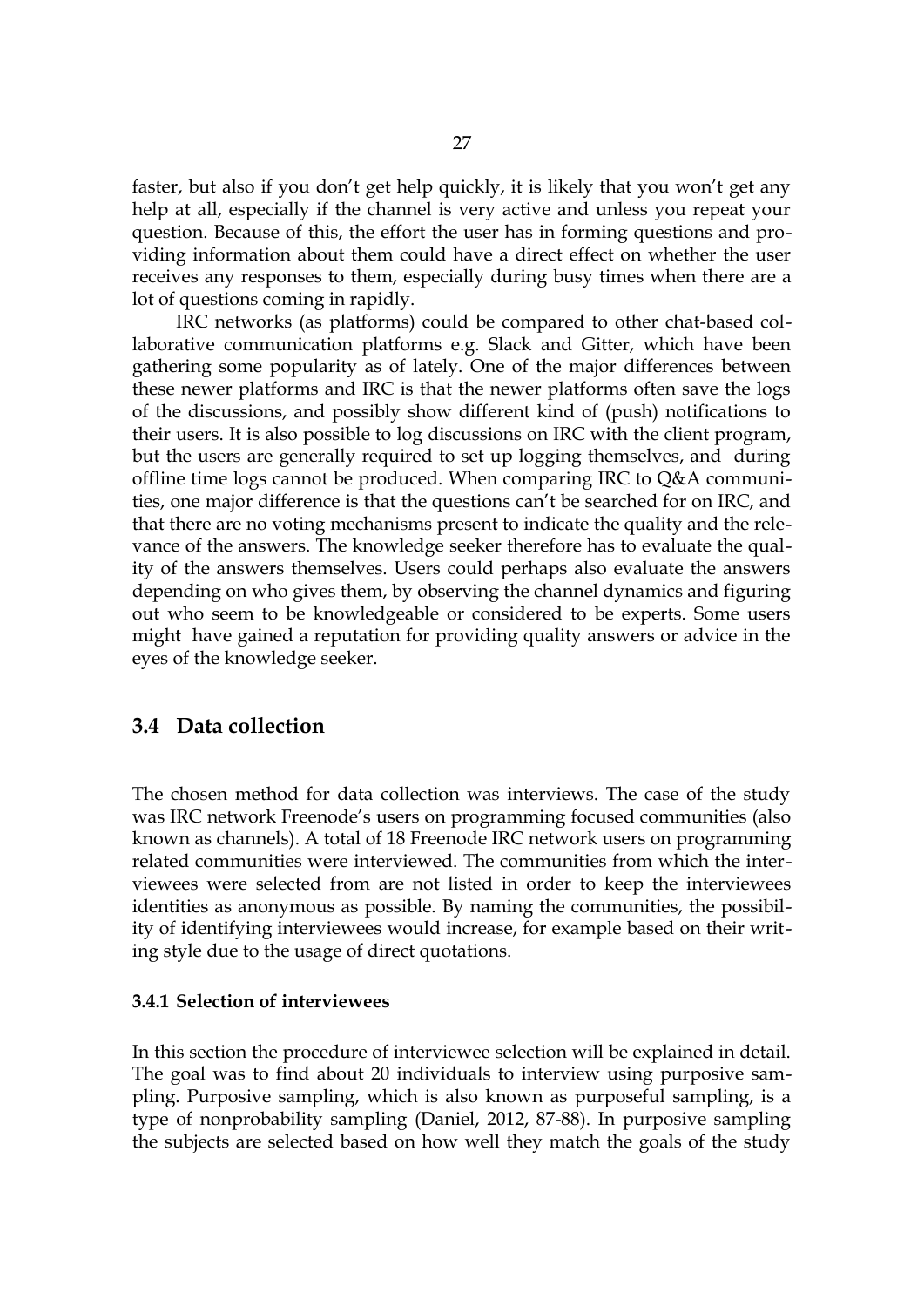faster, but also if you don't get help quickly, it is likely that you won't get any help at all, especially if the channel is very active and unless you repeat your question. Because of this, the effort the user has in forming questions and providing information about them could have a direct effect on whether the user receives any responses to them, especially during busy times when there are a lot of questions coming in rapidly.

IRC networks (as platforms) could be compared to other chat-based collaborative communication platforms e.g. Slack and Gitter, which have been gathering some popularity as of lately. One of the major differences between these newer platforms and IRC is that the newer platforms often save the logs of the discussions, and possibly show different kind of (push) notifications to their users. It is also possible to log discussions on IRC with the client program, but the users are generally required to set up logging themselves, and during offline time logs cannot be produced. When comparing IRC to Q&A communities, one major difference is that the questions can't be searched for on IRC, and that there are no voting mechanisms present to indicate the quality and the relevance of the answers. The knowledge seeker therefore has to evaluate the quality of the answers themselves. Users could perhaps also evaluate the answers depending on who gives them, by observing the channel dynamics and figuring out who seem to be knowledgeable or considered to be experts. Some users might have gained a reputation for providing quality answers or advice in the eyes of the knowledge seeker.

## 3.4 Data collection

The chosen method for data collection was interviews. The case of the study was IRC network Freenode's users on programming focused communities (also known as channels). A total of 18 Freenode IRC network users on programming related communities were interviewed. The communities from which the interviewees were selected from are not listed in order to keep the interviewees identities as anonymous as possible. By naming the communities, the possibility of identifying interviewees would increase, for example based on their writing style due to the usage of direct quotations.

### 3.4.1 Selection of interviewees

In this section the procedure of interviewee selection will be explained in detail. The goal was to find about 20 individuals to interview using purposive sampling. Purposive sampling, which is also known as purposeful sampling, is a type of nonprobability sampling (Daniel, 2012, 87-88). In purposive sampling the subjects are selected based on how well they match the goals of the study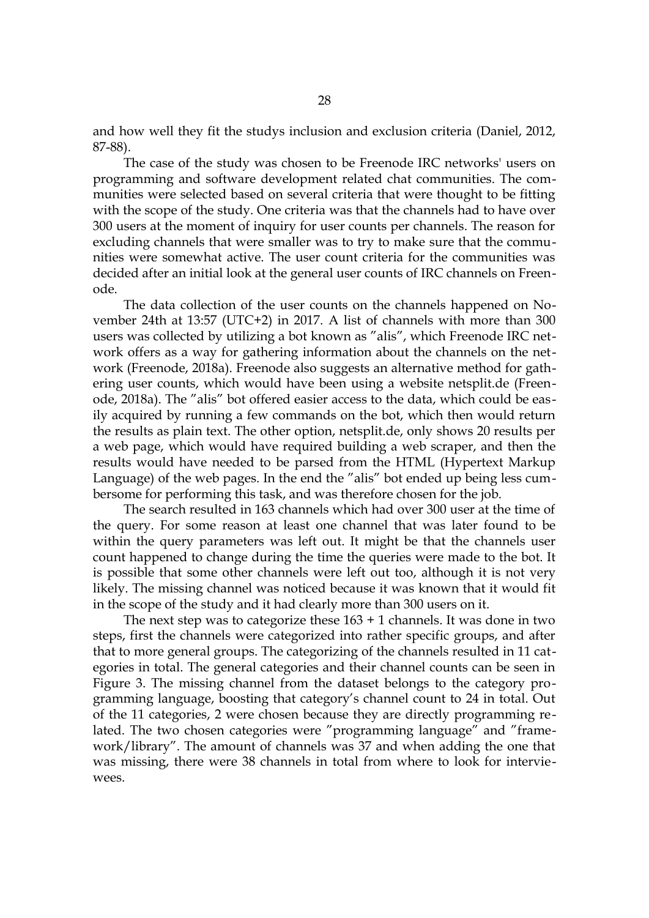and how well they fit the studys inclusion and exclusion criteria (Daniel, 2012, 87-88).

The case of the study was chosen to be Freenode IRC networks' users on programming and software development related chat communities. The communities were selected based on several criteria that were thought to be fitting with the scope of the study. One criteria was that the channels had to have over 300 users at the moment of inquiry for user counts per channels. The reason for excluding channels that were smaller was to try to make sure that the communities were somewhat active. The user count criteria for the communities was decided after an initial look at the general user counts of IRC channels on Freenode.

The data collection of the user counts on the channels happened on November 24th at 13:57 (UTC+2) in 2017. A list of channels with more than 300 users was collected by utilizing a bot known as "alis", which Freenode IRC network offers as a way for gathering information about the channels on the network (Freenode, 2018a). Freenode also suggests an alternative method for gathering user counts, which would have been using a website netsplit.de (Freenode, 2018a). The "alis" bot offered easier access to the data, which could be easily acquired by running a few commands on the bot, which then would return the results as plain text. The other option, netsplit.de, only shows 20 results per a web page, which would have required building a web scraper, and then the results would have needed to be parsed from the HTML (Hypertext Markup Language) of the web pages. In the end the "alis" bot ended up being less cumbersome for performing this task, and was therefore chosen for the job.

The search resulted in 163 channels which had over 300 user at the time of the query. For some reason at least one channel that was later found to be within the query parameters was left out. It might be that the channels user count happened to change during the time the queries were made to the bot. It is possible that some other channels were left out too, although it is not very likely. The missing channel was noticed because it was known that it would fit in the scope of the study and it had clearly more than 300 users on it.

The next step was to categorize these 163 + 1 channels. It was done in two steps, first the channels were categorized into rather specific groups, and after that to more general groups. The categorizing of the channels resulted in 11 categories in total. The general categories and their channel counts can be seen in Figure 3. The missing channel from the dataset belongs to the category programming language, boosting that category's channel count to 24 in total. Out of the 11 categories, 2 were chosen because they are directly programming related. The two chosen categories were "programming language" and "framework/library". The amount of channels was 37 and when adding the one that was missing, there were 38 channels in total from where to look for interviewees.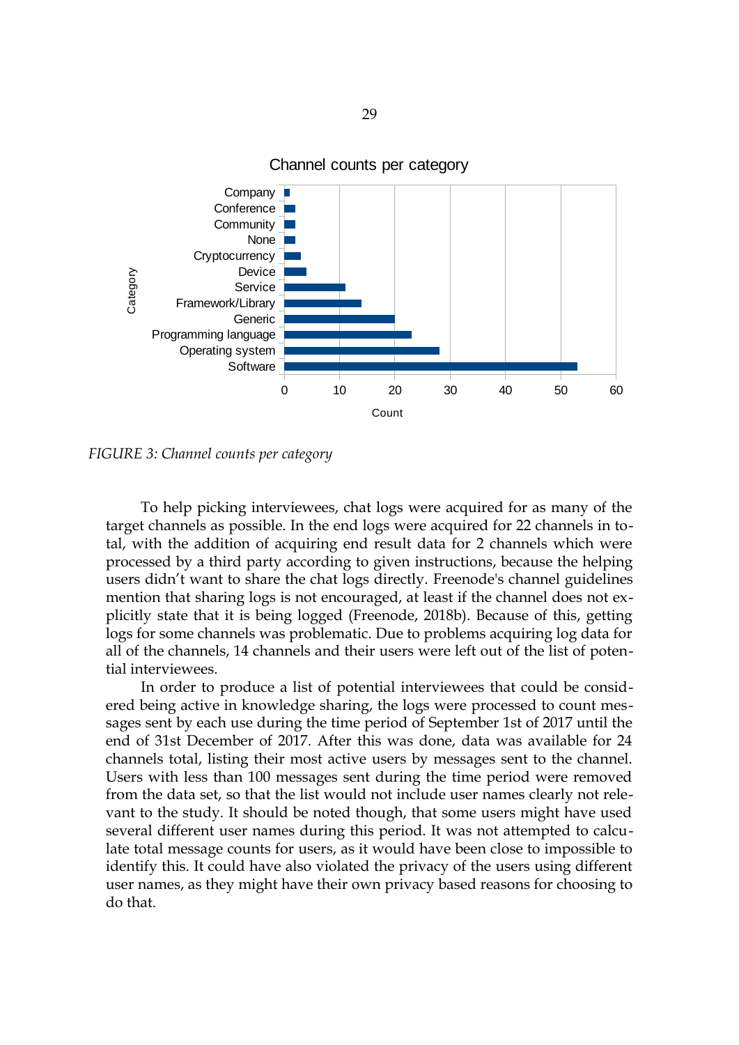FIGURE 3: *Channel counts per category*

To help picking interviewees, chat logs were acquired for as many of the target channels as possible. In the end logs were acquired for 22 channels in total, with the addition of acquiring end result data for 2 channels which were processed by a third party according to given instructions, because the helping users didn't want to share the chat logs directly. Freenode's channel guidelines mention that sharing logs is not encouraged, at least if the channel does not explicitly state that it is being logged (Freenode, 2018b). Because of this, getting logs for some channels was problematic. Due to problems acquiring log data for all of the channels, 14 channels and their users were left out of the list of potential interviewees.

In order to produce a list of potential interviewees that could be considered being active in knowledge sharing, the logs were processed to count messages sent by each use during the time period of September 1st of 2017 until the end of 31st December of 2017. After this was done, data was available for 24 channels total, listing their most active users by messages sent to the channel. Users with less than 100 messages sent during the time period were removed from the data set, so that the list would not include user names clearly not relevant to the study. It should be noted though, that some users might have used several different user names during this period. It was not attempted to calculate total message counts for users, as it would have been close to impossible to identify this. It could have also violated the privacy of the users using different user names, as they might have their own privacy based reasons for choosing to do that.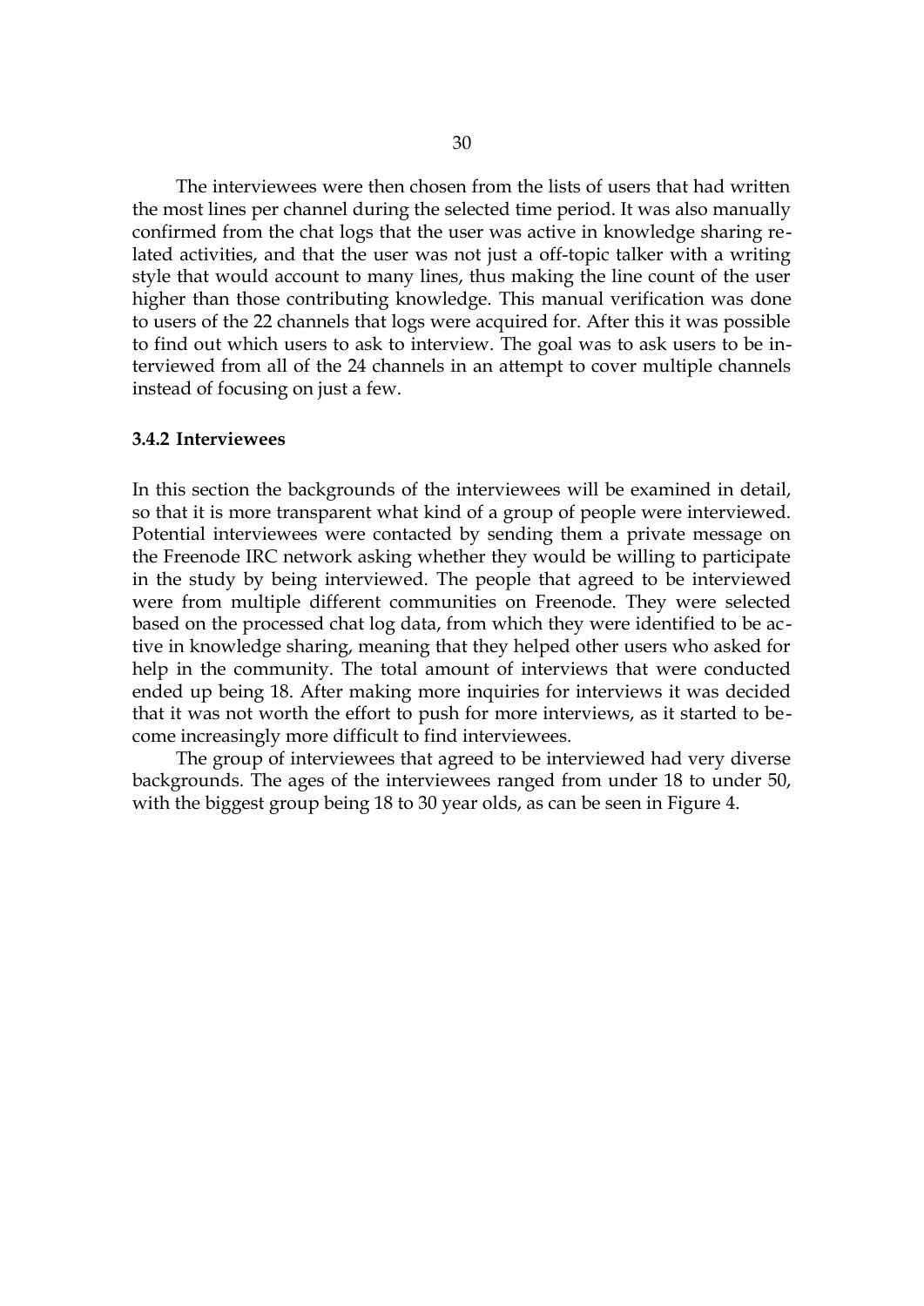The interviewees were then chosen from the lists of users that had written the most lines per channel during the selected time period. It was also manually confirmed from the chat logs that the user was active in knowledge sharing related activities, and that the user was not just a off-topic talker with a writing style that would account to many lines, thus making the line count of the user higher than those contributing knowledge. This manual verification was done to users of the 22 channels that logs were acquired for. After this it was possible to find out which users to ask to interview. The goal was to ask users to be interviewed from all of the 24 channels in an attempt to cover multiple channels instead of focusing on just a few.

### 3.4.2 Interviewees

In this section the backgrounds of the interviewees will be examined in detail, so that it is more transparent what kind of a group of people were interviewed. Potential interviewees were contacted by sending them a private message on the Freenode IRC network asking whether they would be willing to participate in the study by being interviewed. The people that agreed to be interviewed were from multiple different communities on Freenode. They were selected based on the processed chat log data, from which they were identified to be active in knowledge sharing, meaning that they helped other users who asked for help in the community. The total amount of interviews that were conducted ended up being 18. After making more inquiries for interviews it was decided that it was not worth the effort to push for more interviews, as it started to become increasingly more difficult to find interviewees.

The group of interviewees that agreed to be interviewed had very diverse backgrounds. The ages of the interviewees ranged from under 18 to under 50, with the biggest group being 18 to 30 year olds, as can be seen in Figure 4.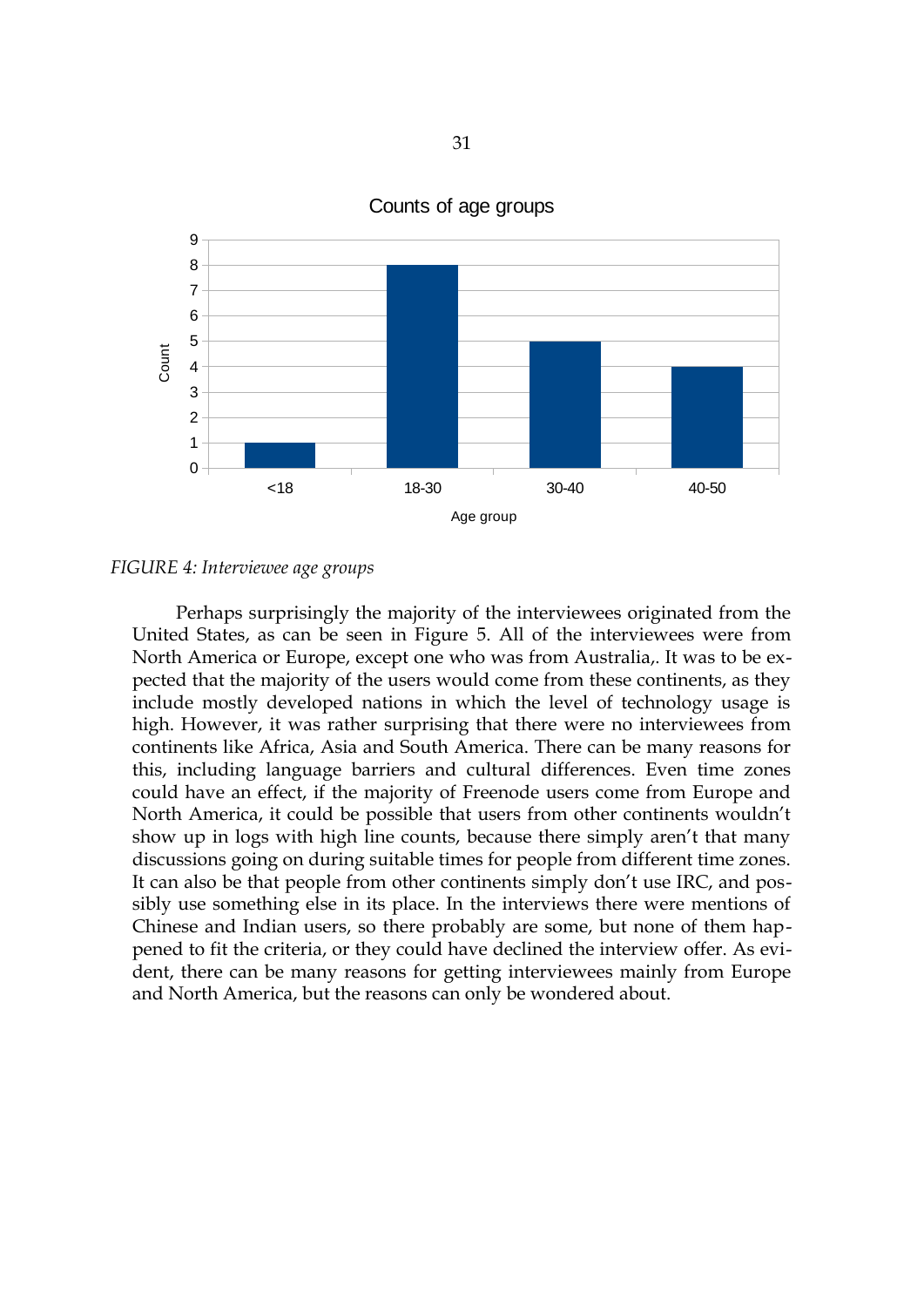*FIGURE 4: Interviewee age groups*

Perhaps surprisingly the majority of the interviewees originated from the United States, as can be seen in Figure 5. All of the interviewees were from North America or Europe, except one who was from Australia,. It was to be expected that the majority of the users would come from these continents, as they include mostly developed nations in which the level of technology usage is high. However, it was rather surprising that there were no interviewees from continents like Africa, Asia and South America. There can be many reasons for this, including language barriers and cultural differences. Even time zones could have an effect, if the majority of Freenode users come from Europe and North America, it could be possible that users from other continents wouldn't show up in logs with high line counts, because there simply aren't that many discussions going on during suitable times for people from different time zones. It can also be that people from other continents simply don't use IRC, and possibly use something else in its place. In the interviews there were mentions of Chinese and Indian users, so there probably are some, but none of them happened to fit the criteria, or they could have declined the interview offer. As evident, there can be many reasons for getting interviewees mainly from Europe and North America, but the reasons can only be wondered about.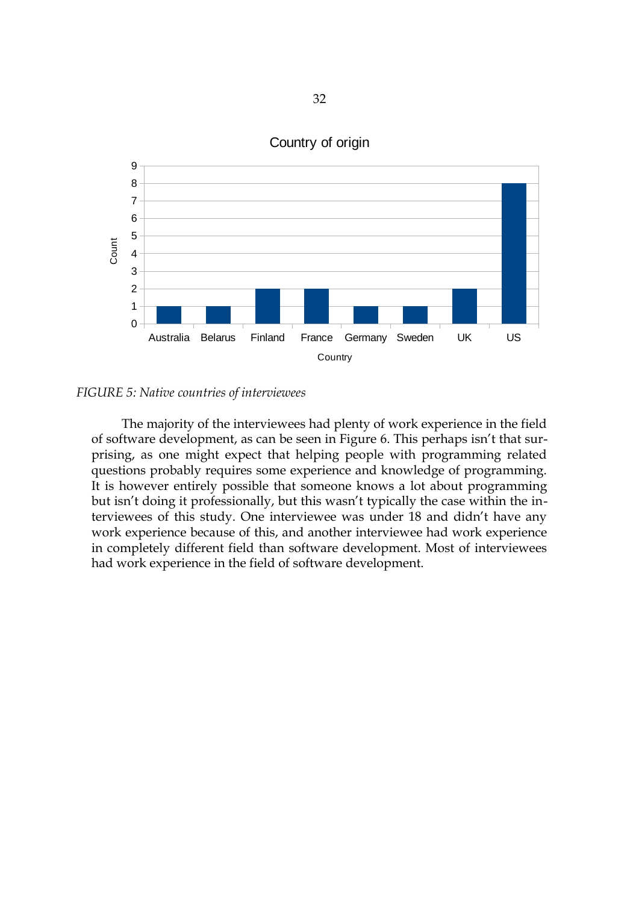FIGURE 5: *Native countries of interviewees*

The majority of the interviewees had plenty of work experience in the field of software development, as can be seen in Figure 6. This perhaps isn't that surprising, as one might expect that helping people with programming related questions probably requires some experience and knowledge of programming. It is however entirely possible that someone knows a lot about programming but isn't doing it professionally, but this wasn't typically the case within the interviewees of this study. One interviewee was under 18 and didn't have any work experience because of this, and another interviewee had work experience in completely different field than software development. Most of interviewees had work experience in the field of software development.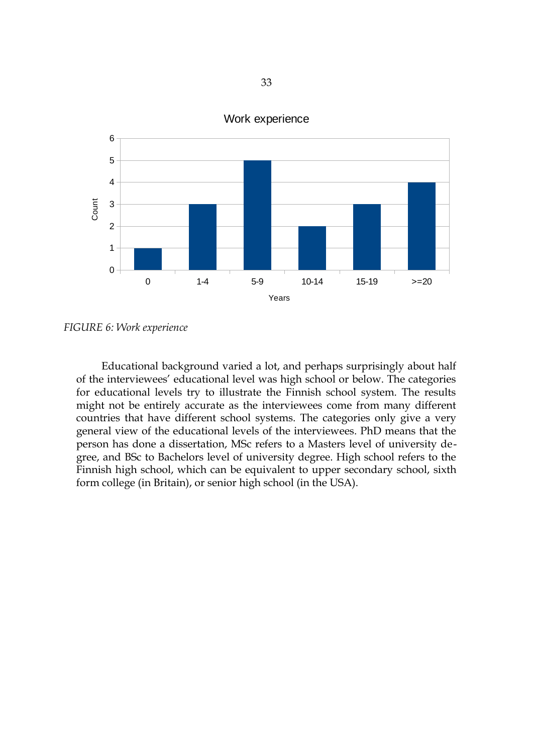FIGURE 6: Work experience

Educational background varied a lot, and perhaps surprisingly about half of the interviewees' educational level was high school or below. The categories for educational levels try to illustrate the Finnish school system. The results might not be entirely accurate as the interviewees come from many different countries that have different school systems. The categories only give a very general view of the educational levels of the interviewees. PhD means that the person has done a dissertation, MSc refers to a Masters level of university degree, and BSc to Bachelors level of university degree. High school refers to the Finnish high school, which can be equivalent to upper secondary school, sixth form college (in Britain), or senior high school (in the USA).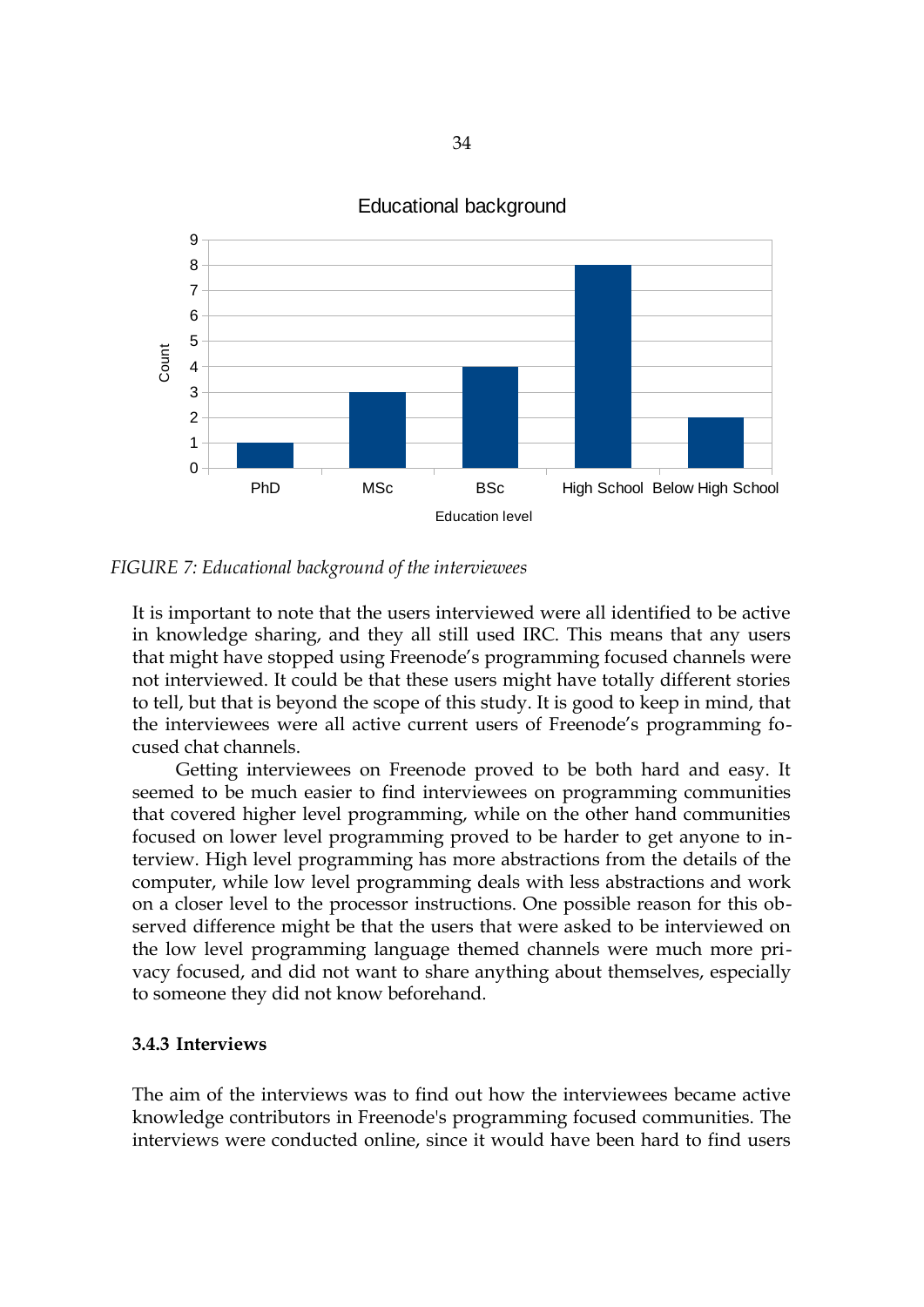FIGURE 7: *Educational background of the interviewees*

It is important to note that the users interviewed were all identified to be active in knowledge sharing, and they all still used IRC. This means that any users that might have stopped using Freenode's programming focused channels were not interviewed. It could be that these users might have totally different stories to tell, but that is beyond the scope of this study. It is good to keep in mind, that the interviewees were all active current users of Freenode's programming focused chat channels.

Getting interviewees on Freenode proved to be both hard and easy. It seemed to be much easier to find interviewees on programming communities that covered higher level programming, while on the other hand communities focused on lower level programming proved to be harder to get anyone to interview. High level programming has more abstractions from the details of the computer, while low level programming deals with less abstractions and work on a closer level to the processor instructions. One possible reason for this observed difference might be that the users that were asked to be interviewed on the low level programming language themed channels were much more privacy focused, and did not want to share anything about themselves, especially to someone they did not know beforehand.

### 3.4.3 Interviews

The aim of the interviews was to find out how the interviewees became active knowledge contributors in Freenode's programming focused communities. The interviews were conducted online, since it would have been hard to find users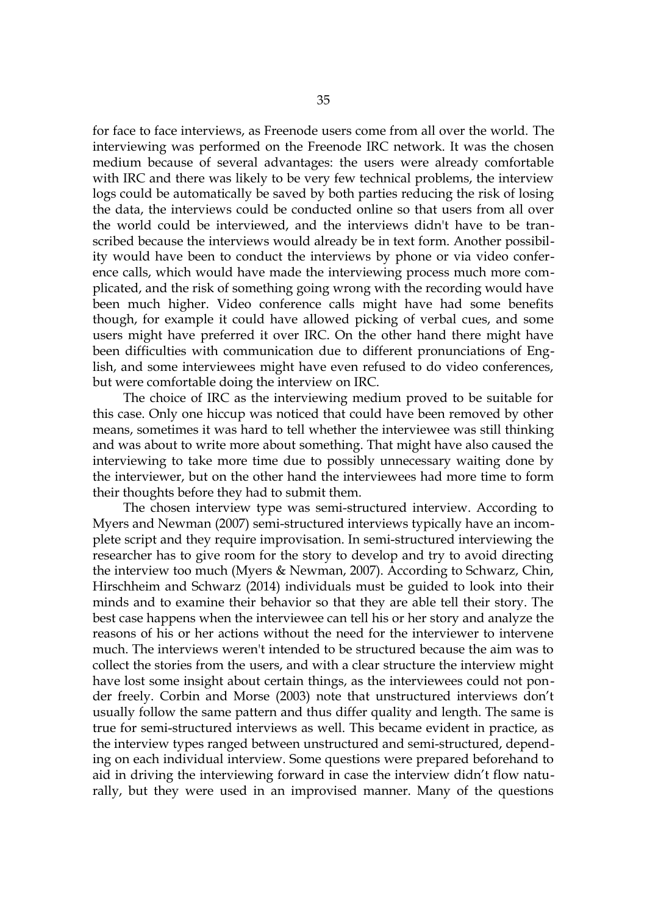for face to face interviews, as Freenode users come from all over the world. The interviewing was performed on the Freenode IRC network. It was the chosen medium because of several advantages: the users were already comfortable with IRC and there was likely to be very few technical problems, the interview logs could be automatically be saved by both parties reducing the risk of losing the data, the interviews could be conducted online so that users from all over the world could be interviewed, and the interviews didn't have to be transcribed because the interviews would already be in text form. Another possibility would have been to conduct the interviews by phone or via video conference calls, which would have made the interviewing process much more complicated, and the risk of something going wrong with the recording would have been much higher. Video conference calls might have had some benefits though, for example it could have allowed picking of verbal cues, and some users might have preferred it over IRC. On the other hand there might have been difficulties with communication due to different pronunciations of English, and some interviewees might have even refused to do video conferences, but were comfortable doing the interview on IRC.

The choice of IRC as the interviewing medium proved to be suitable for this case. Only one hiccup was noticed that could have been removed by other means, sometimes it was hard to tell whether the interviewee was still thinking and was about to write more about something. That might have also caused the interviewing to take more time due to possibly unnecessary waiting done by the interviewer, but on the other hand the interviewees had more time to form their thoughts before they had to submit them.

The chosen interview type was semi-structured interview. According to Myers and Newman (2007) semi-structured interviews typically have an incomplete script and they require improvisation. In semi-structured interviewing the researcher has to give room for the story to develop and try to avoid directing the interview too much (Myers & Newman, 2007). According to Schwarz, Chin, Hirschheim and Schwarz (2014) individuals must be guided to look into their minds and to examine their behavior so that they are able tell their story. The best case happens when the interviewee can tell his or her story and analyze the reasons of his or her actions without the need for the interviewer to intervene much. The interviews weren't intended to be structured because the aim was to collect the stories from the users, and with a clear structure the interview might have lost some insight about certain things, as the interviewees could not ponder freely. Corbin and Morse (2003) note that unstructured interviews don't usually follow the same pattern and thus differ quality and length. The same is true for semi-structured interviews as well. This became evident in practice, as the interview types ranged between unstructured and semi-structured, depending on each individual interview. Some questions were prepared beforehand to aid in driving the interviewing forward in case the interview didn't flow naturally, but they were used in an improvised manner. Many of the questions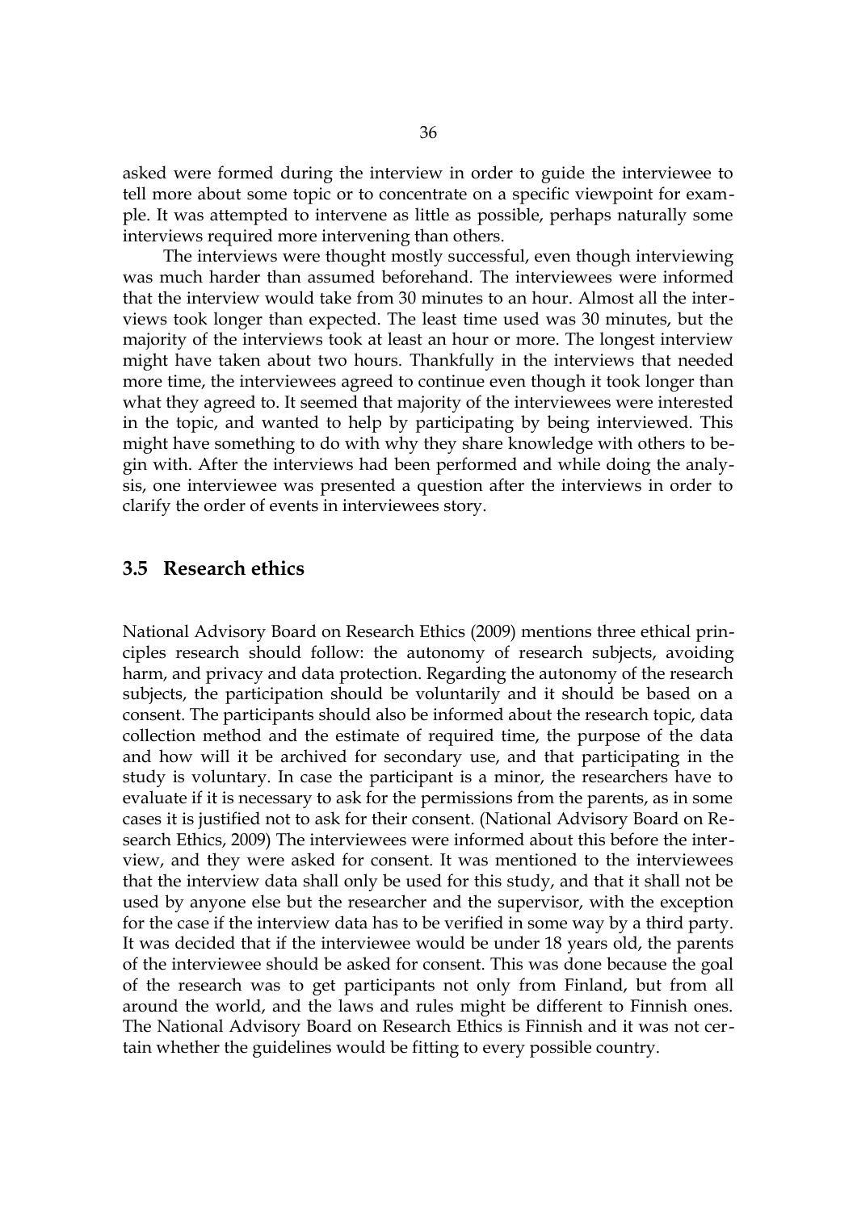asked were formed during the interview in order to guide the interviewee to tell more about some topic or to concentrate on a specific viewpoint for example. It was attempted to intervene as little as possible, perhaps naturally some interviews required more intervening than others.

The interviews were thought mostly successful, even though interviewing was much harder than assumed beforehand. The interviewees were informed that the interview would take from 30 minutes to an hour. Almost all the interviews took longer than expected. The least time used was 30 minutes, but the majority of the interviews took at least an hour or more. The longest interview might have taken about two hours. Thankfully in the interviews that needed more time, the interviewees agreed to continue even though it took longer than what they agreed to. It seemed that majority of the interviewees were interested in the topic, and wanted to help by participating by being interviewed. This might have something to do with why they share knowledge with others to begin with. After the interviews had been performed and while doing the analysis, one interviewee was presented a question after the interviews in order to clarify the order of events in interviewees story.

## 3.5 Research ethics

National Advisory Board on Research Ethics (2009) mentions three ethical principles research should follow: the autonomy of research subjects, avoiding harm, and privacy and data protection. Regarding the autonomy of the research subjects, the participation should be voluntarily and it should be based on a consent. The participants should also be informed about the research topic, data collection method and the estimate of required time, the purpose of the data and how will it be archived for secondary use, and that participating in the study is voluntary. In case the participant is a minor, the researchers have to evaluate if it is necessary to ask for the permissions from the parents, as in some cases it is justified not to ask for their consent. (National Advisory Board on Research Ethics, 2009) The interviewees were informed about this before the interview, and they were asked for consent. It was mentioned to the interviewees that the interview data shall only be used for this study, and that it shall not be used by anyone else but the researcher and the supervisor, with the exception for the case if the interview data has to be verified in some way by a third party. It was decided that if the interviewee would be under 18 years old, the parents of the interviewee should be asked for consent. This was done because the goal of the research was to get participants not only from Finland, but from all around the world, and the laws and rules might be different to Finnish ones. The National Advisory Board on Research Ethics is Finnish and it was not certain whether the guidelines would be fitting to every possible country.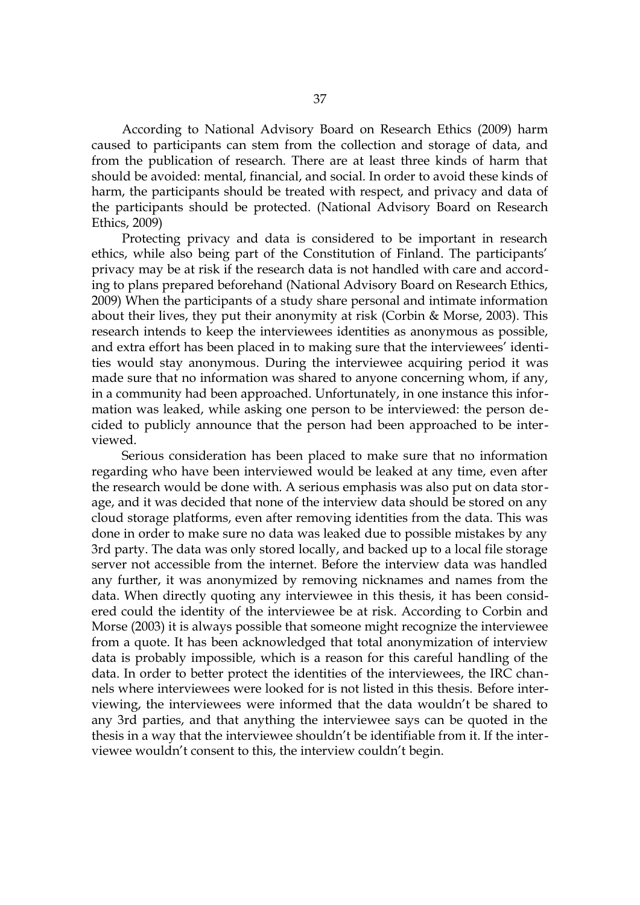According to National Advisory Board on Research Ethics (2009) harm caused to participants can stem from the collection and storage of data, and from the publication of research. There are at least three kinds of harm that should be avoided: mental, financial, and social. In order to avoid these kinds of harm, the participants should be treated with respect, and privacy and data of the participants should be protected. (National Advisory Board on Research Ethics, 2009)

Protecting privacy and data is considered to be important in research ethics, while also being part of the Constitution of Finland. The participants' privacy may be at risk if the research data is not handled with care and according to plans prepared beforehand (National Advisory Board on Research Ethics, 2009) When the participants of a study share personal and intimate information about their lives, they put their anonymity at risk (Corbin & Morse, 2003). This research intends to keep the interviewees identities as anonymous as possible, and extra effort has been placed in to making sure that the interviewees' identities would stay anonymous. During the interviewee acquiring period it was made sure that no information was shared to anyone concerning whom, if any, in a community had been approached. Unfortunately, in one instance this information was leaked, while asking one person to be interviewed: the person decided to publicly announce that the person had been approached to be interviewed.

Serious consideration has been placed to make sure that no information regarding who have been interviewed would be leaked at any time, even after the research would be done with. A serious emphasis was also put on data storage, and it was decided that none of the interview data should be stored on any cloud storage platforms, even after removing identities from the data. This was done in order to make sure no data was leaked due to possible mistakes by any 3rd party. The data was only stored locally, and backed up to a local file storage server not accessible from the internet. Before the interview data was handled any further, it was anonymized by removing nicknames and names from the data. When directly quoting any interviewee in this thesis, it has been considered could the identity of the interviewee be at risk. According to Corbin and Morse (2003) it is always possible that someone might recognize the interviewee from a quote. It has been acknowledged that total anonymization of interview data is probably impossible, which is a reason for this careful handling of the data. In order to better protect the identities of the interviewees, the IRC channels where interviewees were looked for is not listed in this thesis. Before interviewing, the interviewees were informed that the data wouldn't be shared to any 3rd parties, and that anything the interviewee says can be quoted in the thesis in a way that the interviewee shouldn't be identifiable from it. If the interviewee wouldn't consent to this, the interview couldn't begin.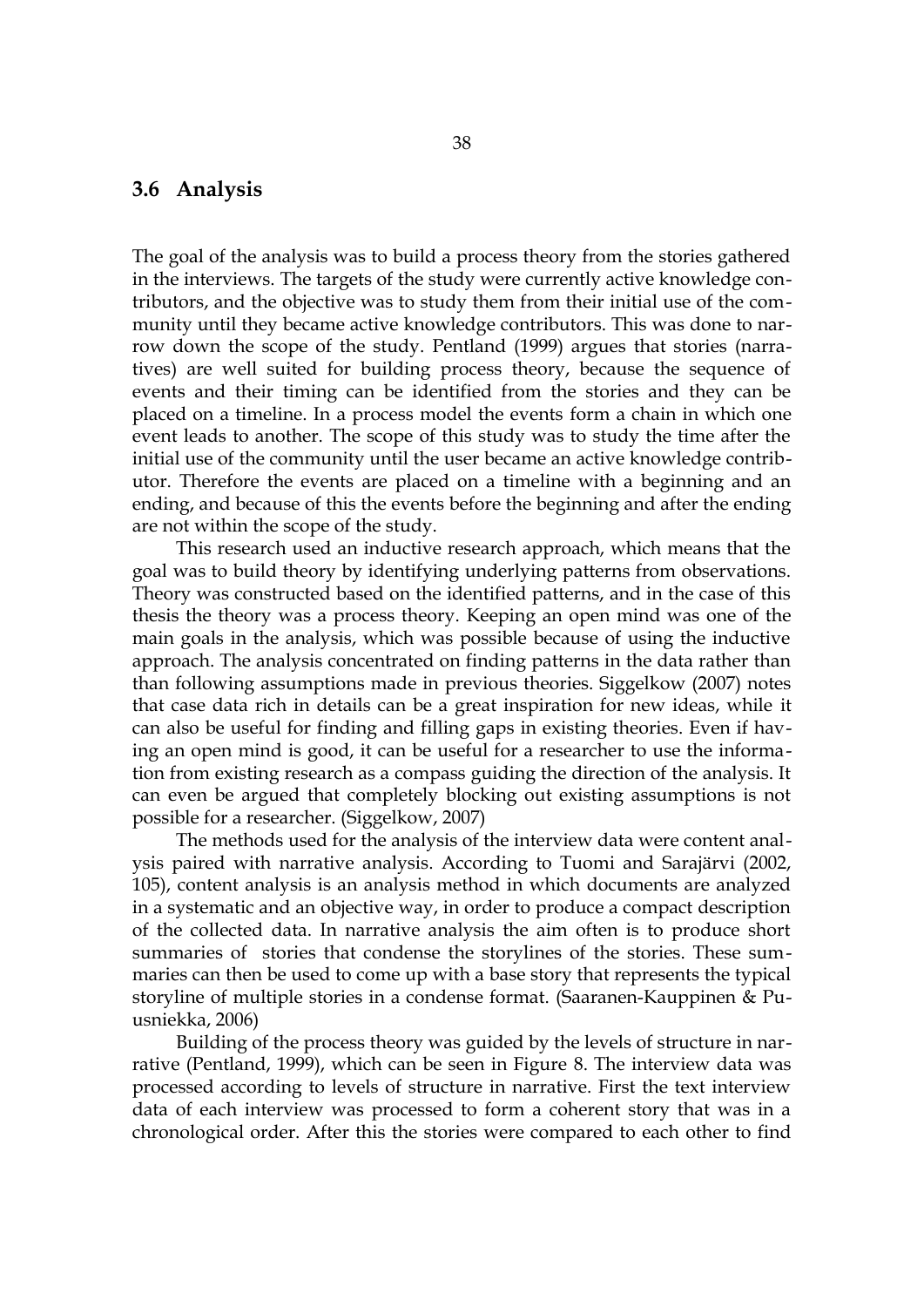## 3.6 Analysis

The goal of the analysis was to build a process theory from the stories gathered in the interviews. The targets of the study were currently active knowledge contributors, and the objective was to study them from their initial use of the community until they became active knowledge contributors. This was done to narrow down the scope of the study. Pentland (1999) argues that stories (narratives) are well suited for building process theory, because the sequence of events and their timing can be identified from the stories and they can be placed on a timeline. In a process model the events form a chain in which one event leads to another. The scope of this study was to study the time after the initial use of the community until the user became an active knowledge contributor. Therefore the events are placed on a timeline with a beginning and an ending, and because of this the events before the beginning and after the ending are not within the scope of the study.

This research used an inductive research approach, which means that the goal was to build theory by identifying underlying patterns from observations. Theory was constructed based on the identified patterns, and in the case of this thesis the theory was a process theory. Keeping an open mind was one of the main goals in the analysis, which was possible because of using the inductive approach. The analysis concentrated on finding patterns in the data rather than than following assumptions made in previous theories. Siggelkow (2007) notes that case data rich in details can be a great inspiration for new ideas, while it can also be useful for finding and filling gaps in existing theories. Even if having an open mind is good, it can be useful for a researcher to use the information from existing research as a compass guiding the direction of the analysis. It can even be argued that completely blocking out existing assumptions is not possible for a researcher. (Siggelkow, 2007)

The methods used for the analysis of the interview data were content analysis paired with narrative analysis. According to Tuomi and Sarajärvi (2002, 105), content analysis is an analysis method in which documents are analyzed in a systematic and an objective way, in order to produce a compact description of the collected data. In narrative analysis the aim often is to produce short summaries of stories that condense the storylines of the stories. These summaries can then be used to come up with a base story that represents the typical storyline of multiple stories in a condense format. (Saaranen-Kauppinen & Puusniekka, 2006)

Building of the process theory was guided by the levels of structure in narrative (Pentland, 1999), which can be seen in Figure 8. The interview data was processed according to levels of structure in narrative. First the text interview data of each interview was processed to form a coherent story that was in a chronological order. After this the stories were compared to each other to find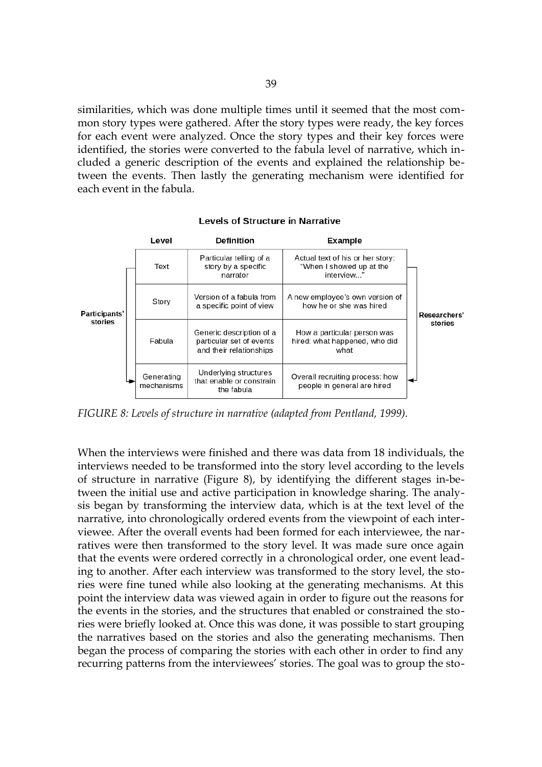similarities, which was done multiple times until it seemed that the most common story types were gathered. After the story types were ready, the key forces for each event were analyzed. Once the story types and their key forces were identified, the stories were converted to the fabula level of narrative, which included a generic description of the events and explained the relationship between the events. Then lastly the generating mechanism were identified for each event in the fabula.

**Levels of Structure in Narrative**

| Level | Definition | Example |
|---|---|---|
| Text | Particular telling of a story by a specific narrator | Actual text of his or her story: "When I showed up at the interview..." |
| Story | Version of a fabula from a specific point of view | A new employee's own version of how he or she was hired |
| Fabula | Generic description of a particular set of events and their relationships | How a particular person was hired: what happened, who did what |
| Generating mechanisms | Underlying structures that enable or constrain the fabula | Overall recruiting process: how people in general are hired |

Participants' stories (Text → Generating mechanisms); Researchers' stories (Generating mechanisms → Text)

*FIGURE 8: Levels of structure in narrative (adapted from Pentland, 1999).*

When the interviews were finished and there was data from 18 individuals, the interviews needed to be transformed into the story level according to the levels of structure in narrative (Figure 8), by identifying the different stages in-between the initial use and active participation in knowledge sharing. The analysis began by transforming the interview data, which is at the text level of the narrative, into chronologically ordered events from the viewpoint of each interviewee. After the overall events had been formed for each interviewee, the narratives were then transformed to the story level. It was made sure once again that the events were ordered correctly in a chronological order, one event leading to another. After each interview was transformed to the story level, the stories were fine tuned while also looking at the generating mechanisms. At this point the interview data was viewed again in order to figure out the reasons for the events in the stories, and the structures that enabled or constrained the stories were briefly looked at. Once this was done, it was possible to start grouping the narratives based on the stories and also the generating mechanisms. Then began the process of comparing the stories with each other in order to find any recurring patterns from the interviewees' stories. The goal was to group the sto-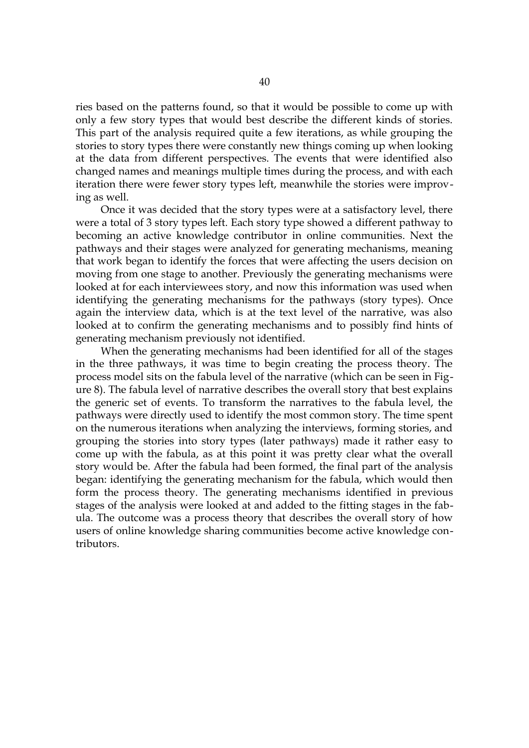ries based on the patterns found, so that it would be possible to come up with only a few story types that would best describe the different kinds of stories. This part of the analysis required quite a few iterations, as while grouping the stories to story types there were constantly new things coming up when looking at the data from different perspectives. The events that were identified also changed names and meanings multiple times during the process, and with each iteration there were fewer story types left, meanwhile the stories were improving as well.

Once it was decided that the story types were at a satisfactory level, there were a total of 3 story types left. Each story type showed a different pathway to becoming an active knowledge contributor in online communities. Next the pathways and their stages were analyzed for generating mechanisms, meaning that work began to identify the forces that were affecting the users decision on moving from one stage to another. Previously the generating mechanisms were looked at for each interviewees story, and now this information was used when identifying the generating mechanisms for the pathways (story types). Once again the interview data, which is at the text level of the narrative, was also looked at to confirm the generating mechanisms and to possibly find hints of generating mechanism previously not identified.

When the generating mechanisms had been identified for all of the stages in the three pathways, it was time to begin creating the process theory. The process model sits on the fabula level of the narrative (which can be seen in Figure 8). The fabula level of narrative describes the overall story that best explains the generic set of events. To transform the narratives to the fabula level, the pathways were directly used to identify the most common story. The time spent on the numerous iterations when analyzing the interviews, forming stories, and grouping the stories into story types (later pathways) made it rather easy to come up with the fabula, as at this point it was pretty clear what the overall story would be. After the fabula had been formed, the final part of the analysis began: identifying the generating mechanism for the fabula, which would then form the process theory. The generating mechanisms identified in previous stages of the analysis were looked at and added to the fitting stages in the fabula. The outcome was a process theory that describes the overall story of how users of online knowledge sharing communities become active knowledge contributors.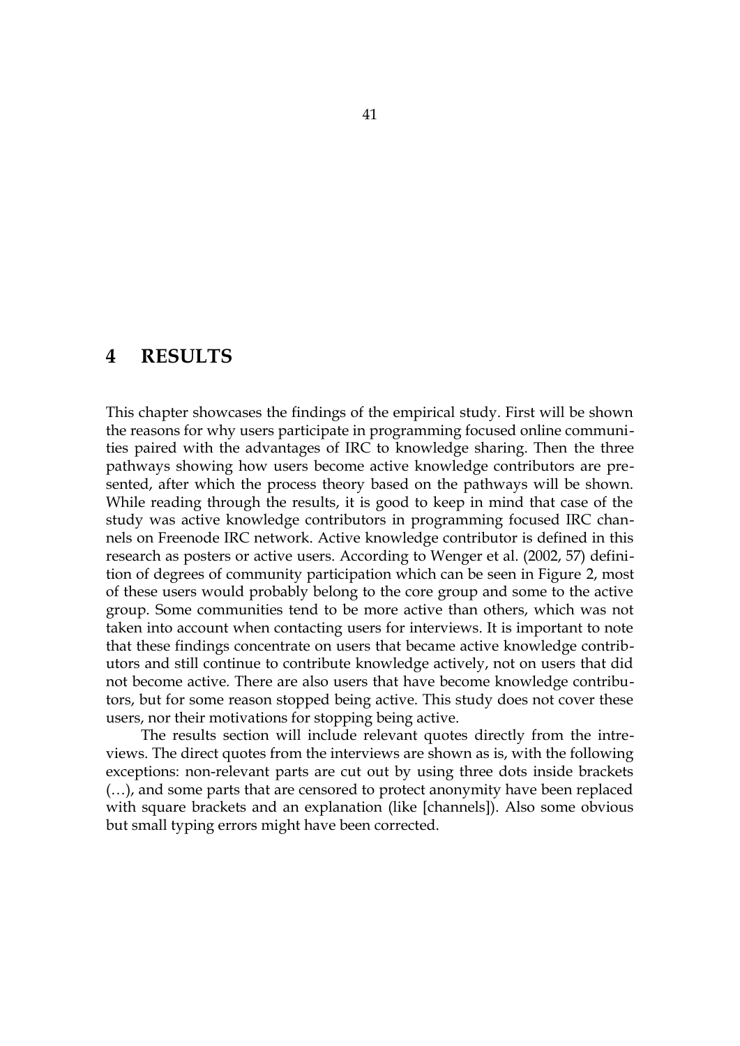# 4 RESULTS

This chapter showcases the findings of the empirical study. First will be shown the reasons for why users participate in programming focused online communities paired with the advantages of IRC to knowledge sharing. Then the three pathways showing how users become active knowledge contributors are presented, after which the process theory based on the pathways will be shown. While reading through the results, it is good to keep in mind that case of the study was active knowledge contributors in programming focused IRC channels on Freenode IRC network. Active knowledge contributor is defined in this research as posters or active users. According to Wenger et al. (2002, 57) definition of degrees of community participation which can be seen in Figure 2, most of these users would probably belong to the core group and some to the active group. Some communities tend to be more active than others, which was not taken into account when contacting users for interviews. It is important to note that these findings concentrate on users that became active knowledge contributors and still continue to contribute knowledge actively, not on users that did not become active. There are also users that have become knowledge contributors, but for some reason stopped being active. This study does not cover these users, nor their motivations for stopping being active.

The results section will include relevant quotes directly from the intreviews. The direct quotes from the interviews are shown as is, with the following exceptions: non-relevant parts are cut out by using three dots inside brackets (…), and some parts that are censored to protect anonymity have been replaced with square brackets and an explanation (like [channels]). Also some obvious but small typing errors might have been corrected.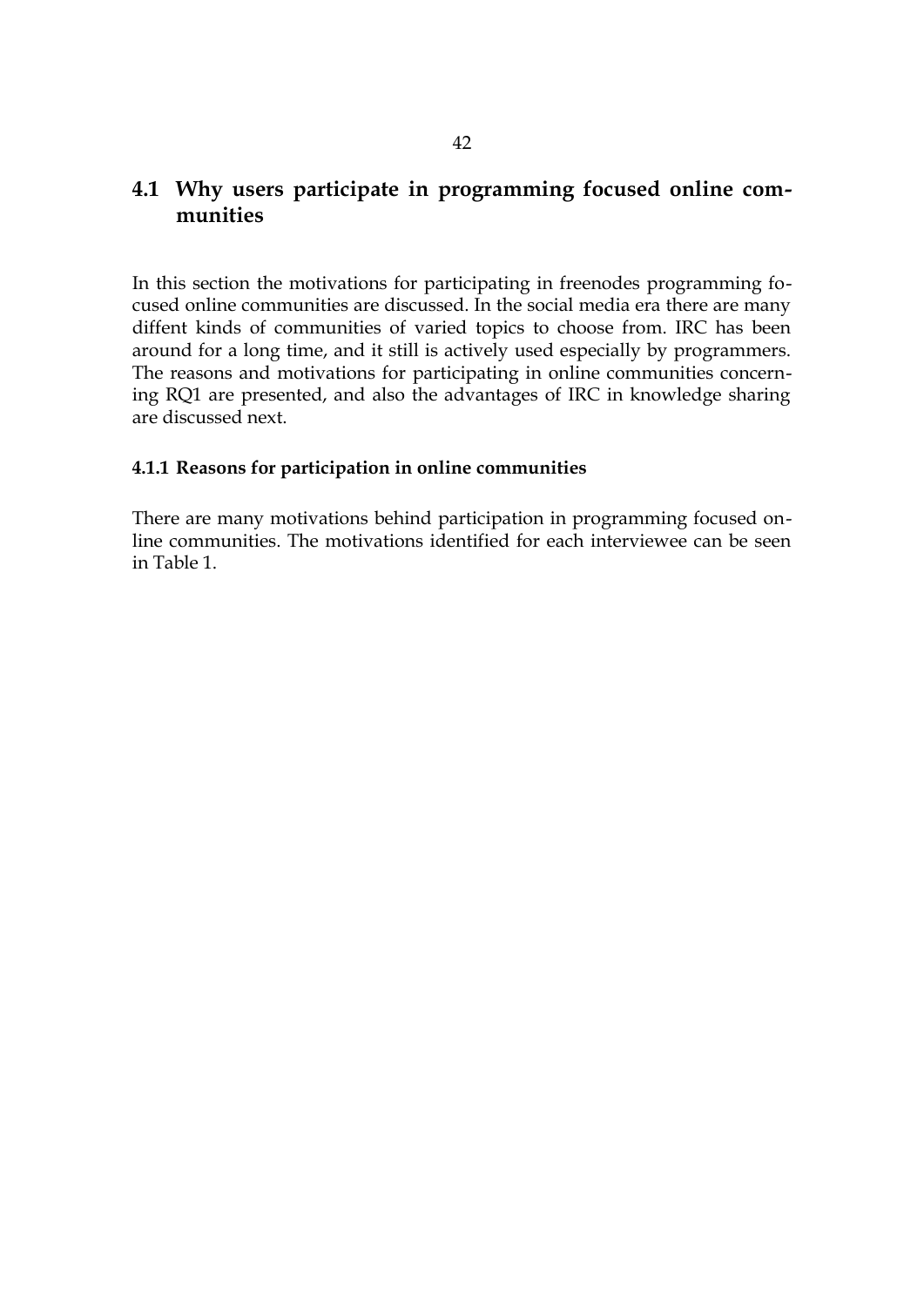## 4.1 Why users participate in programming focused online communities

In this section the motivations for participating in freenodes programming focused online communities are discussed. In the social media era there are many diffent kinds of communities of varied topics to choose from. IRC has been around for a long time, and it still is actively used especially by programmers. The reasons and motivations for participating in online communities concerning RQ1 are presented, and also the advantages of IRC in knowledge sharing are discussed next.

### 4.1.1 Reasons for participation in online communities

There are many motivations behind participation in programming focused online communities. The motivations identified for each interviewee can be seen in Table 1.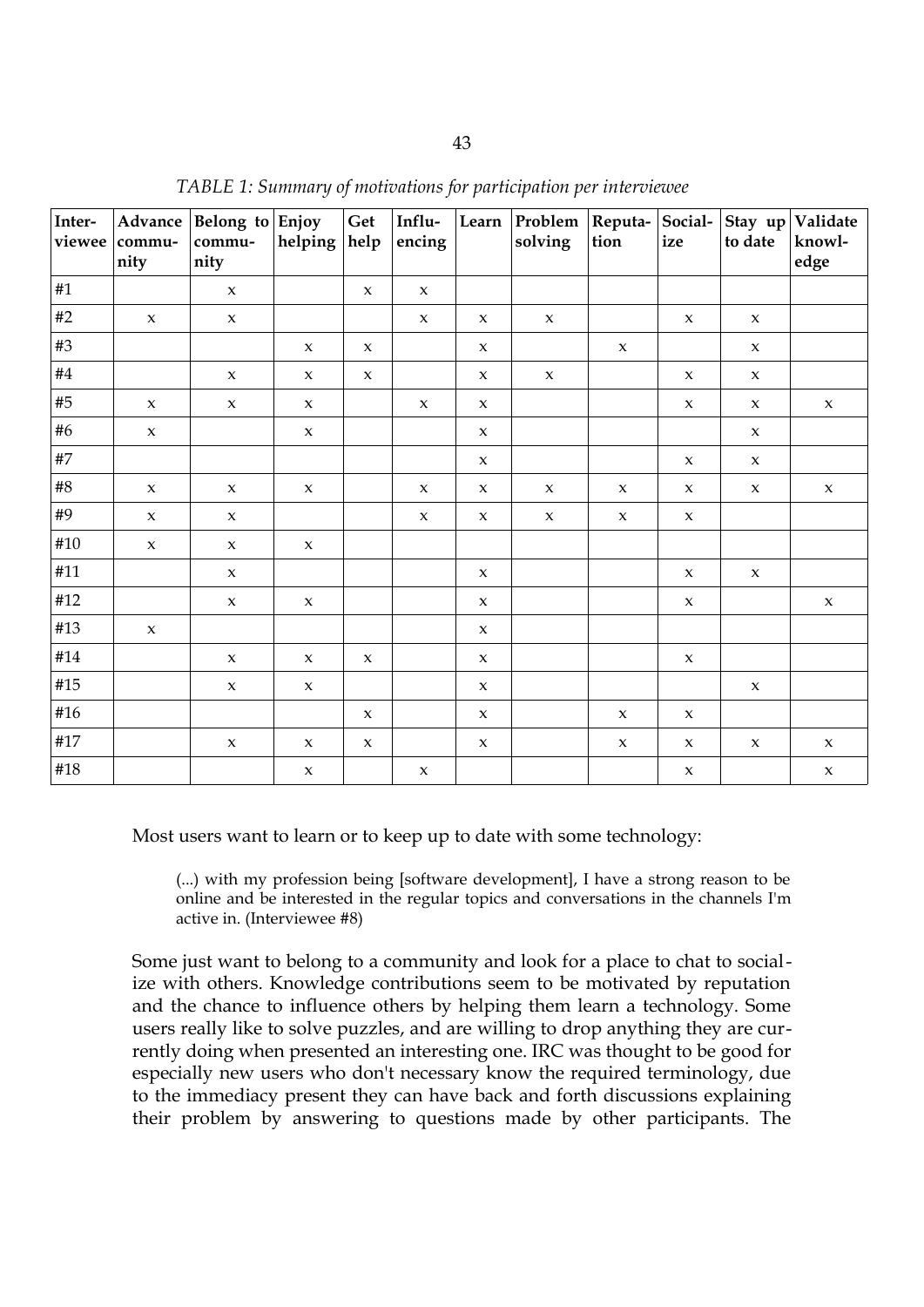*TABLE 1: Summary of motivations for participation per interviewee*

| Interviewee | Advance community | Belong to community | Enjoy helping | Get help | Influencing | Learn | Problem solving | Reputation | Socialize | Stay up to date | Validate knowledge |
|---|---|---|---|---|---|---|---|---|---|---|---|
| #1 | | x | | x | x | | | | | | |
| #2 | x | x | | | x | x | x | | x | x | |
| #3 | | | x | x | | x | | x | | x | |
| #4 | | x | x | x | | x | x | | x | x | |
| #5 | x | x | x | | x | x | | | x | x | x |
| #6 | x | | x | | | x | | | | x | |
| #7 | | | | | | x | | | x | x | |
| #8 | x | x | x | | x | x | x | x | x | x | x |
| #9 | x | x | | | x | x | x | x | x | | |
| #10 | x | x | x | | | | | | | | |
| #11 | | x | | | | x | | | x | x | |
| #12 | | x | x | | | x | | | x | | x |
| #13 | x | | | | | x | | | | | |
| #14 | | x | x | x | | x | | | x | | |
| #15 | | x | x | | | x | | | | x | |
| #16 | | | | x | | x | | x | x | | |
| #17 | | x | x | x | | x | | x | x | x | x |
| #18 | | | x | | x | | | | x | | x |

Most users want to learn or to keep up to date with some technology:

> (...) with my profession being [software development], I have a strong reason to be online and be interested in the regular topics and conversations in the channels I'm active in. (Interviewee #8)

Some just want to belong to a community and look for a place to chat to socialize with others. Knowledge contributions seem to be motivated by reputation and the chance to influence others by helping them learn a technology. Some users really like to solve puzzles, and are willing to drop anything they are currently doing when presented an interesting one. IRC was thought to be good for especially new users who don't necessary know the required terminology, due to the immediacy present they can have back and forth discussions explaining their problem by answering to questions made by other participants. The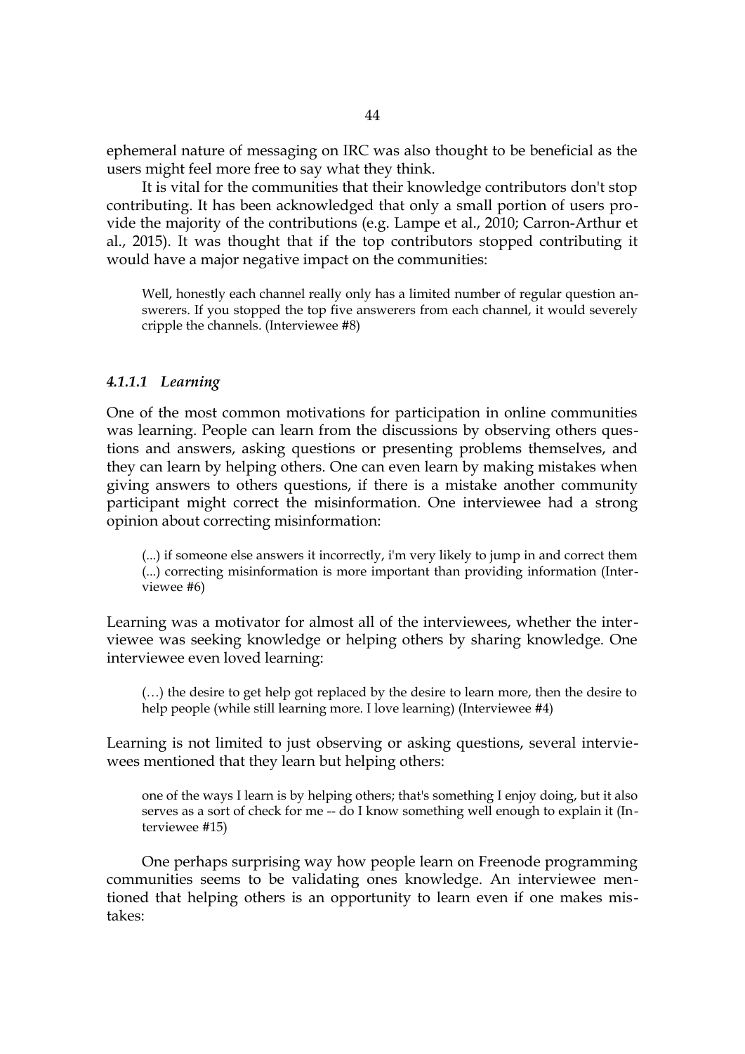ephemeral nature of messaging on IRC was also thought to be beneficial as the users might feel more free to say what they think.

It is vital for the communities that their knowledge contributors don't stop contributing. It has been acknowledged that only a small portion of users provide the majority of the contributions (e.g. Lampe et al., 2010; Carron-Arthur et al., 2015). It was thought that if the top contributors stopped contributing it would have a major negative impact on the communities:

> Well, honestly each channel really only has a limited number of regular question answerers. If you stopped the top five answerers from each channel, it would severely cripple the channels. (Interviewee #8)

#### *4.1.1.1 Learning*

One of the most common motivations for participation in online communities was learning. People can learn from the discussions by observing others questions and answers, asking questions or presenting problems themselves, and they can learn by helping others. One can even learn by making mistakes when giving answers to others questions, if there is a mistake another community participant might correct the misinformation. One interviewee had a strong opinion about correcting misinformation:

> (...) if someone else answers it incorrectly, i'm very likely to jump in and correct them (...) correcting misinformation is more important than providing information (Interviewee #6)

Learning was a motivator for almost all of the interviewees, whether the interviewee was seeking knowledge or helping others by sharing knowledge. One interviewee even loved learning:

> (…) the desire to get help got replaced by the desire to learn more, then the desire to help people (while still learning more. I love learning) (Interviewee #4)

Learning is not limited to just observing or asking questions, several interviewees mentioned that they learn but helping others:

> one of the ways I learn is by helping others; that's something I enjoy doing, but it also serves as a sort of check for me -- do I know something well enough to explain it (Interviewee #15)

One perhaps surprising way how people learn on Freenode programming communities seems to be validating ones knowledge. An interviewee mentioned that helping others is an opportunity to learn even if one makes mistakes: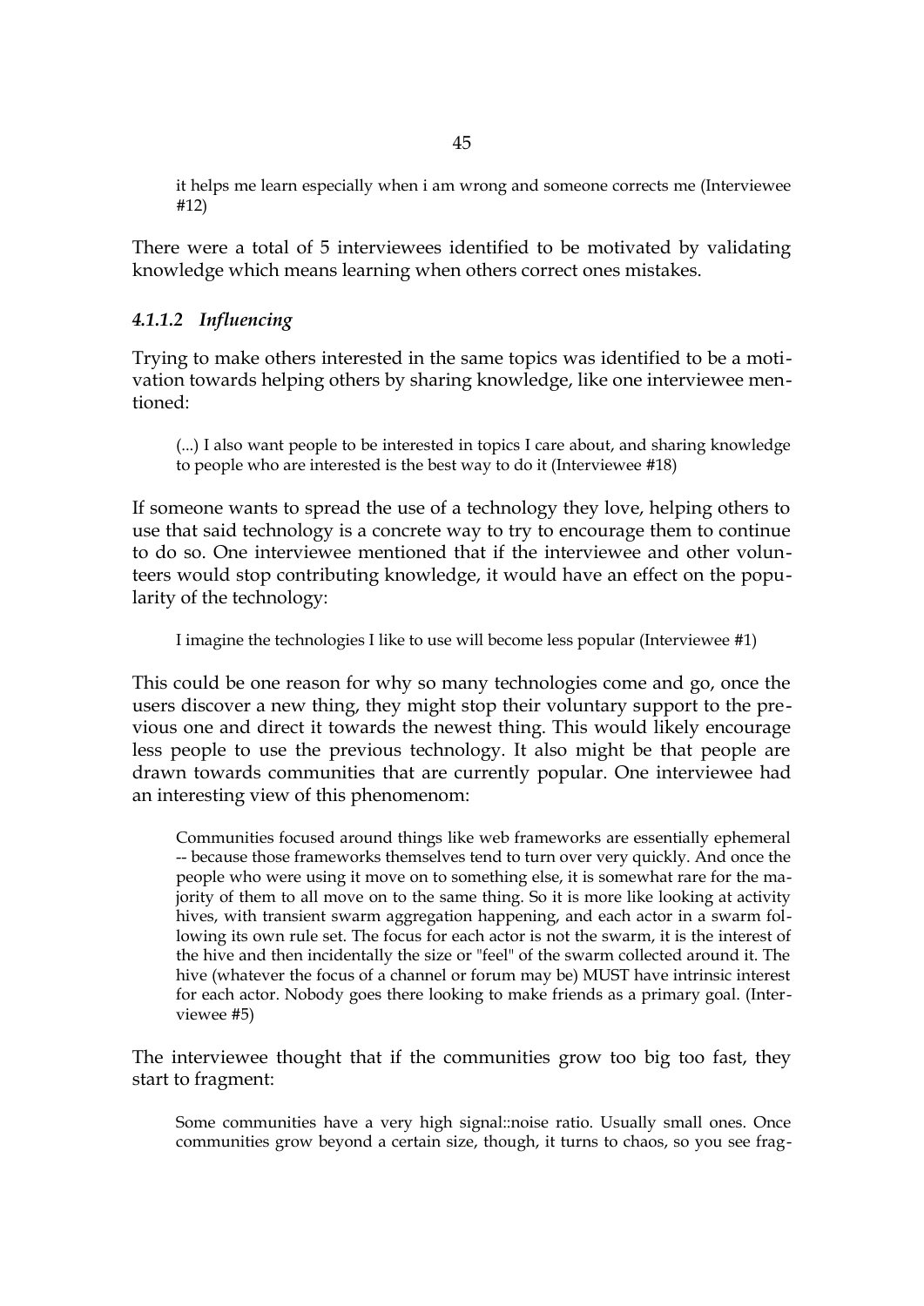> it helps me learn especially when i am wrong and someone corrects me (Interviewee #12)

There were a total of 5 interviewees identified to be motivated by validating knowledge which means learning when others correct ones mistakes.

#### *4.1.1.2 Influencing*

Trying to make others interested in the same topics was identified to be a motivation towards helping others by sharing knowledge, like one interviewee mentioned:

> (...) I also want people to be interested in topics I care about, and sharing knowledge to people who are interested is the best way to do it (Interviewee #18)

If someone wants to spread the use of a technology they love, helping others to use that said technology is a concrete way to try to encourage them to continue to do so. One interviewee mentioned that if the interviewee and other volunteers would stop contributing knowledge, it would have an effect on the popularity of the technology:

> I imagine the technologies I like to use will become less popular (Interviewee #1)

This could be one reason for why so many technologies come and go, once the users discover a new thing, they might stop their voluntary support to the previous one and direct it towards the newest thing. This would likely encourage less people to use the previous technology. It also might be that people are drawn towards communities that are currently popular. One interviewee had an interesting view of this phenomenom:

> Communities focused around things like web frameworks are essentially ephemeral -- because those frameworks themselves tend to turn over very quickly. And once the people who were using it move on to something else, it is somewhat rare for the majority of them to all move on to the same thing. So it is more like looking at activity hives, with transient swarm aggregation happening, and each actor in a swarm following its own rule set. The focus for each actor is not the swarm, it is the interest of the hive and then incidentally the size or "feel" of the swarm collected around it. The hive (whatever the focus of a channel or forum may be) MUST have intrinsic interest for each actor. Nobody goes there looking to make friends as a primary goal. (Interviewee #5)

The interviewee thought that if the communities grow too big too fast, they start to fragment:

> Some communities have a very high signal::noise ratio. Usually small ones. Once communities grow beyond a certain size, though, it turns to chaos, so you see frag-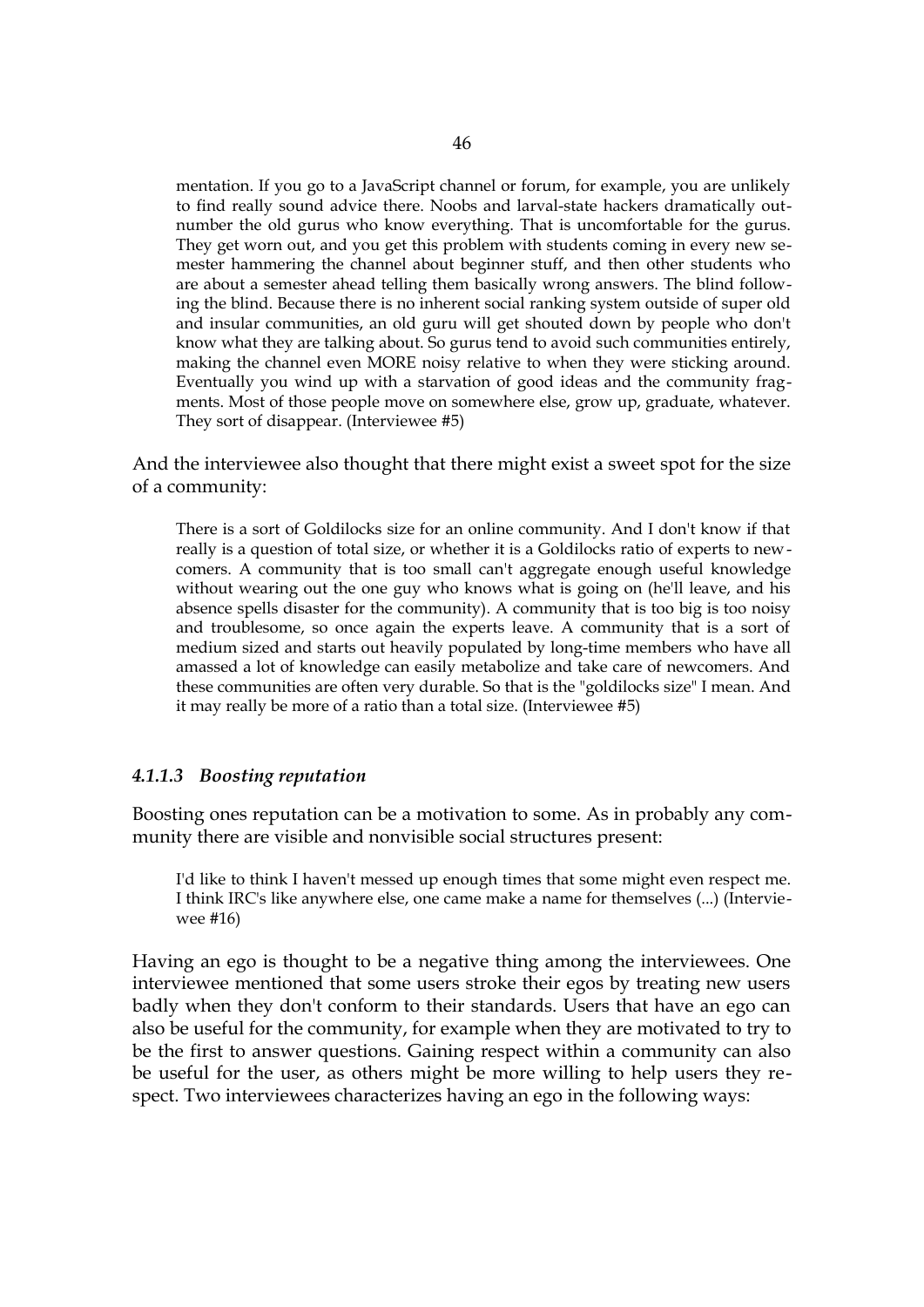mentation. If you go to a JavaScript channel or forum, for example, you are unlikely to find really sound advice there. Noobs and larval-state hackers dramatically outnumber the old gurus who know everything. That is uncomfortable for the gurus. They get worn out, and you get this problem with students coming in every new semester hammering the channel about beginner stuff, and then other students who are about a semester ahead telling them basically wrong answers. The blind following the blind. Because there is no inherent social ranking system outside of super old and insular communities, an old guru will get shouted down by people who don't know what they are talking about. So gurus tend to avoid such communities entirely, making the channel even MORE noisy relative to when they were sticking around. Eventually you wind up with a starvation of good ideas and the community fragments. Most of those people move on somewhere else, grow up, graduate, whatever. They sort of disappear. (Interviewee #5)

And the interviewee also thought that there might exist a sweet spot for the size of a community:

> There is a sort of Goldilocks size for an online community. And I don't know if that really is a question of total size, or whether it is a Goldilocks ratio of experts to newcomers. A community that is too small can't aggregate enough useful knowledge without wearing out the one guy who knows what is going on (he'll leave, and his absence spells disaster for the community). A community that is too big is too noisy and troublesome, so once again the experts leave. A community that is a sort of medium sized and starts out heavily populated by long-time members who have all amassed a lot of knowledge can easily metabolize and take care of newcomers. And these communities are often very durable. So that is the "goldilocks size" I mean. And it may really be more of a ratio than a total size. (Interviewee #5)

#### *4.1.1.3 Boosting reputation*

Boosting ones reputation can be a motivation to some. As in probably any community there are visible and nonvisible social structures present:

> I'd like to think I haven't messed up enough times that some might even respect me. I think IRC's like anywhere else, one came make a name for themselves (...) (Interviewee #16)

Having an ego is thought to be a negative thing among the interviewees. One interviewee mentioned that some users stroke their egos by treating new users badly when they don't conform to their standards. Users that have an ego can also be useful for the community, for example when they are motivated to try to be the first to answer questions. Gaining respect within a community can also be useful for the user, as others might be more willing to help users they respect. Two interviewees characterizes having an ego in the following ways: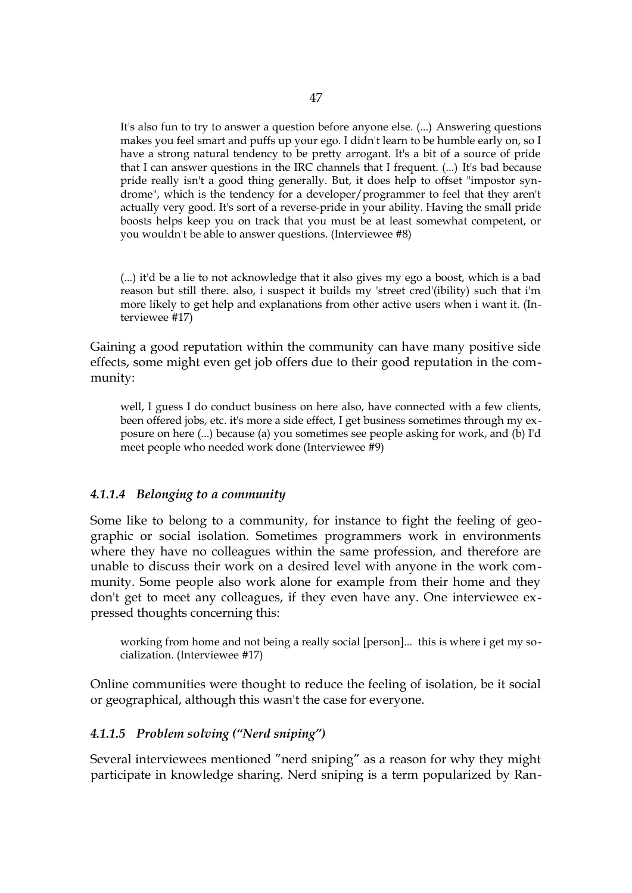> It's also fun to try to answer a question before anyone else. (...) Answering questions makes you feel smart and puffs up your ego. I didn't learn to be humble early on, so I have a strong natural tendency to be pretty arrogant. It's a bit of a source of pride that I can answer questions in the IRC channels that I frequent. (...) It's bad because pride really isn't a good thing generally. But, it does help to offset "impostor syndrome", which is the tendency for a developer/programmer to feel that they aren't actually very good. It's sort of a reverse-pride in your ability. Having the small pride boosts helps keep you on track that you must be at least somewhat competent, or you wouldn't be able to answer questions. (Interviewee #8)

> (...) it'd be a lie to not acknowledge that it also gives my ego a boost, which is a bad reason but still there. also, i suspect it builds my 'street cred'(ibility) such that i'm more likely to get help and explanations from other active users when i want it. (Interviewee #17)

Gaining a good reputation within the community can have many positive side effects, some might even get job offers due to their good reputation in the community:

> well, I guess I do conduct business on here also, have connected with a few clients, been offered jobs, etc. it's more a side effect, I get business sometimes through my exposure on here (...) because (a) you sometimes see people asking for work, and (b) I'd meet people who needed work done (Interviewee #9)

#### *4.1.1.4 Belonging to a community*

Some like to belong to a community, for instance to fight the feeling of geographic or social isolation. Sometimes programmers work in environments where they have no colleagues within the same profession, and therefore are unable to discuss their work on a desired level with anyone in the work community. Some people also work alone for example from their home and they don't get to meet any colleagues, if they even have any. One interviewee expressed thoughts concerning this:

> working from home and not being a really social [person]... this is where i get my socialization. (Interviewee #17)

Online communities were thought to reduce the feeling of isolation, be it social or geographical, although this wasn't the case for everyone.

#### *4.1.1.5 Problem solving ("Nerd sniping")*

Several interviewees mentioned "nerd sniping" as a reason for why they might participate in knowledge sharing. Nerd sniping is a term popularized by Ran-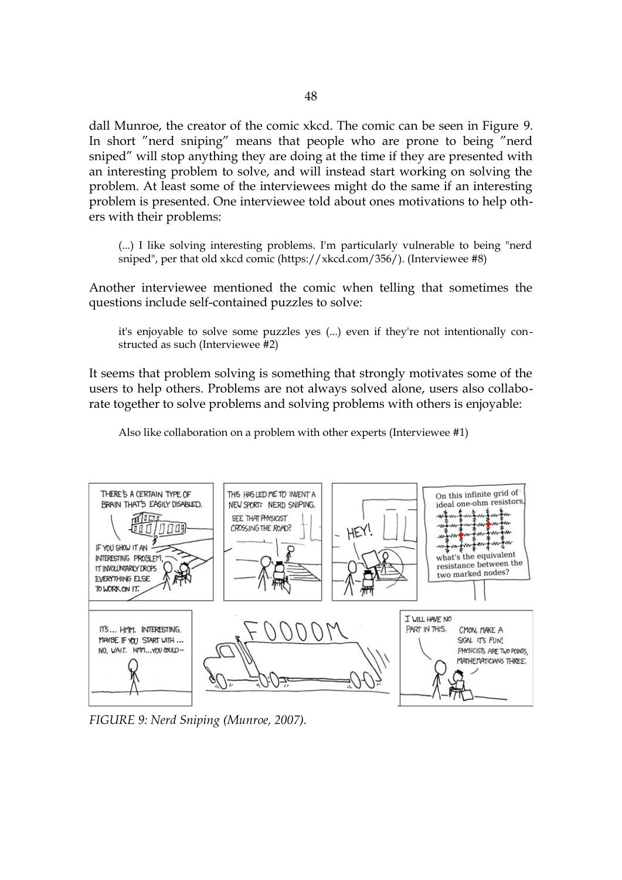dall Munroe, the creator of the comic xkcd. The comic can be seen in Figure 9. In short "nerd sniping" means that people who are prone to being "nerd sniped" will stop anything they are doing at the time if they are presented with an interesting problem to solve, and will instead start working on solving the problem. At least some of the interviewees might do the same if an interesting problem is presented. One interviewee told about ones motivations to help others with their problems:

> (...) I like solving interesting problems. I'm particularly vulnerable to being "nerd sniped", per that old xkcd comic (https://xkcd.com/356/). (Interviewee #8)

Another interviewee mentioned the comic when telling that sometimes the questions include self-contained puzzles to solve:

> it's enjoyable to solve some puzzles yes (...) even if they're not intentionally constructed as such (Interviewee #2)

It seems that problem solving is something that strongly motivates some of the users to help others. Problems are not always solved alone, users also collaborate together to solve problems and solving problems with others is enjoyable:

> Also like collaboration on a problem with other experts (Interviewee #1)

*FIGURE 9: Nerd Sniping (Munroe, 2007).*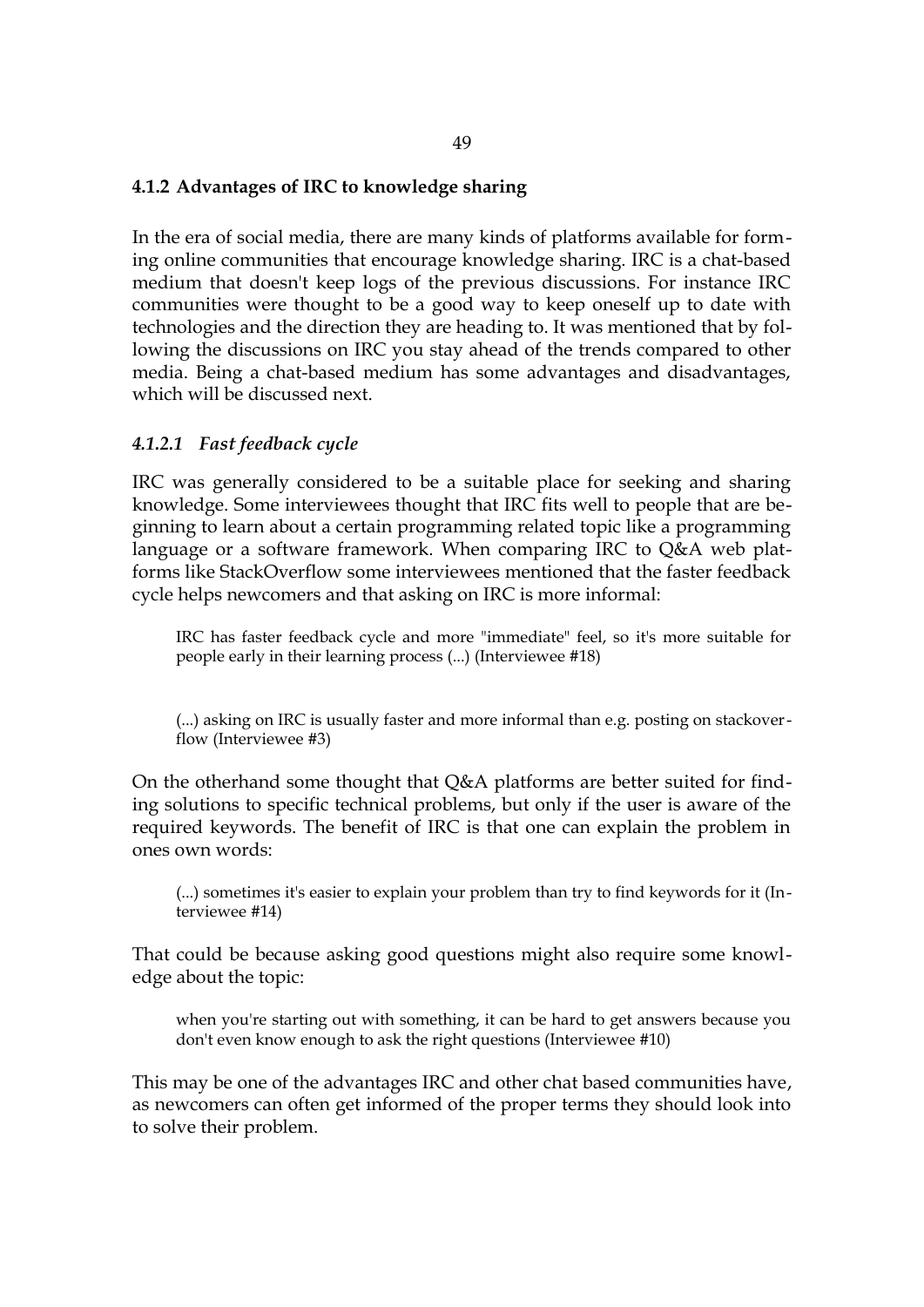### 4.1.2 Advantages of IRC to knowledge sharing

In the era of social media, there are many kinds of platforms available for forming online communities that encourage knowledge sharing. IRC is a chat-based medium that doesn't keep logs of the previous discussions. For instance IRC communities were thought to be a good way to keep oneself up to date with technologies and the direction they are heading to. It was mentioned that by following the discussions on IRC you stay ahead of the trends compared to other media. Being a chat-based medium has some advantages and disadvantages, which will be discussed next.

#### *4.1.2.1 Fast feedback cycle*

IRC was generally considered to be a suitable place for seeking and sharing knowledge. Some interviewees thought that IRC fits well to people that are beginning to learn about a certain programming related topic like a programming language or a software framework. When comparing IRC to Q&A web platforms like StackOverflow some interviewees mentioned that the faster feedback cycle helps newcomers and that asking on IRC is more informal:

> IRC has faster feedback cycle and more "immediate" feel, so it's more suitable for people early in their learning process (...) (Interviewee #18)

> (...) asking on IRC is usually faster and more informal than e.g. posting on stackoverflow (Interviewee #3)

On the otherhand some thought that Q&A platforms are better suited for finding solutions to specific technical problems, but only if the user is aware of the required keywords. The benefit of IRC is that one can explain the problem in ones own words:

> (...) sometimes it's easier to explain your problem than try to find keywords for it (Interviewee #14)

That could be because asking good questions might also require some knowledge about the topic:

> when you're starting out with something, it can be hard to get answers because you don't even know enough to ask the right questions (Interviewee #10)

This may be one of the advantages IRC and other chat based communities have, as newcomers can often get informed of the proper terms they should look into to solve their problem.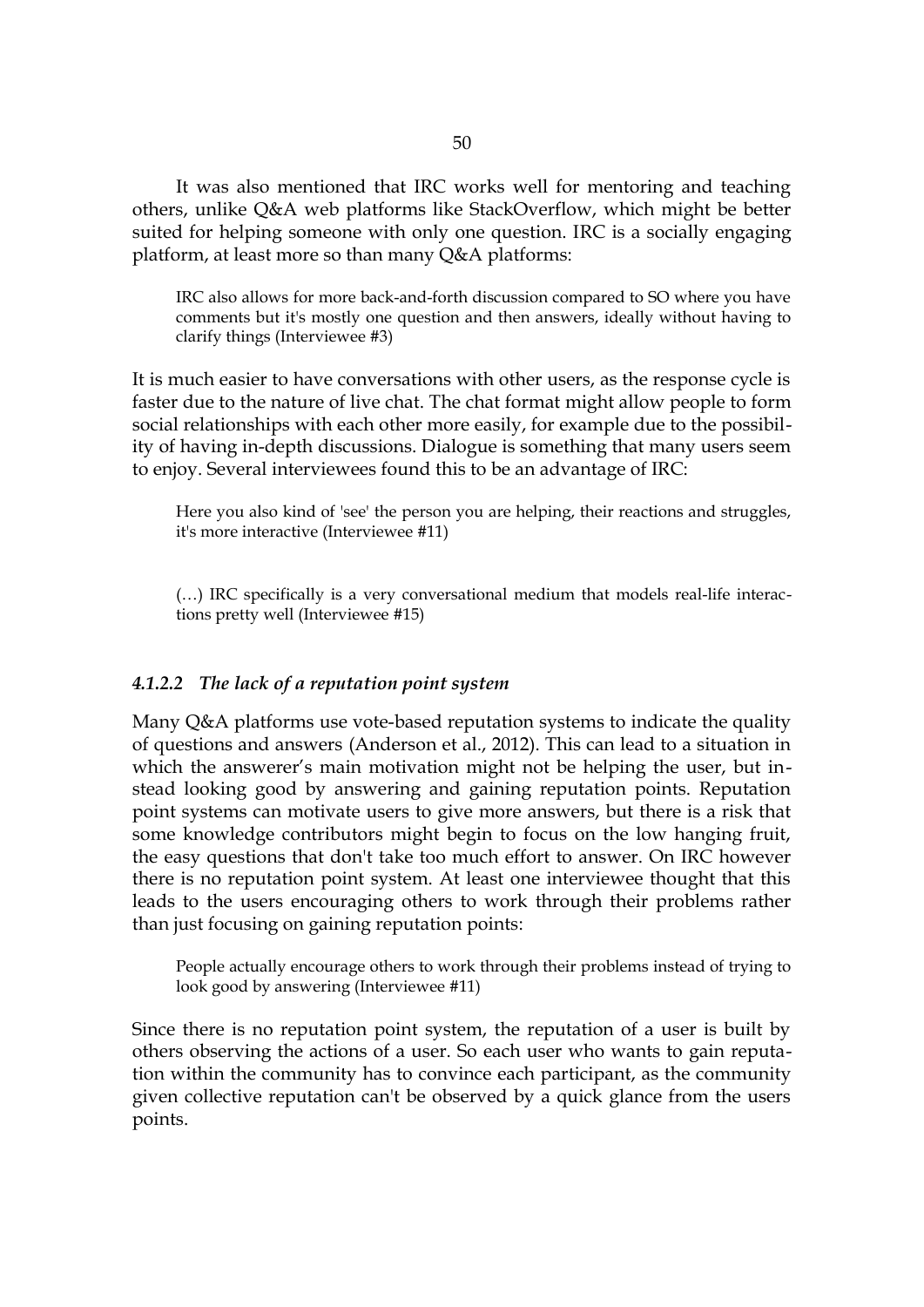It was also mentioned that IRC works well for mentoring and teaching others, unlike Q&A web platforms like StackOverflow, which might be better suited for helping someone with only one question. IRC is a socially engaging platform, at least more so than many Q&A platforms:

> IRC also allows for more back-and-forth discussion compared to SO where you have comments but it's mostly one question and then answers, ideally without having to clarify things (Interviewee #3)

It is much easier to have conversations with other users, as the response cycle is faster due to the nature of live chat. The chat format might allow people to form social relationships with each other more easily, for example due to the possibility of having in-depth discussions. Dialogue is something that many users seem to enjoy. Several interviewees found this to be an advantage of IRC:

> Here you also kind of 'see' the person you are helping, their reactions and struggles, it's more interactive (Interviewee #11)

> (…) IRC specifically is a very conversational medium that models real-life interactions pretty well (Interviewee #15)

#### *4.1.2.2 The lack of a reputation point system*

Many Q&A platforms use vote-based reputation systems to indicate the quality of questions and answers (Anderson et al., 2012). This can lead to a situation in which the answerer's main motivation might not be helping the user, but instead looking good by answering and gaining reputation points. Reputation point systems can motivate users to give more answers, but there is a risk that some knowledge contributors might begin to focus on the low hanging fruit, the easy questions that don't take too much effort to answer. On IRC however there is no reputation point system. At least one interviewee thought that this leads to the users encouraging others to work through their problems rather than just focusing on gaining reputation points:

> People actually encourage others to work through their problems instead of trying to look good by answering (Interviewee #11)

Since there is no reputation point system, the reputation of a user is built by others observing the actions of a user. So each user who wants to gain reputation within the community has to convince each participant, as the community given collective reputation can't be observed by a quick glance from the users points.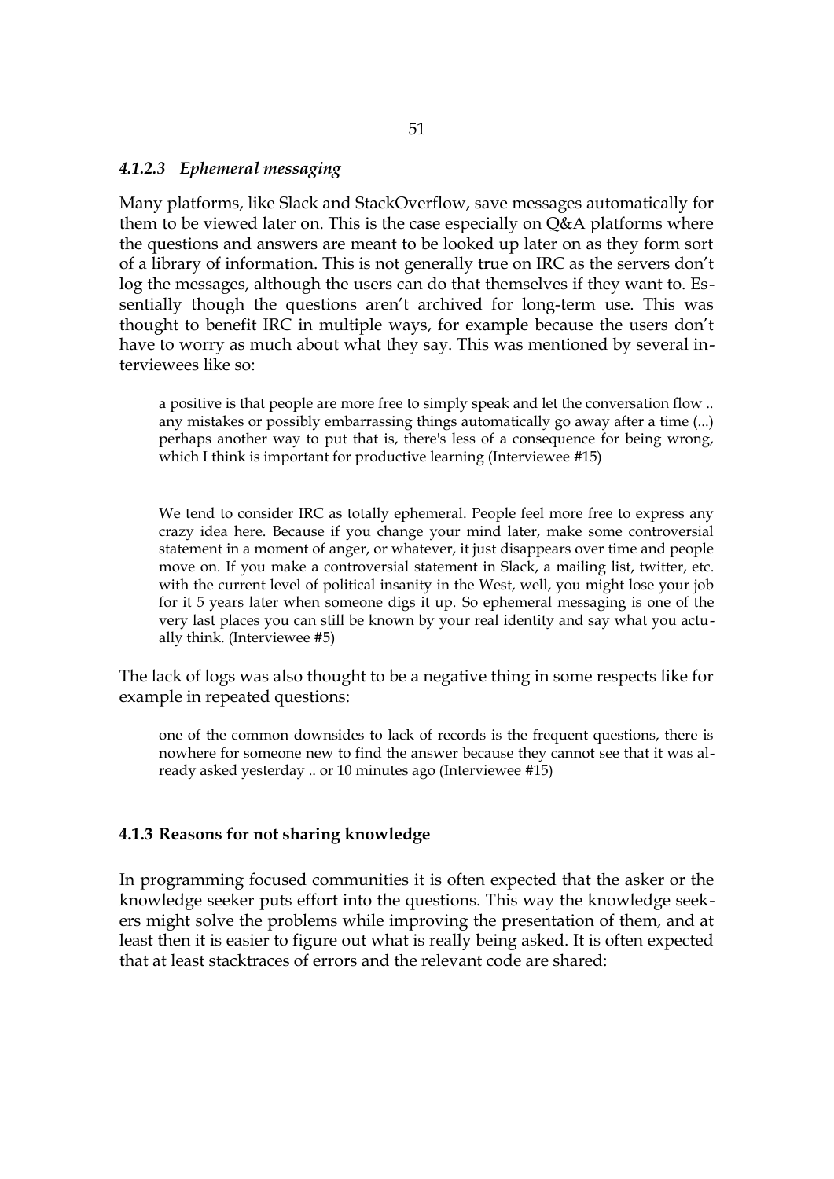#### *4.1.2.3 Ephemeral messaging*

Many platforms, like Slack and StackOverflow, save messages automatically for them to be viewed later on. This is the case especially on Q&A platforms where the questions and answers are meant to be looked up later on as they form sort of a library of information. This is not generally true on IRC as the servers don't log the messages, although the users can do that themselves if they want to. Essentially though the questions aren't archived for long-term use. This was thought to benefit IRC in multiple ways, for example because the users don't have to worry as much about what they say. This was mentioned by several interviewees like so:

> a positive is that people are more free to simply speak and let the conversation flow .. any mistakes or possibly embarrassing things automatically go away after a time (...) perhaps another way to put that is, there's less of a consequence for being wrong, which I think is important for productive learning (Interviewee #15)

> We tend to consider IRC as totally ephemeral. People feel more free to express any crazy idea here. Because if you change your mind later, make some controversial statement in a moment of anger, or whatever, it just disappears over time and people move on. If you make a controversial statement in Slack, a mailing list, twitter, etc. with the current level of political insanity in the West, well, you might lose your job for it 5 years later when someone digs it up. So ephemeral messaging is one of the very last places you can still be known by your real identity and say what you actually think. (Interviewee #5)

The lack of logs was also thought to be a negative thing in some respects like for example in repeated questions:

> one of the common downsides to lack of records is the frequent questions, there is nowhere for someone new to find the answer because they cannot see that it was already asked yesterday .. or 10 minutes ago (Interviewee #15)

### 4.1.3 Reasons for not sharing knowledge

In programming focused communities it is often expected that the asker or the knowledge seeker puts effort into the questions. This way the knowledge seekers might solve the problems while improving the presentation of them, and at least then it is easier to figure out what is really being asked. It is often expected that at least stacktraces of errors and the relevant code are shared: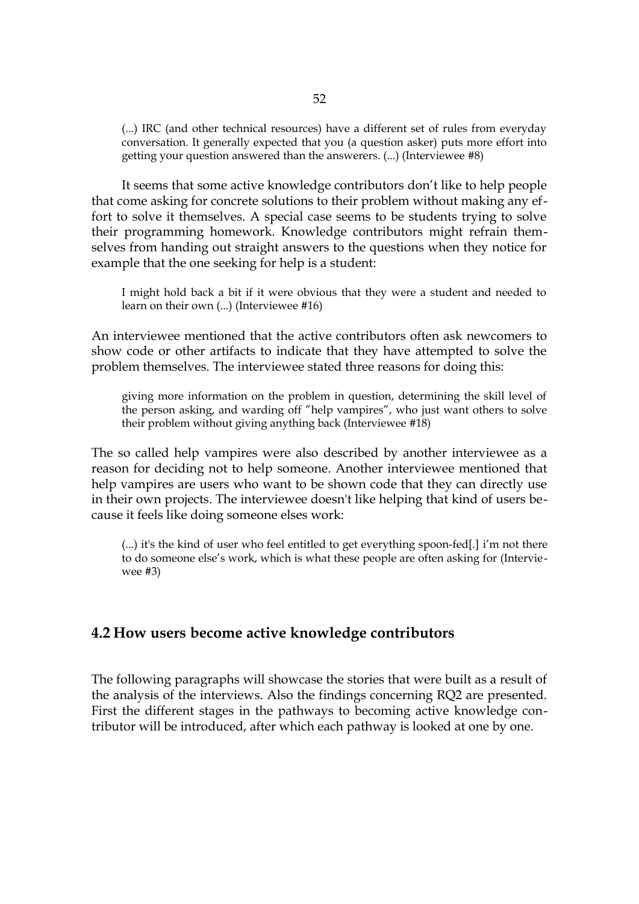> (...) IRC (and other technical resources) have a different set of rules from everyday conversation. It generally expected that you (a question asker) puts more effort into getting your question answered than the answerers. (...) (Interviewee #8)

It seems that some active knowledge contributors don't like to help people that come asking for concrete solutions to their problem without making any effort to solve it themselves. A special case seems to be students trying to solve their programming homework. Knowledge contributors might refrain themselves from handing out straight answers to the questions when they notice for example that the one seeking for help is a student:

> I might hold back a bit if it were obvious that they were a student and needed to learn on their own (...) (Interviewee #16)

An interviewee mentioned that the active contributors often ask newcomers to show code or other artifacts to indicate that they have attempted to solve the problem themselves. The interviewee stated three reasons for doing this:

> giving more information on the problem in question, determining the skill level of the person asking, and warding off "help vampires", who just want others to solve their problem without giving anything back (Interviewee #18)

The so called help vampires were also described by another interviewee as a reason for deciding not to help someone. Another interviewee mentioned that help vampires are users who want to be shown code that they can directly use in their own projects. The interviewee doesn't like helping that kind of users because it feels like doing someone elses work:

> (...) it's the kind of user who feel entitled to get everything spoon-fed[.] i'm not there to do someone else's work, which is what these people are often asking for (Interviewee #3)

## 4.2 How users become active knowledge contributors

The following paragraphs will showcase the stories that were built as a result of the analysis of the interviews. Also the findings concerning RQ2 are presented. First the different stages in the pathways to becoming active knowledge contributor will be introduced, after which each pathway is looked at one by one.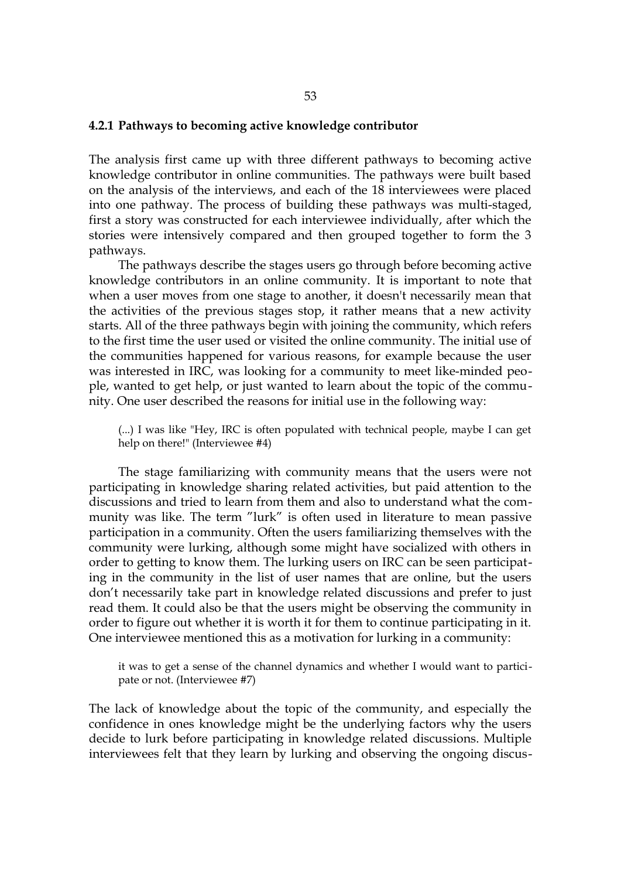### 4.2.1 Pathways to becoming active knowledge contributor

The analysis first came up with three different pathways to becoming active knowledge contributor in online communities. The pathways were built based on the analysis of the interviews, and each of the 18 interviewees were placed into one pathway. The process of building these pathways was multi-staged, first a story was constructed for each interviewee individually, after which the stories were intensively compared and then grouped together to form the 3 pathways.

The pathways describe the stages users go through before becoming active knowledge contributors in an online community. It is important to note that when a user moves from one stage to another, it doesn't necessarily mean that the activities of the previous stages stop, it rather means that a new activity starts. All of the three pathways begin with joining the community, which refers to the first time the user used or visited the online community. The initial use of the communities happened for various reasons, for example because the user was interested in IRC, was looking for a community to meet like-minded people, wanted to get help, or just wanted to learn about the topic of the community. One user described the reasons for initial use in the following way:

> (...) I was like "Hey, IRC is often populated with technical people, maybe I can get help on there!" (Interviewee #4)

The stage familiarizing with community means that the users were not participating in knowledge sharing related activities, but paid attention to the discussions and tried to learn from them and also to understand what the community was like. The term ”lurk” is often used in literature to mean passive participation in a community. Often the users familiarizing themselves with the community were lurking, although some might have socialized with others in order to getting to know them. The lurking users on IRC can be seen participating in the community in the list of user names that are online, but the users don't necessarily take part in knowledge related discussions and prefer to just read them. It could also be that the users might be observing the community in order to figure out whether it is worth it for them to continue participating in it. One interviewee mentioned this as a motivation for lurking in a community:

> it was to get a sense of the channel dynamics and whether I would want to participate or not. (Interviewee #7)

The lack of knowledge about the topic of the community, and especially the confidence in ones knowledge might be the underlying factors why the users decide to lurk before participating in knowledge related discussions. Multiple interviewees felt that they learn by lurking and observing the ongoing discus-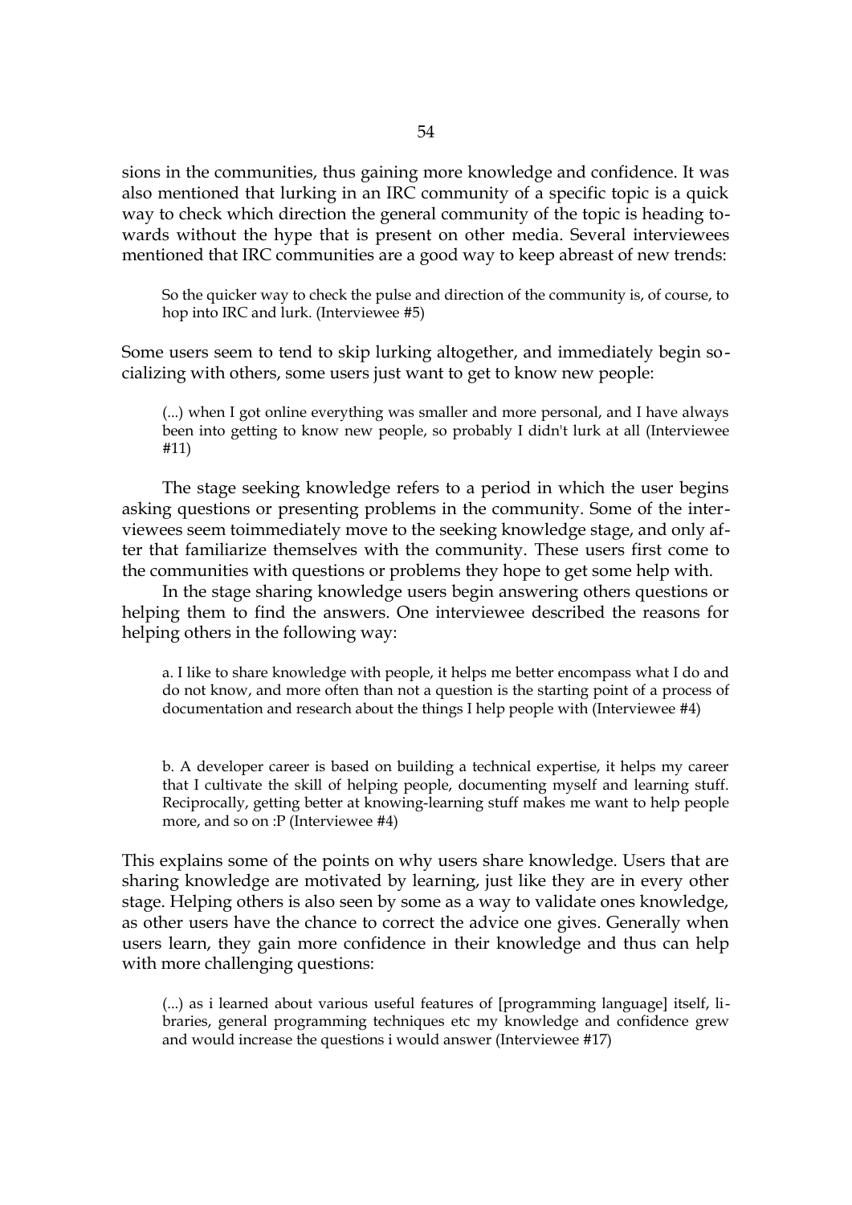sions in the communities, thus gaining more knowledge and confidence. It was also mentioned that lurking in an IRC community of a specific topic is a quick way to check which direction the general community of the topic is heading towards without the hype that is present on other media. Several interviewees mentioned that IRC communities are a good way to keep abreast of new trends:

> So the quicker way to check the pulse and direction of the community is, of course, to hop into IRC and lurk. (Interviewee #5)

Some users seem to tend to skip lurking altogether, and immediately begin socializing with others, some users just want to get to know new people:

> (...) when I got online everything was smaller and more personal, and I have always been into getting to know new people, so probably I didn't lurk at all (Interviewee #11)

The stage seeking knowledge refers to a period in which the user begins asking questions or presenting problems in the community. Some of the interviewees seem toimmediately move to the seeking knowledge stage, and only after that familiarize themselves with the community. These users first come to the communities with questions or problems they hope to get some help with.

In the stage sharing knowledge users begin answering others questions or helping them to find the answers. One interviewee described the reasons for helping others in the following way:

> a. I like to share knowledge with people, it helps me better encompass what I do and do not know, and more often than not a question is the starting point of a process of documentation and research about the things I help people with (Interviewee #4)

> b. A developer career is based on building a technical expertise, it helps my career that I cultivate the skill of helping people, documenting myself and learning stuff. Reciprocally, getting better at knowing-learning stuff makes me want to help people more, and so on :P (Interviewee #4)

This explains some of the points on why users share knowledge. Users that are sharing knowledge are motivated by learning, just like they are in every other stage. Helping others is also seen by some as a way to validate ones knowledge, as other users have the chance to correct the advice one gives. Generally when users learn, they gain more confidence in their knowledge and thus can help with more challenging questions:

> (...) as i learned about various useful features of [programming language] itself, libraries, general programming techniques etc my knowledge and confidence grew and would increase the questions i would answer (Interviewee #17)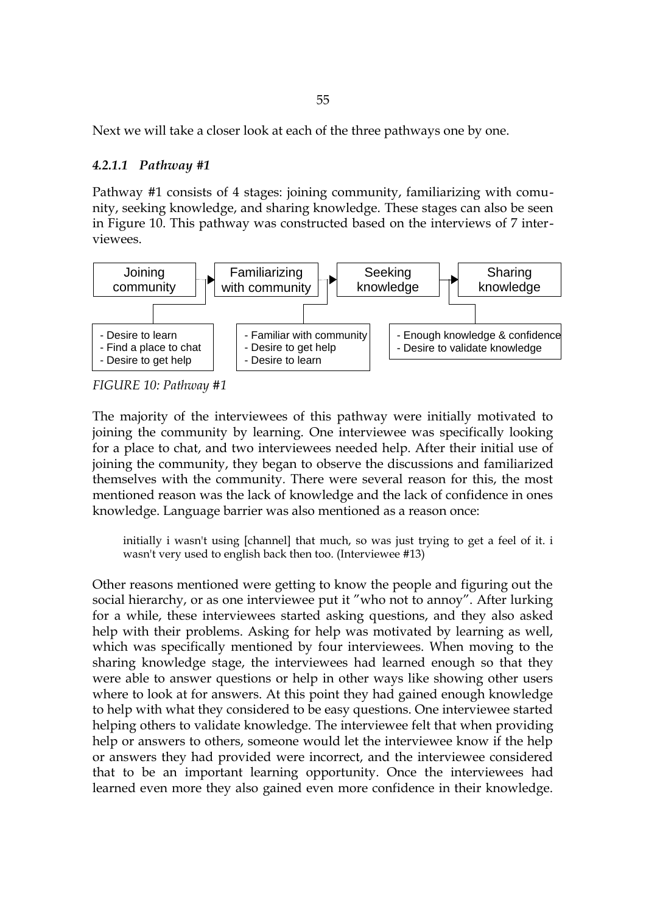Next we will take a closer look at each of the three pathways one by one.

#### *4.2.1.1 Pathway #1*

Pathway #1 consists of 4 stages: joining community, familiarizing with comunity, seeking knowledge, and sharing knowledge. These stages can also be seen in Figure 10. This pathway was constructed based on the interviews of 7 interviewees.

Joining community → Familiarizing with community → Seeking knowledge → Sharing knowledge

- Desire to learn
- Find a place to chat
- Desire to get help

- Familiar with community
- Desire to get help
- Desire to learn

- Enough knowledge & confidence
- Desire to validate knowledge

*FIGURE 10: Pathway #1*

The majority of the interviewees of this pathway were initially motivated to joining the community by learning. One interviewee was specifically looking for a place to chat, and two interviewees needed help. After their initial use of joining the community, they began to observe the discussions and familiarized themselves with the community. There were several reason for this, the most mentioned reason was the lack of knowledge and the lack of confidence in ones knowledge. Language barrier was also mentioned as a reason once:

> initially i wasn't using [channel] that much, so was just trying to get a feel of it. i wasn't very used to english back then too. (Interviewee #13)

Other reasons mentioned were getting to know the people and figuring out the social hierarchy, or as one interviewee put it "who not to annoy". After lurking for a while, these interviewees started asking questions, and they also asked help with their problems. Asking for help was motivated by learning as well, which was specifically mentioned by four interviewees. When moving to the sharing knowledge stage, the interviewees had learned enough so that they were able to answer questions or help in other ways like showing other users where to look at for answers. At this point they had gained enough knowledge to help with what they considered to be easy questions. One interviewee started helping others to validate knowledge. The interviewee felt that when providing help or answers to others, someone would let the interviewee know if the help or answers they had provided were incorrect, and the interviewee considered that to be an important learning opportunity. Once the interviewees had learned even more they also gained even more confidence in their knowledge.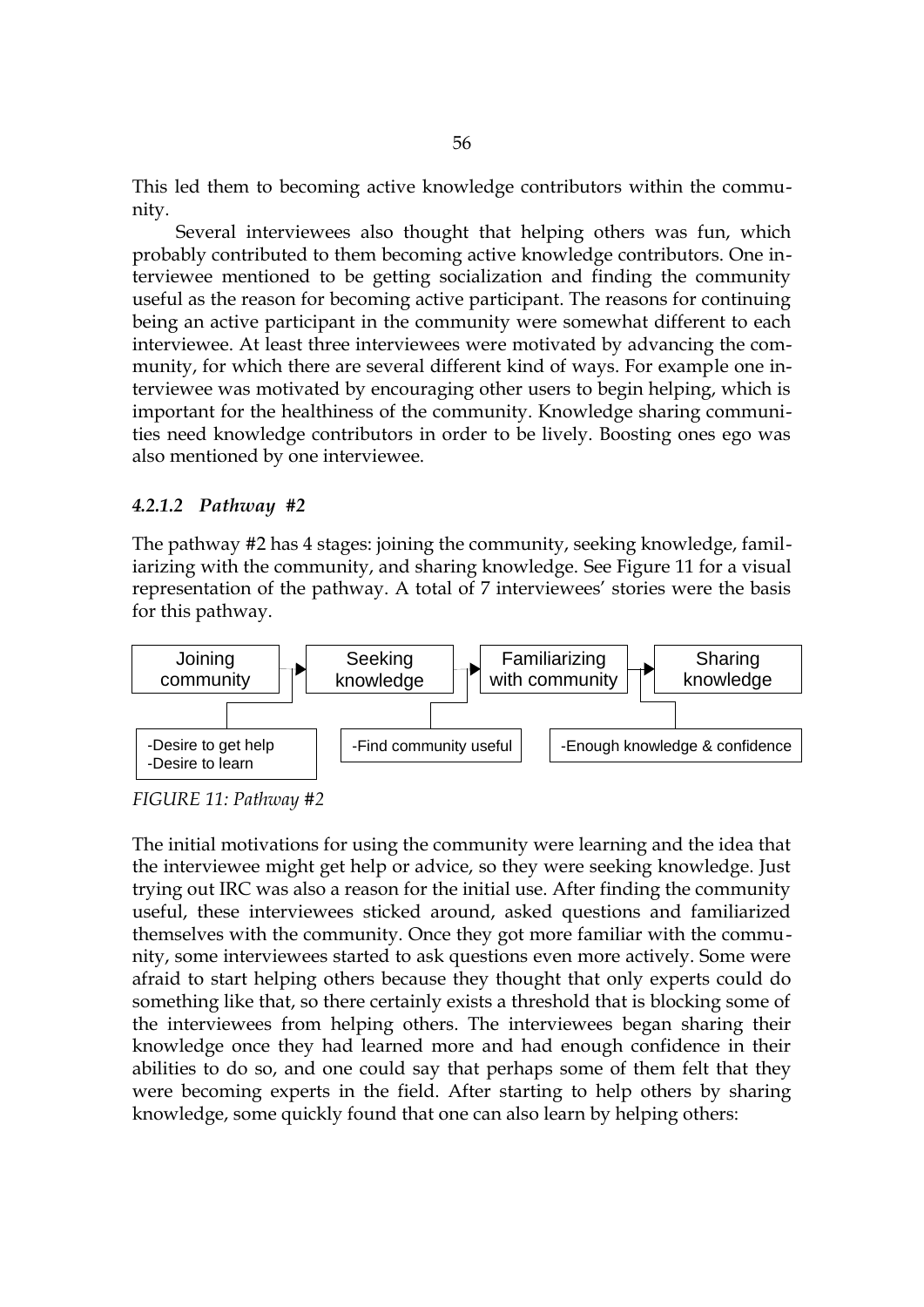This led them to becoming active knowledge contributors within the community.

Several interviewees also thought that helping others was fun, which probably contributed to them becoming active knowledge contributors. One interviewee mentioned to be getting socialization and finding the community useful as the reason for becoming active participant. The reasons for continuing being an active participant in the community were somewhat different to each interviewee. At least three interviewees were motivated by advancing the community, for which there are several different kind of ways. For example one interviewee was motivated by encouraging other users to begin helping, which is important for the healthiness of the community. Knowledge sharing communities need knowledge contributors in order to be lively. Boosting ones ego was also mentioned by one interviewee.

#### *4.2.1.2 Pathway #2*

The pathway #2 has 4 stages: joining the community, seeking knowledge, familiarizing with the community, and sharing knowledge. See Figure 11 for a visual representation of the pathway. A total of 7 interviewees' stories were the basis for this pathway.

Joining community → Seeking knowledge → Familiarizing with community → Sharing knowledge

-Desire to get help
-Desire to learn

-Find community useful

-Enough knowledge & confidence

*FIGURE 11: Pathway #2*

The initial motivations for using the community were learning and the idea that the interviewee might get help or advice, so they were seeking knowledge. Just trying out IRC was also a reason for the initial use. After finding the community useful, these interviewees sticked around, asked questions and familiarized themselves with the community. Once they got more familiar with the community, some interviewees started to ask questions even more actively. Some were afraid to start helping others because they thought that only experts could do something like that, so there certainly exists a threshold that is blocking some of the interviewees from helping others. The interviewees began sharing their knowledge once they had learned more and had enough confidence in their abilities to do so, and one could say that perhaps some of them felt that they were becoming experts in the field. After starting to help others by sharing knowledge, some quickly found that one can also learn by helping others: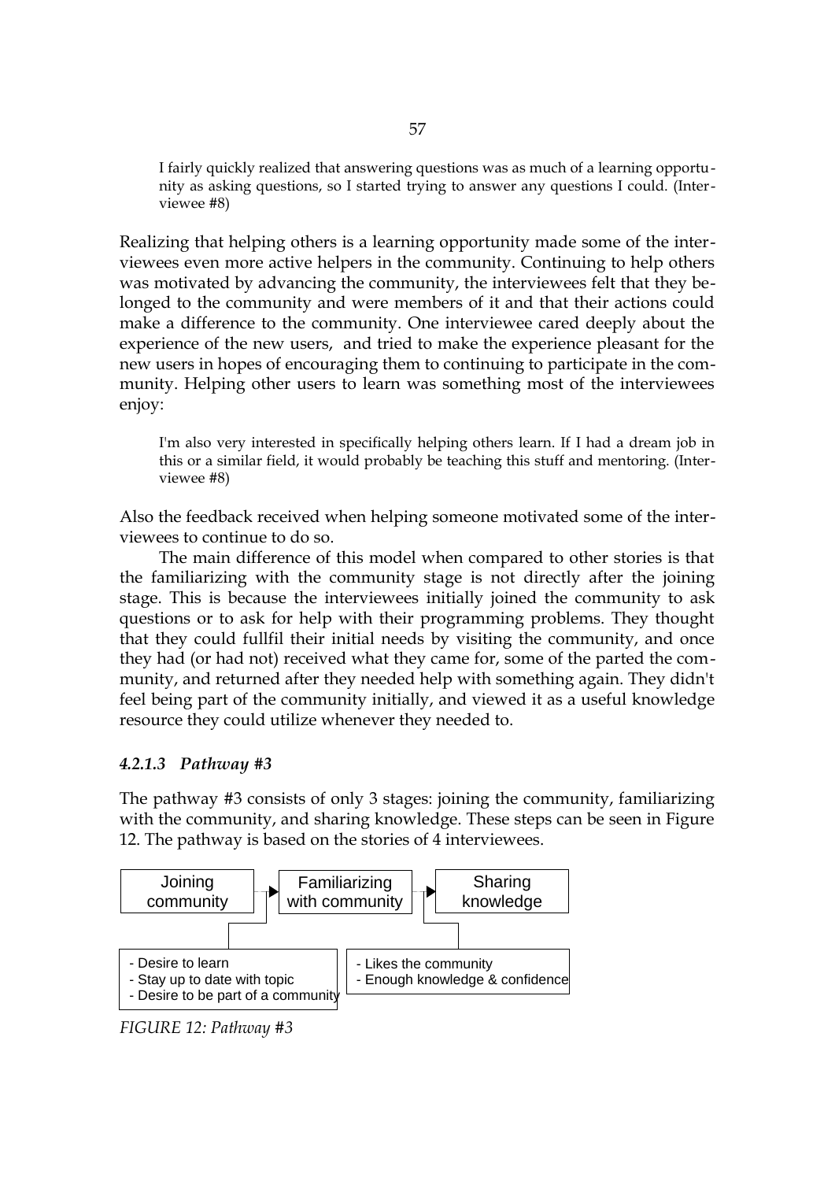> I fairly quickly realized that answering questions was as much of a learning opportunity as asking questions, so I started trying to answer any questions I could. (Interviewee #8)

Realizing that helping others is a learning opportunity made some of the interviewees even more active helpers in the community. Continuing to help others was motivated by advancing the community, the interviewees felt that they belonged to the community and were members of it and that their actions could make a difference to the community. One interviewee cared deeply about the experience of the new users, and tried to make the experience pleasant for the new users in hopes of encouraging them to continuing to participate in the community. Helping other users to learn was something most of the interviewees enjoy:

> I'm also very interested in specifically helping others learn. If I had a dream job in this or a similar field, it would probably be teaching this stuff and mentoring. (Interviewee #8)

Also the feedback received when helping someone motivated some of the interviewees to continue to do so.

The main difference of this model when compared to other stories is that the familiarizing with the community stage is not directly after the joining stage. This is because the interviewees initially joined the community to ask questions or to ask for help with their programming problems. They thought that they could fullfil their initial needs by visiting the community, and once they had (or had not) received what they came for, some of the parted the community, and returned after they needed help with something again. They didn't feel being part of the community initially, and viewed it as a useful knowledge resource they could utilize whenever they needed to.

#### *4.2.1.3 Pathway #3*

The pathway #3 consists of only 3 stages: joining the community, familiarizing with the community, and sharing knowledge. These steps can be seen in Figure 12. The pathway is based on the stories of 4 interviewees.

Joining community → Familiarizing with community → Sharing knowledge

Joining community → Familiarizing with community:
- Desire to learn
- Stay up to date with topic
- Desire to be part of a community

Familiarizing with community → Sharing knowledge:
- Likes the community
- Enough knowledge & confidence

*FIGURE 12: Pathway #3*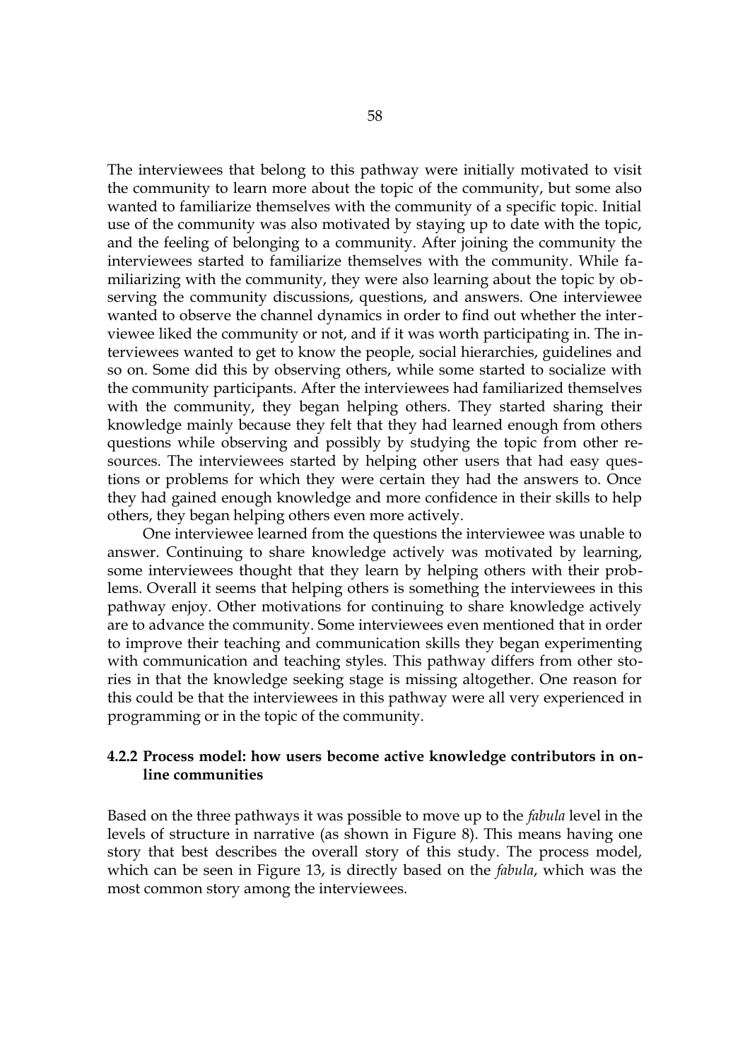The interviewees that belong to this pathway were initially motivated to visit the community to learn more about the topic of the community, but some also wanted to familiarize themselves with the community of a specific topic. Initial use of the community was also motivated by staying up to date with the topic, and the feeling of belonging to a community. After joining the community the interviewees started to familiarize themselves with the community. While familiarizing with the community, they were also learning about the topic by observing the community discussions, questions, and answers. One interviewee wanted to observe the channel dynamics in order to find out whether the interviewee liked the community or not, and if it was worth participating in. The interviewees wanted to get to know the people, social hierarchies, guidelines and so on. Some did this by observing others, while some started to socialize with the community participants. After the interviewees had familiarized themselves with the community, they began helping others. They started sharing their knowledge mainly because they felt that they had learned enough from others questions while observing and possibly by studying the topic from other resources. The interviewees started by helping other users that had easy questions or problems for which they were certain they had the answers to. Once they had gained enough knowledge and more confidence in their skills to help others, they began helping others even more actively.

One interviewee learned from the questions the interviewee was unable to answer. Continuing to share knowledge actively was motivated by learning, some interviewees thought that they learn by helping others with their problems. Overall it seems that helping others is something the interviewees in this pathway enjoy. Other motivations for continuing to share knowledge actively are to advance the community. Some interviewees even mentioned that in order to improve their teaching and communication skills they began experimenting with communication and teaching styles. This pathway differs from other stories in that the knowledge seeking stage is missing altogether. One reason for this could be that the interviewees in this pathway were all very experienced in programming or in the topic of the community.

### 4.2.2 Process model: how users become active knowledge contributors in online communities

Based on the three pathways it was possible to move up to the *fabula* level in the levels of structure in narrative (as shown in Figure 8). This means having one story that best describes the overall story of this study. The process model, which can be seen in Figure 13, is directly based on the *fabula*, which was the most common story among the interviewees.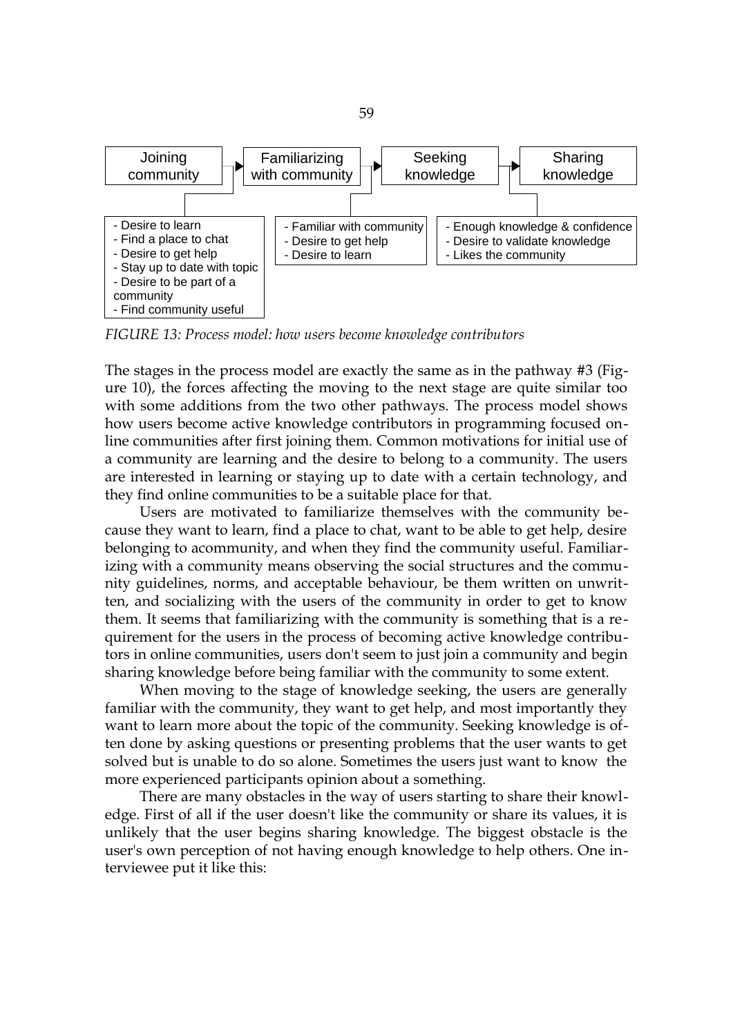Joining community → Familiarizing with community → Seeking knowledge → Sharing knowledge

- Desire to learn
- Find a place to chat
- Desire to get help
- Stay up to date with topic
- Desire to be part of a community
- Find community useful

- Familiar with community
- Desire to get help
- Desire to learn

- Enough knowledge & confidence
- Desire to validate knowledge
- Likes the community

*FIGURE 13: Process model: how users become knowledge contributors*

The stages in the process model are exactly the same as in the pathway #3 (Figure 10), the forces affecting the moving to the next stage are quite similar too with some additions from the two other pathways. The process model shows how users become active knowledge contributors in programming focused online communities after first joining them. Common motivations for initial use of a community are learning and the desire to belong to a community. The users are interested in learning or staying up to date with a certain technology, and they find online communities to be a suitable place for that.

Users are motivated to familiarize themselves with the community because they want to learn, find a place to chat, want to be able to get help, desire belonging to acommunity, and when they find the community useful. Familiarizing with a community means observing the social structures and the community guidelines, norms, and acceptable behaviour, be them written on unwritten, and socializing with the users of the community in order to get to know them. It seems that familiarizing with the community is something that is a requirement for the users in the process of becoming active knowledge contributors in online communities, users don't seem to just join a community and begin sharing knowledge before being familiar with the community to some extent.

When moving to the stage of knowledge seeking, the users are generally familiar with the community, they want to get help, and most importantly they want to learn more about the topic of the community. Seeking knowledge is often done by asking questions or presenting problems that the user wants to get solved but is unable to do so alone. Sometimes the users just want to know the more experienced participants opinion about a something.

There are many obstacles in the way of users starting to share their knowledge. First of all if the user doesn't like the community or share its values, it is unlikely that the user begins sharing knowledge. The biggest obstacle is the user's own perception of not having enough knowledge to help others. One interviewee put it like this: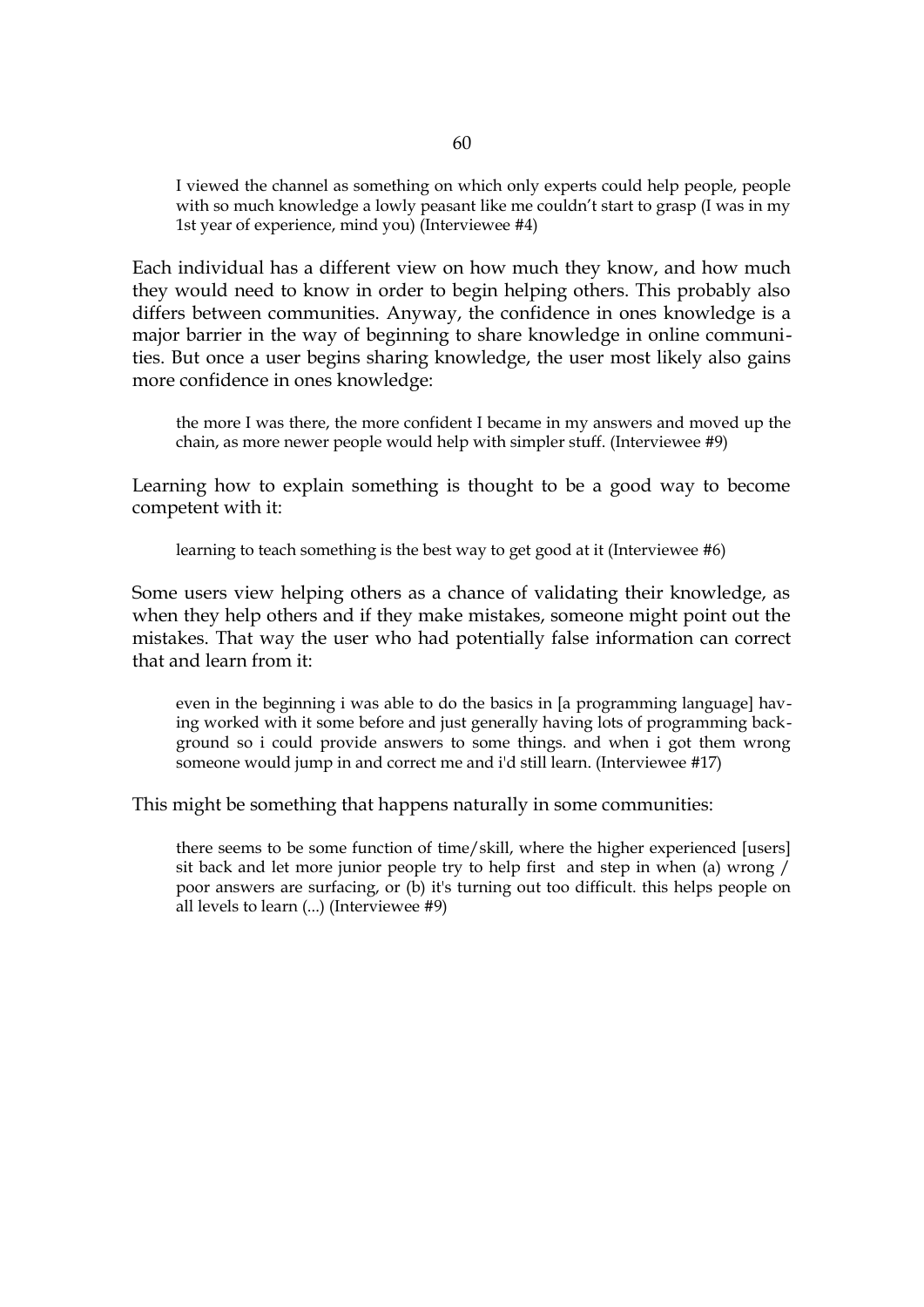> I viewed the channel as something on which only experts could help people, people with so much knowledge a lowly peasant like me couldn't start to grasp (I was in my 1st year of experience, mind you) (Interviewee #4)

Each individual has a different view on how much they know, and how much they would need to know in order to begin helping others. This probably also differs between communities. Anyway, the confidence in ones knowledge is a major barrier in the way of beginning to share knowledge in online communities. But once a user begins sharing knowledge, the user most likely also gains more confidence in ones knowledge:

> the more I was there, the more confident I became in my answers and moved up the chain, as more newer people would help with simpler stuff. (Interviewee #9)

Learning how to explain something is thought to be a good way to become competent with it:

> learning to teach something is the best way to get good at it (Interviewee #6)

Some users view helping others as a chance of validating their knowledge, as when they help others and if they make mistakes, someone might point out the mistakes. That way the user who had potentially false information can correct that and learn from it:

> even in the beginning i was able to do the basics in [a programming language] having worked with it some before and just generally having lots of programming background so i could provide answers to some things. and when i got them wrong someone would jump in and correct me and i'd still learn. (Interviewee #17)

This might be something that happens naturally in some communities:

> there seems to be some function of time/skill, where the higher experienced [users] sit back and let more junior people try to help first and step in when (a) wrong / poor answers are surfacing, or (b) it's turning out too difficult. this helps people on all levels to learn (...) (Interviewee #9)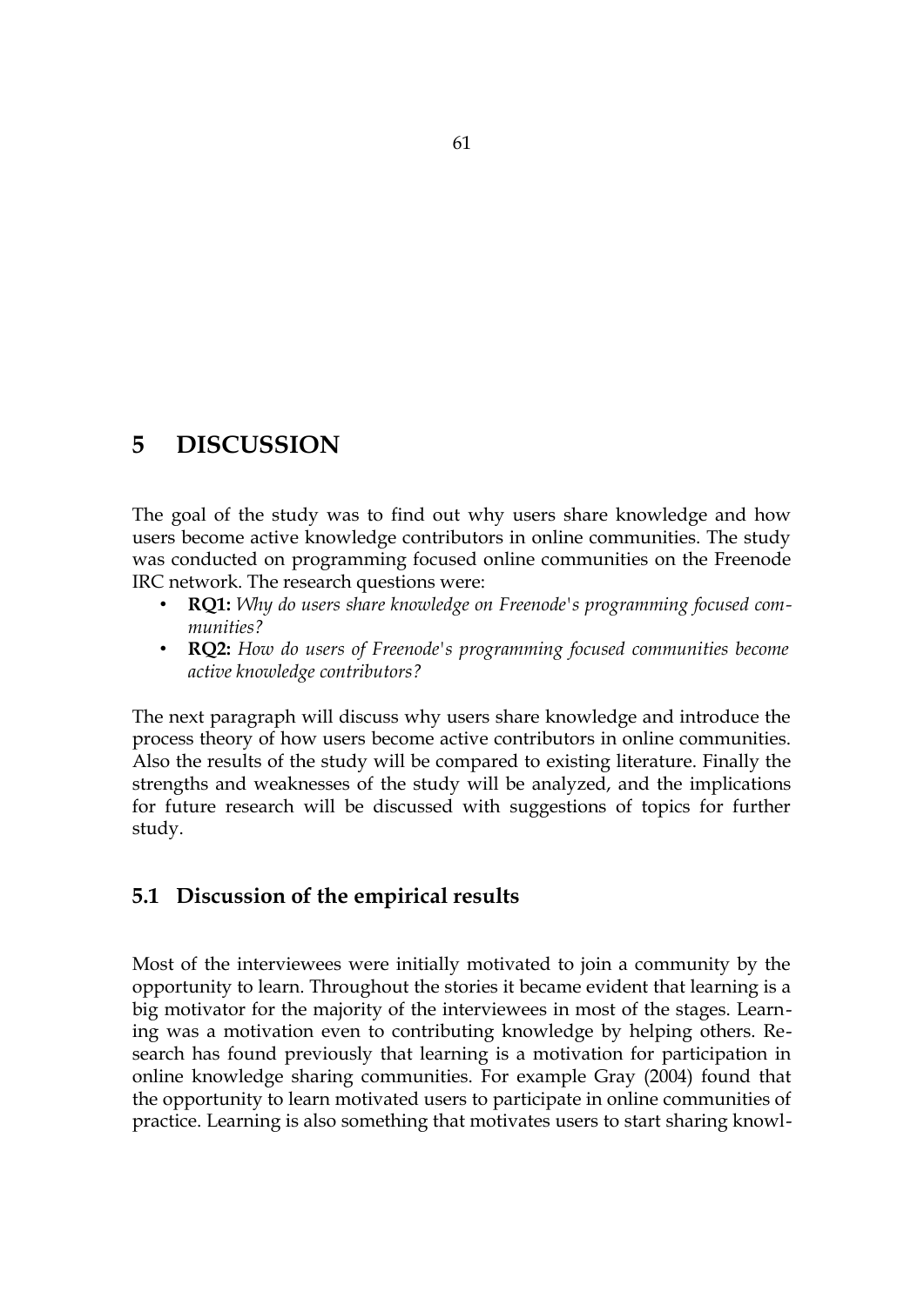# 5 DISCUSSION

The goal of the study was to find out why users share knowledge and how users become active knowledge contributors in online communities. The study was conducted on programming focused online communities on the Freenode IRC network. The research questions were:

- **RQ1:** *Why do users share knowledge on Freenode's programming focused communities?*
- **RQ2:** *How do users of Freenode's programming focused communities become active knowledge contributors?*

The next paragraph will discuss why users share knowledge and introduce the process theory of how users become active contributors in online communities. Also the results of the study will be compared to existing literature. Finally the strengths and weaknesses of the study will be analyzed, and the implications for future research will be discussed with suggestions of topics for further study.

## 5.1 Discussion of the empirical results

Most of the interviewees were initially motivated to join a community by the opportunity to learn. Throughout the stories it became evident that learning is a big motivator for the majority of the interviewees in most of the stages. Learning was a motivation even to contributing knowledge by helping others. Research has found previously that learning is a motivation for participation in online knowledge sharing communities. For example Gray (2004) found that the opportunity to learn motivated users to participate in online communities of practice. Learning is also something that motivates users to start sharing knowl-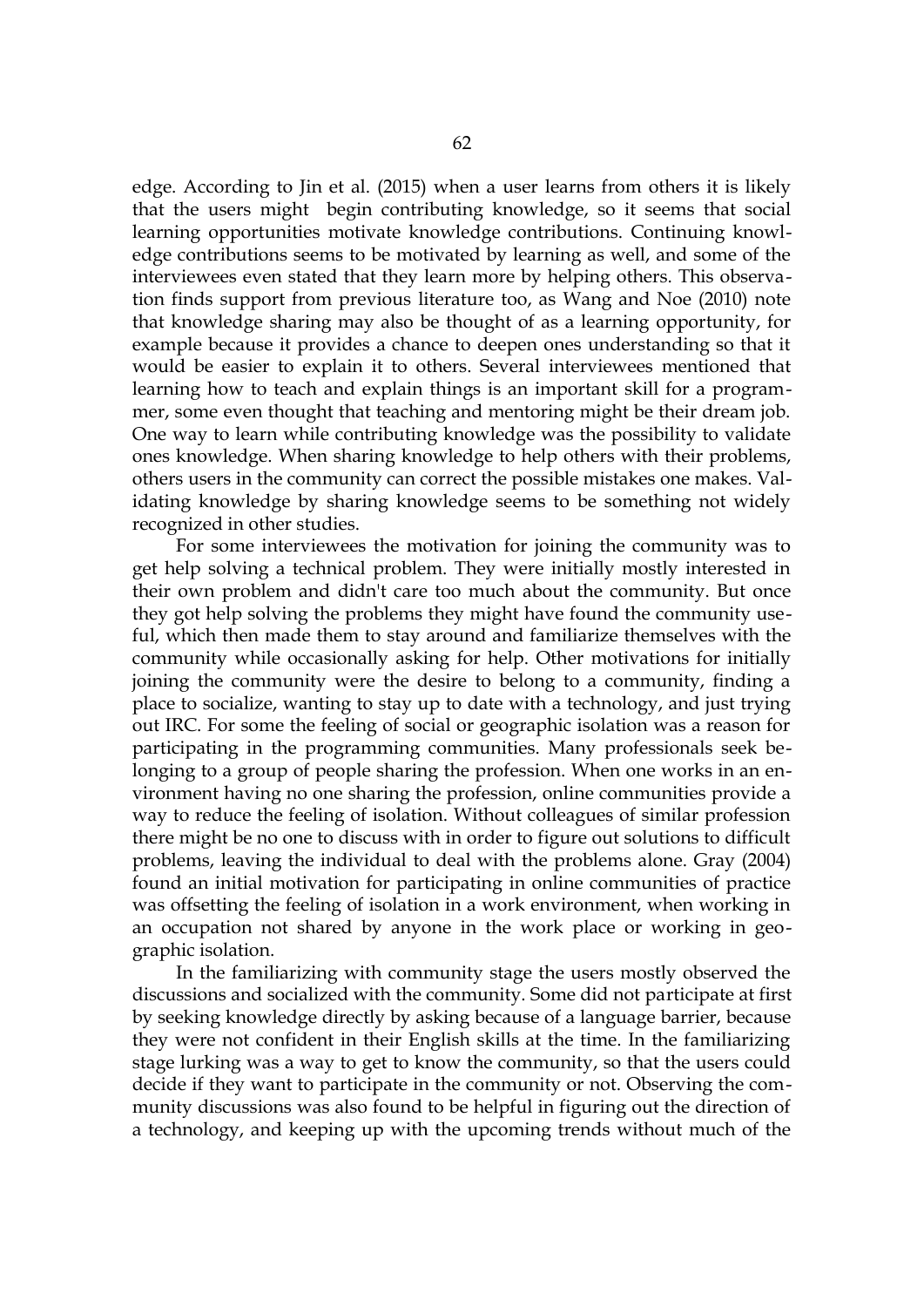edge. According to Jin et al. (2015) when a user learns from others it is likely that the users might begin contributing knowledge, so it seems that social learning opportunities motivate knowledge contributions. Continuing knowledge contributions seems to be motivated by learning as well, and some of the interviewees even stated that they learn more by helping others. This observation finds support from previous literature too, as Wang and Noe (2010) note that knowledge sharing may also be thought of as a learning opportunity, for example because it provides a chance to deepen ones understanding so that it would be easier to explain it to others. Several interviewees mentioned that learning how to teach and explain things is an important skill for a programmer, some even thought that teaching and mentoring might be their dream job. One way to learn while contributing knowledge was the possibility to validate ones knowledge. When sharing knowledge to help others with their problems, others users in the community can correct the possible mistakes one makes. Validating knowledge by sharing knowledge seems to be something not widely recognized in other studies.

For some interviewees the motivation for joining the community was to get help solving a technical problem. They were initially mostly interested in their own problem and didn't care too much about the community. But once they got help solving the problems they might have found the community useful, which then made them to stay around and familiarize themselves with the community while occasionally asking for help. Other motivations for initially joining the community were the desire to belong to a community, finding a place to socialize, wanting to stay up to date with a technology, and just trying out IRC. For some the feeling of social or geographic isolation was a reason for participating in the programming communities. Many professionals seek belonging to a group of people sharing the profession. When one works in an environment having no one sharing the profession, online communities provide a way to reduce the feeling of isolation. Without colleagues of similar profession there might be no one to discuss with in order to figure out solutions to difficult problems, leaving the individual to deal with the problems alone. Gray (2004) found an initial motivation for participating in online communities of practice was offsetting the feeling of isolation in a work environment, when working in an occupation not shared by anyone in the work place or working in geographic isolation.

In the familiarizing with community stage the users mostly observed the discussions and socialized with the community. Some did not participate at first by seeking knowledge directly by asking because of a language barrier, because they were not confident in their English skills at the time. In the familiarizing stage lurking was a way to get to know the community, so that the users could decide if they want to participate in the community or not. Observing the community discussions was also found to be helpful in figuring out the direction of a technology, and keeping up with the upcoming trends without much of the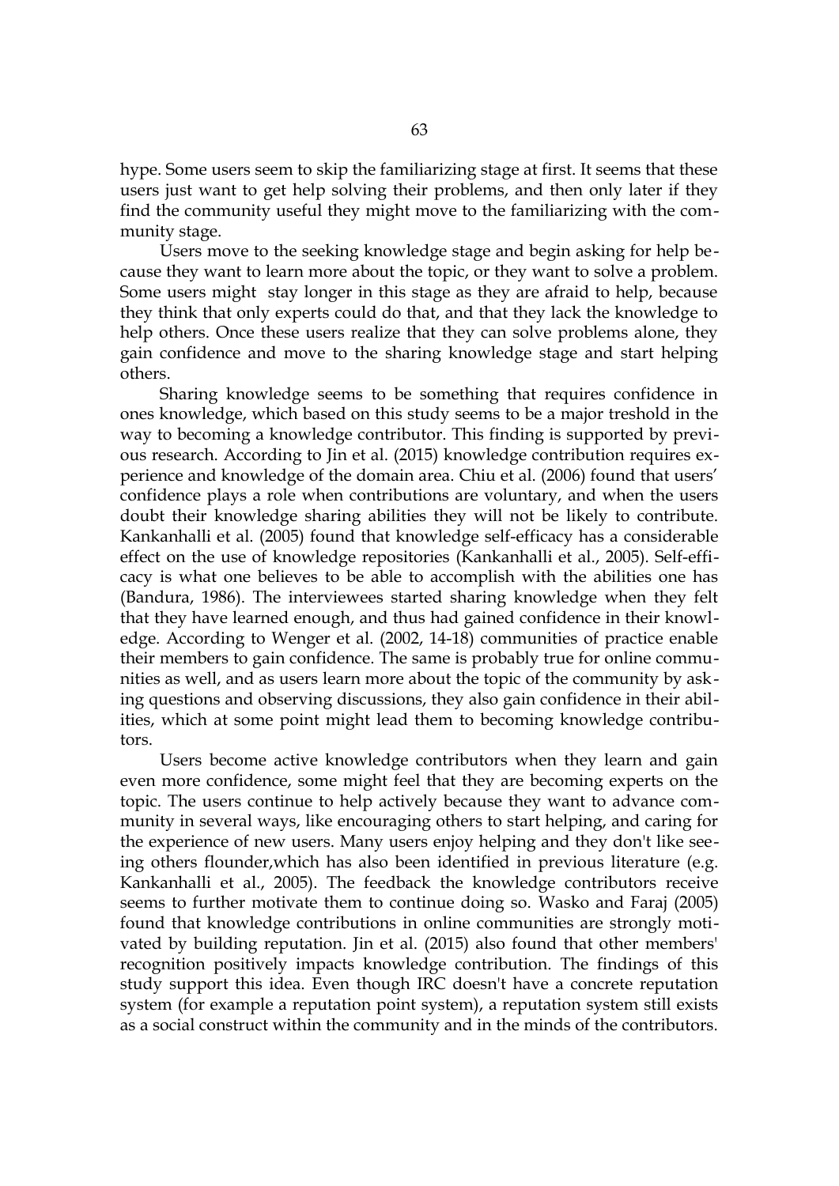hype. Some users seem to skip the familiarizing stage at first. It seems that these users just want to get help solving their problems, and then only later if they find the community useful they might move to the familiarizing with the community stage.

Users move to the seeking knowledge stage and begin asking for help because they want to learn more about the topic, or they want to solve a problem. Some users might stay longer in this stage as they are afraid to help, because they think that only experts could do that, and that they lack the knowledge to help others. Once these users realize that they can solve problems alone, they gain confidence and move to the sharing knowledge stage and start helping others.

Sharing knowledge seems to be something that requires confidence in ones knowledge, which based on this study seems to be a major treshold in the way to becoming a knowledge contributor. This finding is supported by previous research. According to Jin et al. (2015) knowledge contribution requires experience and knowledge of the domain area. Chiu et al. (2006) found that users' confidence plays a role when contributions are voluntary, and when the users doubt their knowledge sharing abilities they will not be likely to contribute. Kankanhalli et al. (2005) found that knowledge self-efficacy has a considerable effect on the use of knowledge repositories (Kankanhalli et al., 2005). Self-efficacy is what one believes to be able to accomplish with the abilities one has (Bandura, 1986). The interviewees started sharing knowledge when they felt that they have learned enough, and thus had gained confidence in their knowledge. According to Wenger et al. (2002, 14-18) communities of practice enable their members to gain confidence. The same is probably true for online communities as well, and as users learn more about the topic of the community by asking questions and observing discussions, they also gain confidence in their abilities, which at some point might lead them to becoming knowledge contributors.

Users become active knowledge contributors when they learn and gain even more confidence, some might feel that they are becoming experts on the topic. The users continue to help actively because they want to advance community in several ways, like encouraging others to start helping, and caring for the experience of new users. Many users enjoy helping and they don't like seeing others flounder,which has also been identified in previous literature (e.g. Kankanhalli et al., 2005). The feedback the knowledge contributors receive seems to further motivate them to continue doing so. Wasko and Faraj (2005) found that knowledge contributions in online communities are strongly motivated by building reputation. Jin et al. (2015) also found that other members' recognition positively impacts knowledge contribution. The findings of this study support this idea. Even though IRC doesn't have a concrete reputation system (for example a reputation point system), a reputation system still exists as a social construct within the community and in the minds of the contributors.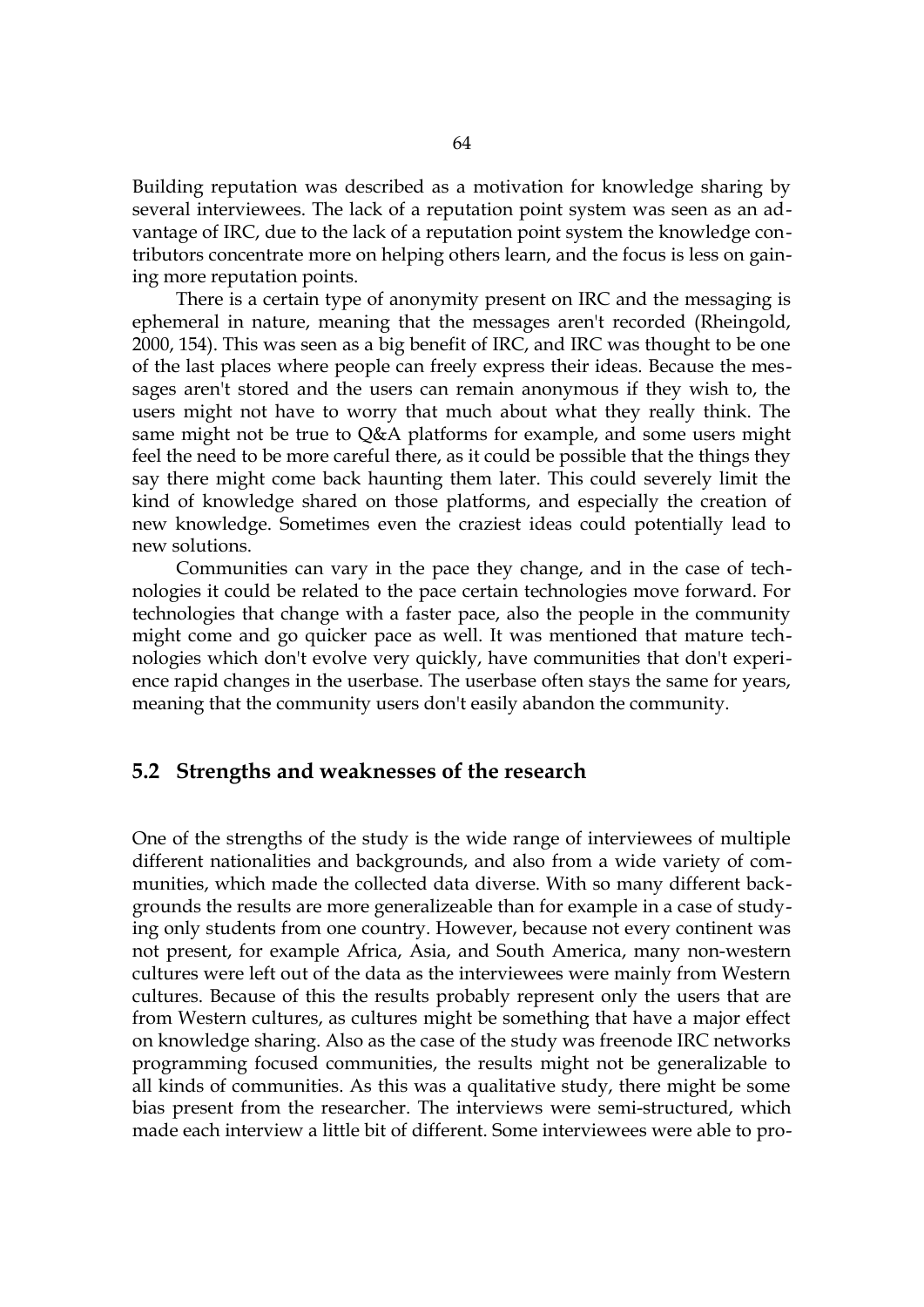Building reputation was described as a motivation for knowledge sharing by several interviewees. The lack of a reputation point system was seen as an advantage of IRC, due to the lack of a reputation point system the knowledge contributors concentrate more on helping others learn, and the focus is less on gaining more reputation points.

There is a certain type of anonymity present on IRC and the messaging is ephemeral in nature, meaning that the messages aren't recorded (Rheingold, 2000, 154). This was seen as a big benefit of IRC, and IRC was thought to be one of the last places where people can freely express their ideas. Because the messages aren't stored and the users can remain anonymous if they wish to, the users might not have to worry that much about what they really think. The same might not be true to Q&A platforms for example, and some users might feel the need to be more careful there, as it could be possible that the things they say there might come back haunting them later. This could severely limit the kind of knowledge shared on those platforms, and especially the creation of new knowledge. Sometimes even the craziest ideas could potentially lead to new solutions.

Communities can vary in the pace they change, and in the case of technologies it could be related to the pace certain technologies move forward. For technologies that change with a faster pace, also the people in the community might come and go quicker pace as well. It was mentioned that mature technologies which don't evolve very quickly, have communities that don't experience rapid changes in the userbase. The userbase often stays the same for years, meaning that the community users don't easily abandon the community.

## 5.2 Strengths and weaknesses of the research

One of the strengths of the study is the wide range of interviewees of multiple different nationalities and backgrounds, and also from a wide variety of communities, which made the collected data diverse. With so many different backgrounds the results are more generalizeable than for example in a case of studying only students from one country. However, because not every continent was not present, for example Africa, Asia, and South America, many non-western cultures were left out of the data as the interviewees were mainly from Western cultures. Because of this the results probably represent only the users that are from Western cultures, as cultures might be something that have a major effect on knowledge sharing. Also as the case of the study was freenode IRC networks programming focused communities, the results might not be generalizable to all kinds of communities. As this was a qualitative study, there might be some bias present from the researcher. The interviews were semi-structured, which made each interview a little bit of different. Some interviewees were able to pro-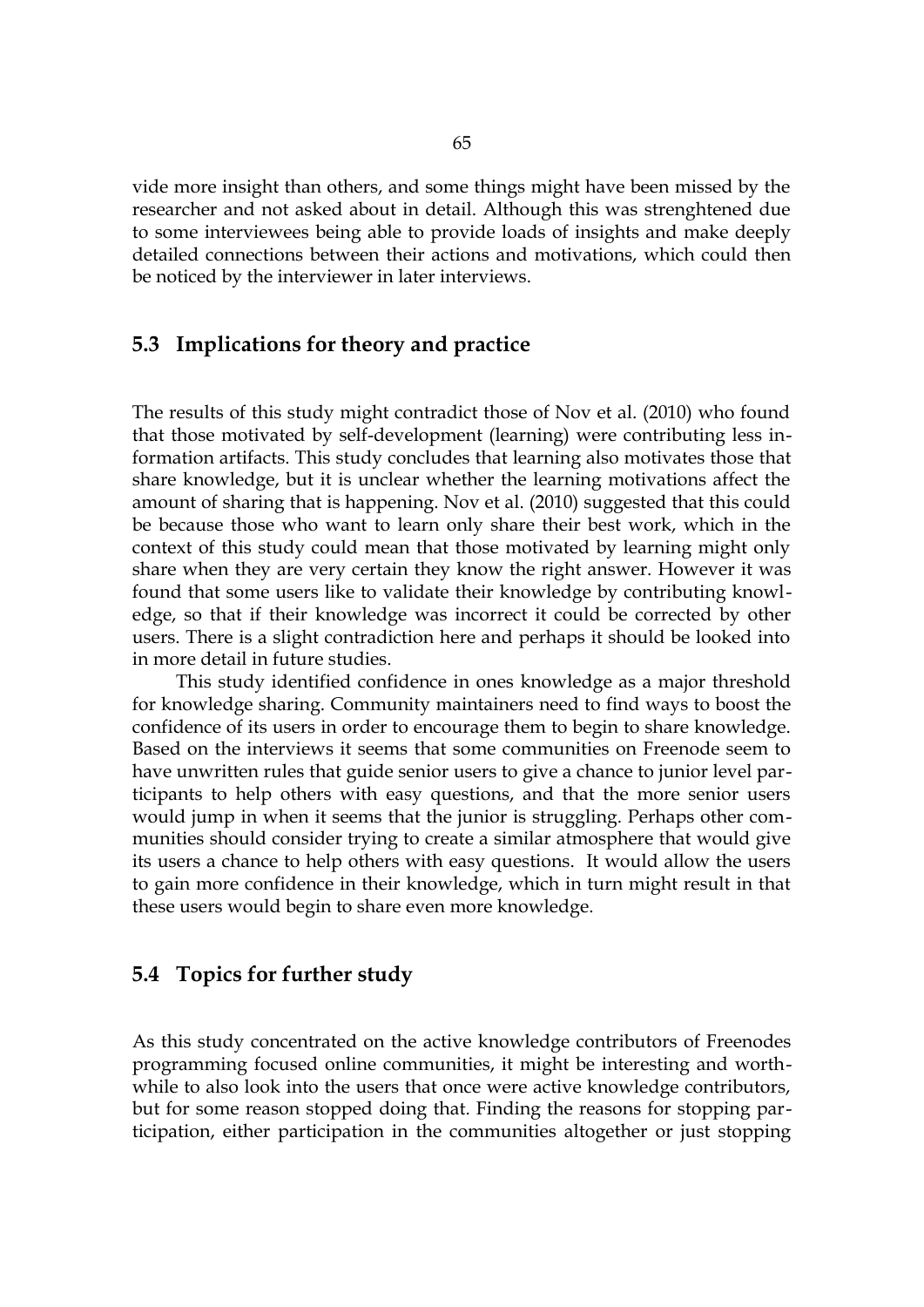vide more insight than others, and some things might have been missed by the researcher and not asked about in detail. Although this was strenghtened due to some interviewees being able to provide loads of insights and make deeply detailed connections between their actions and motivations, which could then be noticed by the interviewer in later interviews.

## 5.3 Implications for theory and practice

The results of this study might contradict those of Nov et al. (2010) who found that those motivated by self-development (learning) were contributing less information artifacts. This study concludes that learning also motivates those that share knowledge, but it is unclear whether the learning motivations affect the amount of sharing that is happening. Nov et al. (2010) suggested that this could be because those who want to learn only share their best work, which in the context of this study could mean that those motivated by learning might only share when they are very certain they know the right answer. However it was found that some users like to validate their knowledge by contributing knowledge, so that if their knowledge was incorrect it could be corrected by other users. There is a slight contradiction here and perhaps it should be looked into in more detail in future studies.

This study identified confidence in ones knowledge as a major threshold for knowledge sharing. Community maintainers need to find ways to boost the confidence of its users in order to encourage them to begin to share knowledge. Based on the interviews it seems that some communities on Freenode seem to have unwritten rules that guide senior users to give a chance to junior level participants to help others with easy questions, and that the more senior users would jump in when it seems that the junior is struggling. Perhaps other communities should consider trying to create a similar atmosphere that would give its users a chance to help others with easy questions. It would allow the users to gain more confidence in their knowledge, which in turn might result in that these users would begin to share even more knowledge.

## 5.4 Topics for further study

As this study concentrated on the active knowledge contributors of Freenodes programming focused online communities, it might be interesting and worthwhile to also look into the users that once were active knowledge contributors, but for some reason stopped doing that. Finding the reasons for stopping participation, either participation in the communities altogether or just stopping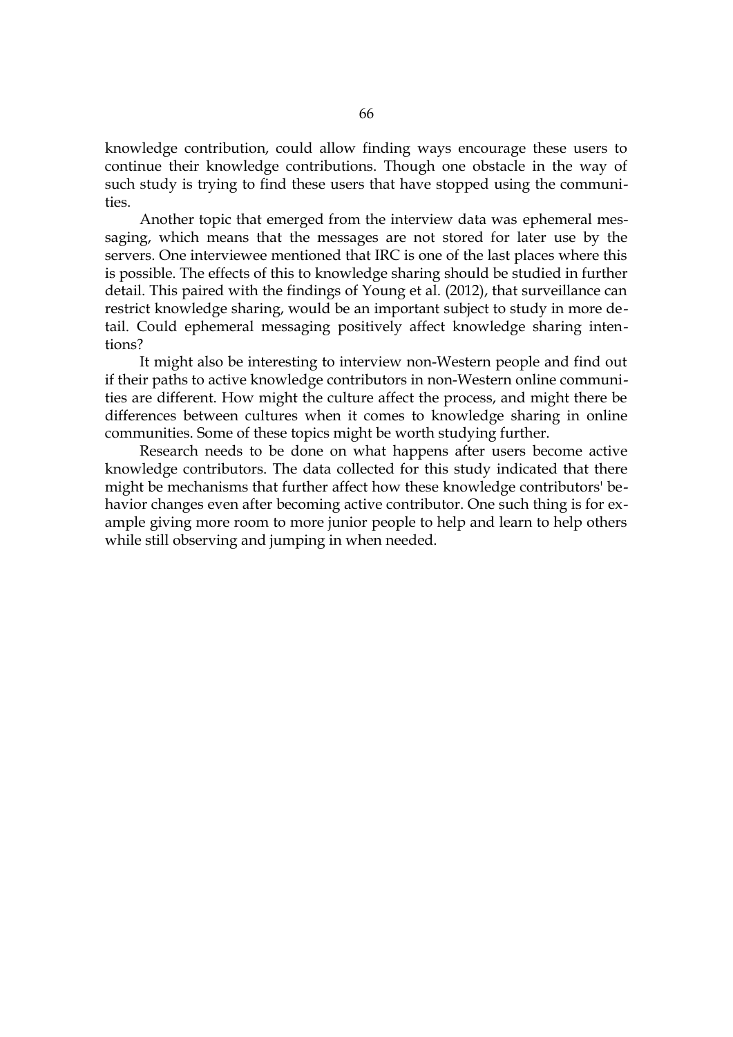knowledge contribution, could allow finding ways encourage these users to continue their knowledge contributions. Though one obstacle in the way of such study is trying to find these users that have stopped using the communities.

Another topic that emerged from the interview data was ephemeral messaging, which means that the messages are not stored for later use by the servers. One interviewee mentioned that IRC is one of the last places where this is possible. The effects of this to knowledge sharing should be studied in further detail. This paired with the findings of Young et al. (2012), that surveillance can restrict knowledge sharing, would be an important subject to study in more detail. Could ephemeral messaging positively affect knowledge sharing intentions?

It might also be interesting to interview non-Western people and find out if their paths to active knowledge contributors in non-Western online communities are different. How might the culture affect the process, and might there be differences between cultures when it comes to knowledge sharing in online communities. Some of these topics might be worth studying further.

Research needs to be done on what happens after users become active knowledge contributors. The data collected for this study indicated that there might be mechanisms that further affect how these knowledge contributors' behavior changes even after becoming active contributor. One such thing is for example giving more room to more junior people to help and learn to help others while still observing and jumping in when needed.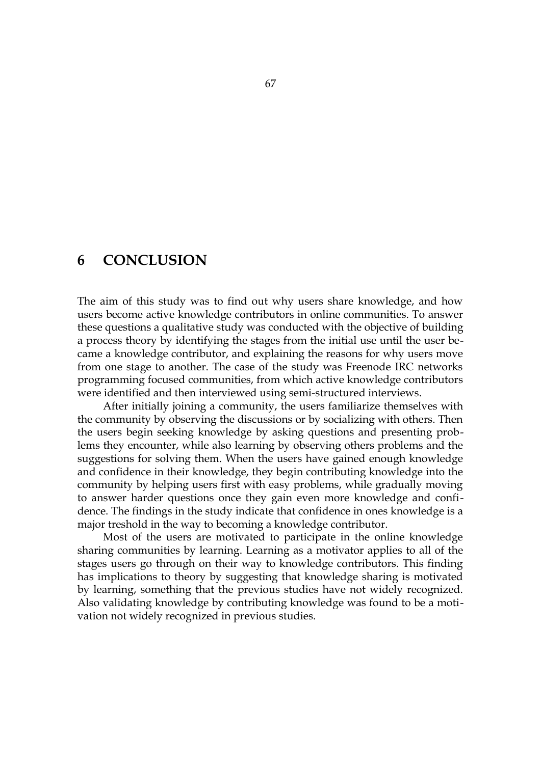# 6 CONCLUSION

The aim of this study was to find out why users share knowledge, and how users become active knowledge contributors in online communities. To answer these questions a qualitative study was conducted with the objective of building a process theory by identifying the stages from the initial use until the user became a knowledge contributor, and explaining the reasons for why users move from one stage to another. The case of the study was Freenode IRC networks programming focused communities, from which active knowledge contributors were identified and then interviewed using semi-structured interviews.

After initially joining a community, the users familiarize themselves with the community by observing the discussions or by socializing with others. Then the users begin seeking knowledge by asking questions and presenting problems they encounter, while also learning by observing others problems and the suggestions for solving them. When the users have gained enough knowledge and confidence in their knowledge, they begin contributing knowledge into the community by helping users first with easy problems, while gradually moving to answer harder questions once they gain even more knowledge and confidence. The findings in the study indicate that confidence in ones knowledge is a major treshold in the way to becoming a knowledge contributor.

Most of the users are motivated to participate in the online knowledge sharing communities by learning. Learning as a motivator applies to all of the stages users go through on their way to knowledge contributors. This finding has implications to theory by suggesting that knowledge sharing is motivated by learning, something that the previous studies have not widely recognized. Also validating knowledge by contributing knowledge was found to be a motivation not widely recognized in previous studies.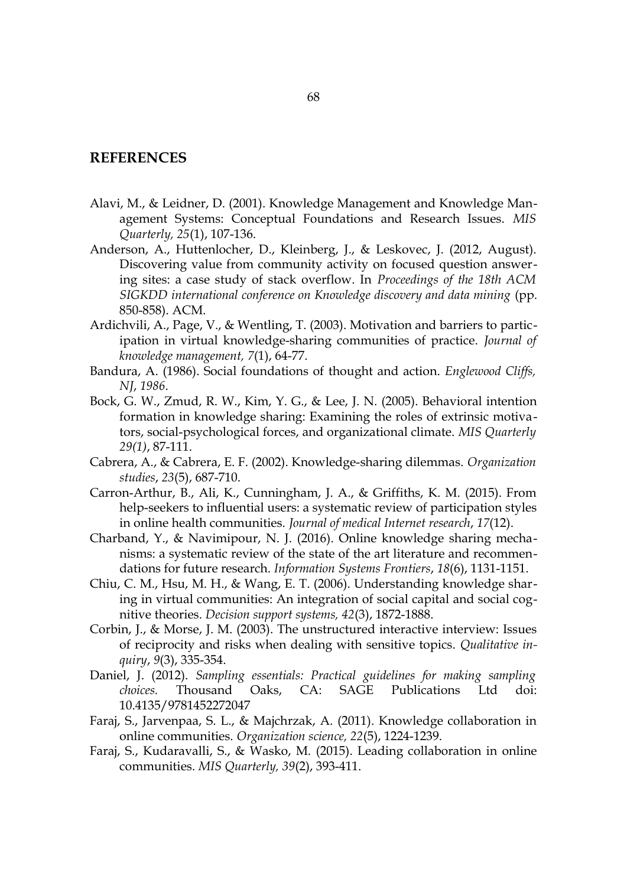## REFERENCES

Alavi, M., & Leidner, D. (2001). Knowledge Management and Knowledge Management Systems: Conceptual Foundations and Research Issues. *MIS Quarterly, 25*(1), 107-136.

Anderson, A., Huttenlocher, D., Kleinberg, J., & Leskovec, J. (2012, August). Discovering value from community activity on focused question answering sites: a case study of stack overflow. In *Proceedings of the 18th ACM SIGKDD international conference on Knowledge discovery and data mining* (pp. 850-858). ACM.

Ardichvili, A., Page, V., & Wentling, T. (2003). Motivation and barriers to participation in virtual knowledge-sharing communities of practice. *Journal of knowledge management, 7*(1), 64-77.

Bandura, A. (1986). Social foundations of thought and action. *Englewood Cliffs, NJ*, *1986*.

Bock, G. W., Zmud, R. W., Kim, Y. G., & Lee, J. N. (2005). Behavioral intention formation in knowledge sharing: Examining the roles of extrinsic motivators, social-psychological forces, and organizational climate. *MIS Quarterly 29(1)*, 87-111.

Cabrera, A., & Cabrera, E. F. (2002). Knowledge-sharing dilemmas. *Organization studies*, *23*(5), 687-710.

Carron-Arthur, B., Ali, K., Cunningham, J. A., & Griffiths, K. M. (2015). From help-seekers to influential users: a systematic review of participation styles in online health communities. *Journal of medical Internet research*, *17*(12).

Charband, Y., & Navimipour, N. J. (2016). Online knowledge sharing mechanisms: a systematic review of the state of the art literature and recommendations for future research. *Information Systems Frontiers*, *18*(6), 1131-1151.

Chiu, C. M., Hsu, M. H., & Wang, E. T. (2006). Understanding knowledge sharing in virtual communities: An integration of social capital and social cognitive theories. *Decision support systems, 42*(3), 1872-1888.

Corbin, J., & Morse, J. M. (2003). The unstructured interactive interview: Issues of reciprocity and risks when dealing with sensitive topics. *Qualitative inquiry*, *9*(3), 335-354.

Daniel, J. (2012). *Sampling essentials: Practical guidelines for making sampling choices.* Thousand Oaks, CA: SAGE Publications Ltd doi: 10.4135/9781452272047

Faraj, S., Jarvenpaa, S. L., & Majchrzak, A. (2011). Knowledge collaboration in online communities. *Organization science, 22*(5), 1224-1239.

Faraj, S., Kudaravalli, S., & Wasko, M. (2015). Leading collaboration in online communities. *MIS Quarterly, 39*(2), 393-411.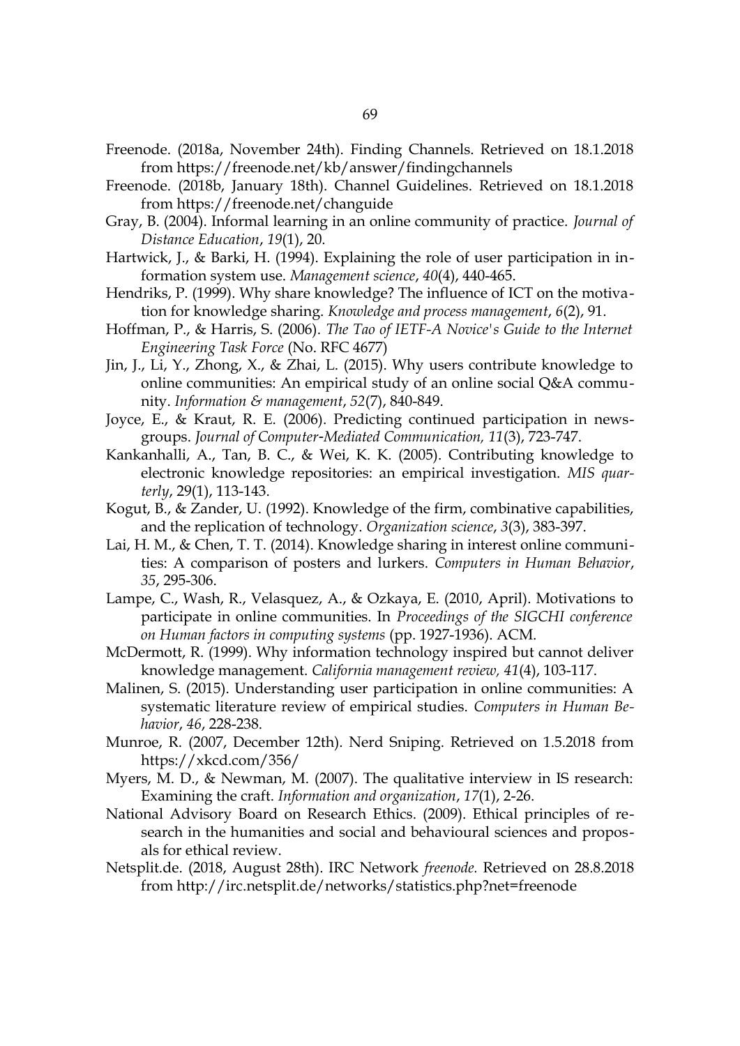Freenode. (2018a, November 24th). Finding Channels. Retrieved on 18.1.2018 from https://freenode.net/kb/answer/findingchannels

Freenode. (2018b, January 18th). Channel Guidelines. Retrieved on 18.1.2018 from https://freenode.net/changuide

Gray, B. (2004). Informal learning in an online community of practice. *Journal of Distance Education*, *19*(1), 20.

Hartwick, J., & Barki, H. (1994). Explaining the role of user participation in information system use. *Management science*, *40*(4), 440-465.

Hendriks, P. (1999). Why share knowledge? The influence of ICT on the motivation for knowledge sharing. *Knowledge and process management*, *6*(2), 91.

Hoffman, P., & Harris, S. (2006). *The Tao of IETF-A Novice's Guide to the Internet Engineering Task Force* (No. RFC 4677)

Jin, J., Li, Y., Zhong, X., & Zhai, L. (2015). Why users contribute knowledge to online communities: An empirical study of an online social Q&A community. *Information & management*, *52*(7), 840-849.

Joyce, E., & Kraut, R. E. (2006). Predicting continued participation in newsgroups. *Journal of Computer-Mediated Communication, 11*(3), 723-747.

Kankanhalli, A., Tan, B. C., & Wei, K. K. (2005). Contributing knowledge to electronic knowledge repositories: an empirical investigation. *MIS quarterly*, 29(1), 113-143.

Kogut, B., & Zander, U. (1992). Knowledge of the firm, combinative capabilities, and the replication of technology. *Organization science*, *3*(3), 383-397.

Lai, H. M., & Chen, T. T. (2014). Knowledge sharing in interest online communities: A comparison of posters and lurkers. *Computers in Human Behavior*, *35*, 295-306.

Lampe, C., Wash, R., Velasquez, A., & Ozkaya, E. (2010, April). Motivations to participate in online communities. In *Proceedings of the SIGCHI conference on Human factors in computing systems* (pp. 1927-1936). ACM.

McDermott, R. (1999). Why information technology inspired but cannot deliver knowledge management. *California management review, 41*(4), 103-117.

Malinen, S. (2015). Understanding user participation in online communities: A systematic literature review of empirical studies. *Computers in Human Behavior*, *46*, 228-238.

Munroe, R. (2007, December 12th). Nerd Sniping. Retrieved on 1.5.2018 from https://xkcd.com/356/

Myers, M. D., & Newman, M. (2007). The qualitative interview in IS research: Examining the craft. *Information and organization*, *17*(1), 2-26.

National Advisory Board on Research Ethics. (2009). Ethical principles of research in the humanities and social and behavioural sciences and proposals for ethical review.

Netsplit.de. (2018, August 28th). IRC Network *freenode.* Retrieved on 28.8.2018 from http://irc.netsplit.de/networks/statistics.php?net=freenode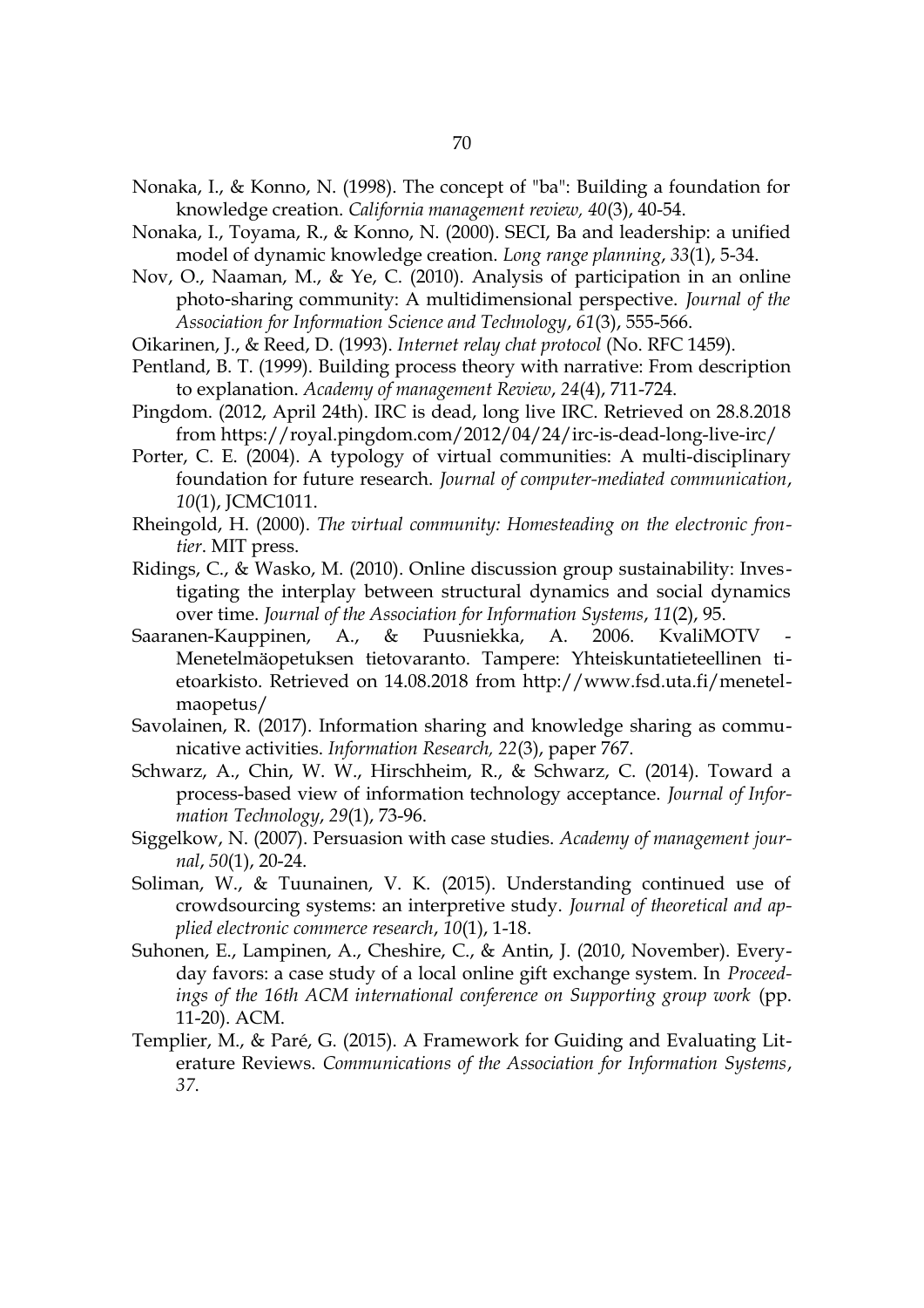Nonaka, I., & Konno, N. (1998). The concept of "ba": Building a foundation for knowledge creation. *California management review, 40*(3), 40-54.

Nonaka, I., Toyama, R., & Konno, N. (2000). SECI, Ba and leadership: a unified model of dynamic knowledge creation. *Long range planning*, *33*(1), 5-34.

Nov, O., Naaman, M., & Ye, C. (2010). Analysis of participation in an online photo-sharing community: A multidimensional perspective. *Journal of the Association for Information Science and Technology*, *61*(3), 555-566.

Oikarinen, J., & Reed, D. (1993). *Internet relay chat protocol* (No. RFC 1459).

Pentland, B. T. (1999). Building process theory with narrative: From description to explanation. *Academy of management Review*, *24*(4), 711-724.

Pingdom. (2012, April 24th). IRC is dead, long live IRC. Retrieved on 28.8.2018 from https://royal.pingdom.com/2012/04/24/irc-is-dead-long-live-irc/

Porter, C. E. (2004). A typology of virtual communities: A multi-disciplinary foundation for future research. *Journal of computer-mediated communication*, *10*(1), JCMC1011.

Rheingold, H. (2000). *The virtual community: Homesteading on the electronic frontier*. MIT press.

Ridings, C., & Wasko, M. (2010). Online discussion group sustainability: Investigating the interplay between structural dynamics and social dynamics over time. *Journal of the Association for Information Systems*, *11*(2), 95.

Saaranen-Kauppinen, A., & Puusniekka, A. 2006. KvaliMOTV - Menetelmäopetuksen tietovaranto. Tampere: Yhteiskuntatieteellinen tietoarkisto. Retrieved on 14.08.2018 from http://www.fsd.uta.fi/menetelmaopetus/

Savolainen, R. (2017). Information sharing and knowledge sharing as communicative activities. *Information Research, 22*(3), paper 767.

Schwarz, A., Chin, W. W., Hirschheim, R., & Schwarz, C. (2014). Toward a process-based view of information technology acceptance. *Journal of Information Technology*, *29*(1), 73-96.

Siggelkow, N. (2007). Persuasion with case studies. *Academy of management journal*, *50*(1), 20-24.

Soliman, W., & Tuunainen, V. K. (2015). Understanding continued use of crowdsourcing systems: an interpretive study. *Journal of theoretical and applied electronic commerce research*, *10*(1), 1-18.

Suhonen, E., Lampinen, A., Cheshire, C., & Antin, J. (2010, November). Everyday favors: a case study of a local online gift exchange system. In *Proceedings of the 16th ACM international conference on Supporting group work* (pp. 11-20). ACM.

Templier, M., & Paré, G. (2015). A Framework for Guiding and Evaluating Literature Reviews. *Communications of the Association for Information Systems*, *37*.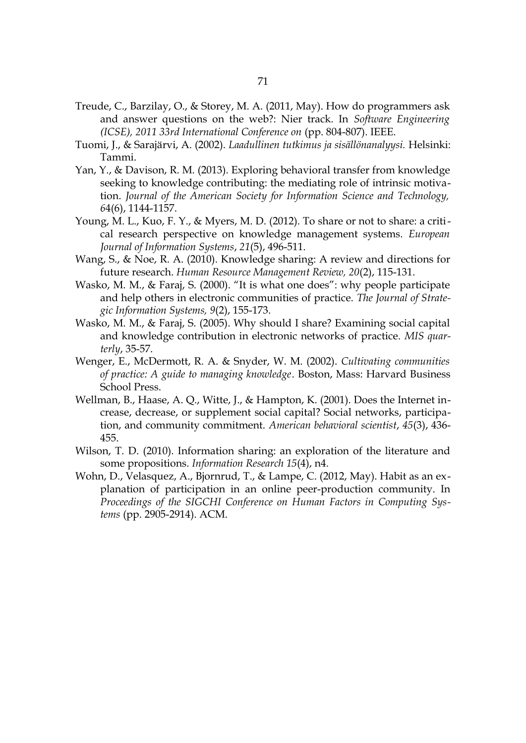Treude, C., Barzilay, O., & Storey, M. A. (2011, May). How do programmers ask and answer questions on the web?: Nier track. In *Software Engineering (ICSE), 2011 33rd International Conference on* (pp. 804-807). IEEE.

Tuomi, J., & Sarajärvi, A. (2002). *Laadullinen tutkimus ja sisällönanalyysi.* Helsinki: Tammi.

Yan, Y., & Davison, R. M. (2013). Exploring behavioral transfer from knowledge seeking to knowledge contributing: the mediating role of intrinsic motivation. *Journal of the American Society for Information Science and Technology, 64*(6), 1144-1157.

Young, M. L., Kuo, F. Y., & Myers, M. D. (2012). To share or not to share: a critical research perspective on knowledge management systems. *European Journal of Information Systems*, *21*(5), 496-511.

Wang, S., & Noe, R. A. (2010). Knowledge sharing: A review and directions for future research. *Human Resource Management Review, 20*(2), 115-131.

Wasko, M. M., & Faraj, S. (2000). "It is what one does": why people participate and help others in electronic communities of practice. *The Journal of Strategic Information Systems, 9*(2), 155-173.

Wasko, M. M., & Faraj, S. (2005). Why should I share? Examining social capital and knowledge contribution in electronic networks of practice. *MIS quarterly*, 35-57.

Wenger, E., McDermott, R. A. & Snyder, W. M. (2002). *Cultivating communities of practice: A guide to managing knowledge*. Boston, Mass: Harvard Business School Press.

Wellman, B., Haase, A. Q., Witte, J., & Hampton, K. (2001). Does the Internet increase, decrease, or supplement social capital? Social networks, participation, and community commitment. *American behavioral scientist*, *45*(3), 436-455.

Wilson, T. D. (2010). Information sharing: an exploration of the literature and some propositions. *Information Research 15*(4), n4.

Wohn, D., Velasquez, A., Bjornrud, T., & Lampe, C. (2012, May). Habit as an explanation of participation in an online peer-production community. In *Proceedings of the SIGCHI Conference on Human Factors in Computing Systems* (pp. 2905-2914). ACM.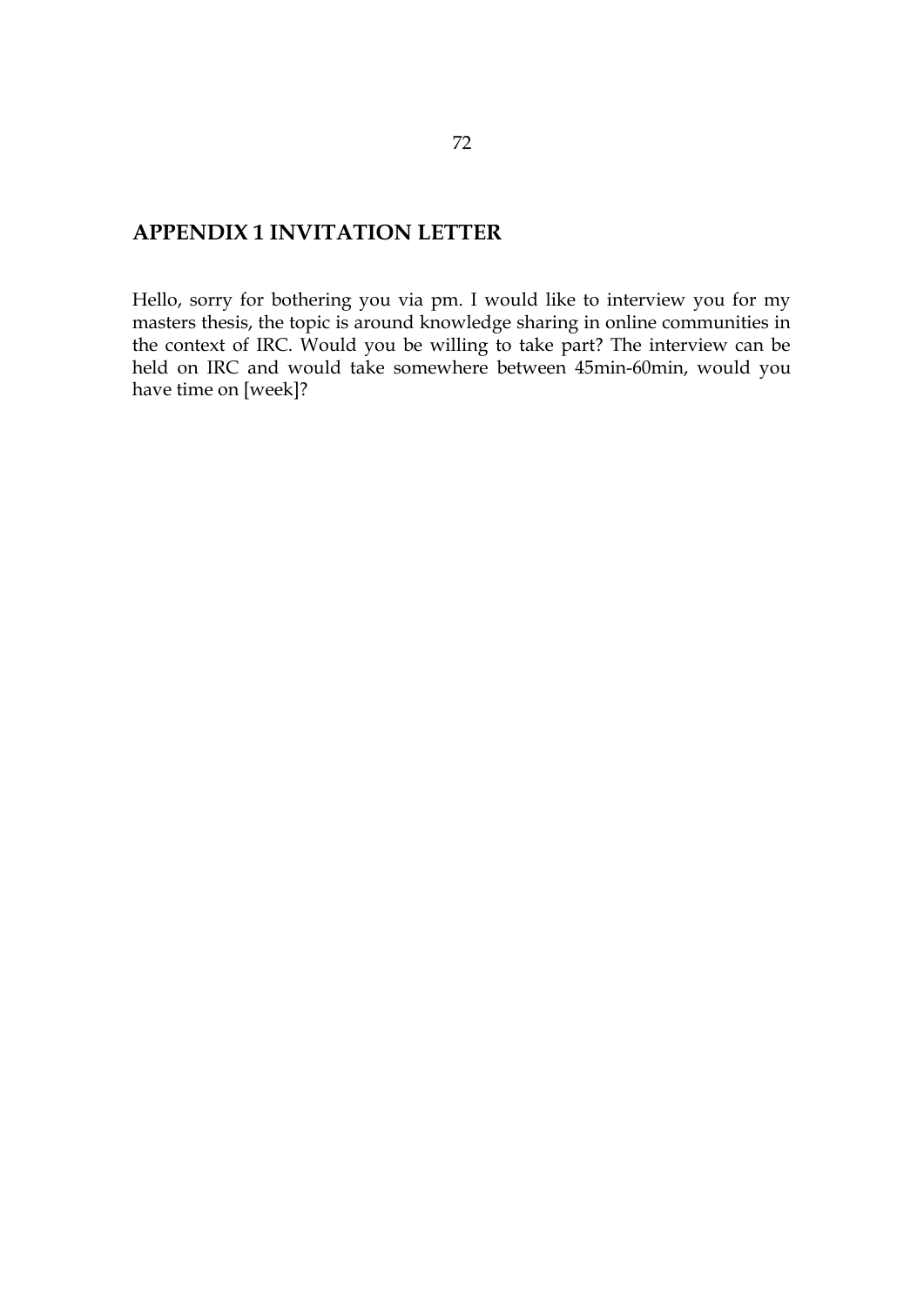# APPENDIX 1 INVITATION LETTER

Hello, sorry for bothering you via pm. I would like to interview you for my masters thesis, the topic is around knowledge sharing in online communities in the context of IRC. Would you be willing to take part? The interview can be held on IRC and would take somewhere between 45min-60min, would you have time on [week]?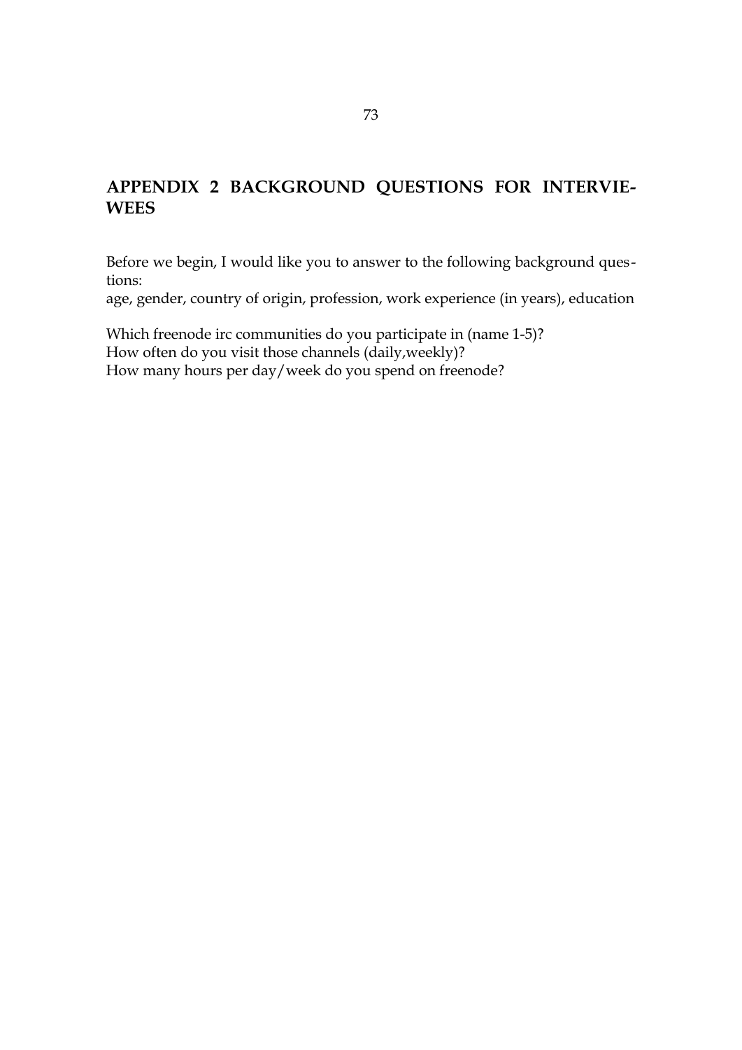# APPENDIX 2 BACKGROUND QUESTIONS FOR INTERVIEWEES

Before we begin, I would like you to answer to the following background questions:
age, gender, country of origin, profession, work experience (in years), education

Which freenode irc communities do you participate in (name 1-5)?
How often do you visit those channels (daily,weekly)?
How many hours per day/week do you spend on freenode?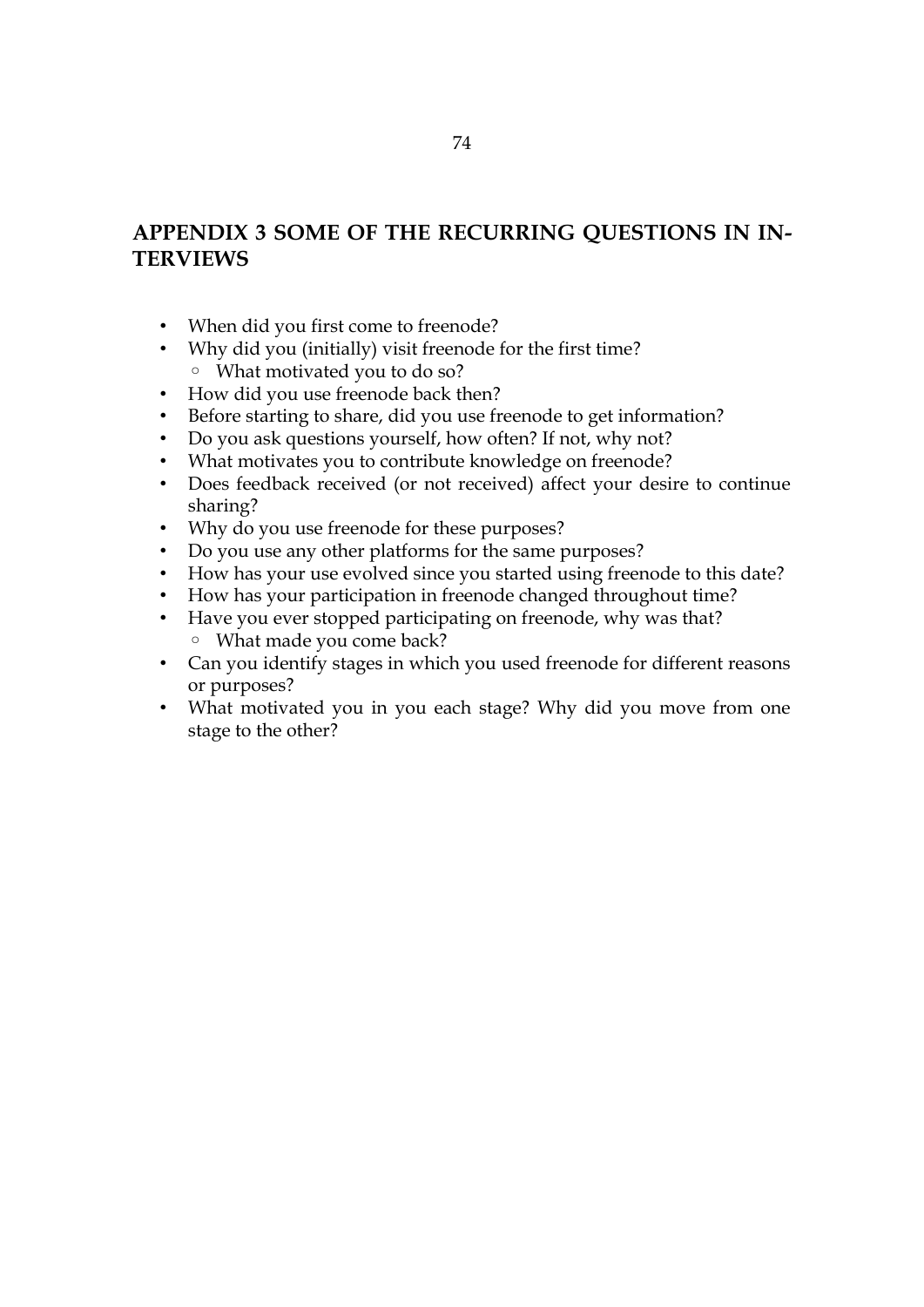## APPENDIX 3 SOME OF THE RECURRING QUESTIONS IN INTERVIEWS

- When did you first come to freenode?
- Why did you (initially) visit freenode for the first time?
  - What motivated you to do so?
- How did you use freenode back then?
- Before starting to share, did you use freenode to get information?
- Do you ask questions yourself, how often? If not, why not?
- What motivates you to contribute knowledge on freenode?
- Does feedback received (or not received) affect your desire to continue sharing?
- Why do you use freenode for these purposes?
- Do you use any other platforms for the same purposes?
- How has your use evolved since you started using freenode to this date?
- How has your participation in freenode changed throughout time?
- Have you ever stopped participating on freenode, why was that?
  - What made you come back?
- Can you identify stages in which you used freenode for different reasons or purposes?
- What motivated you in you each stage? Why did you move from one stage to the other?